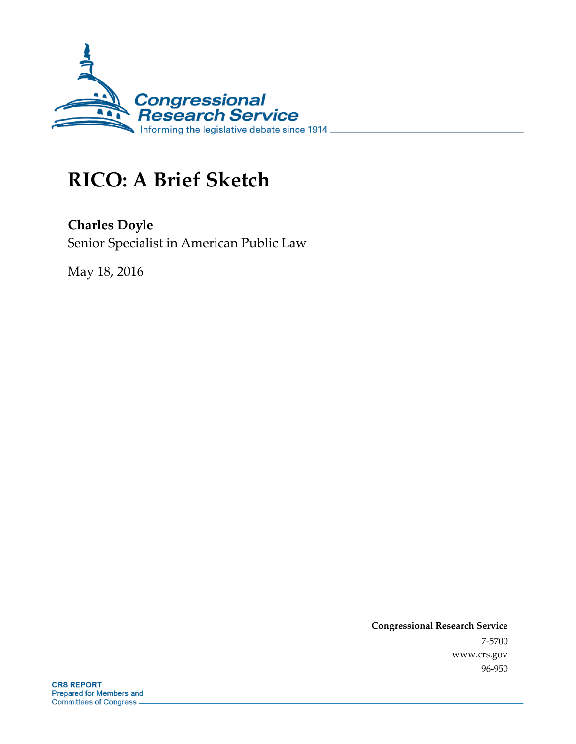# RICO: A Brief Sketch

**Charles Doyle**
Senior Specialist in American Public Law

May 18, 2016

**Congressional Research Service**
7-5700
www.crs.gov
96-950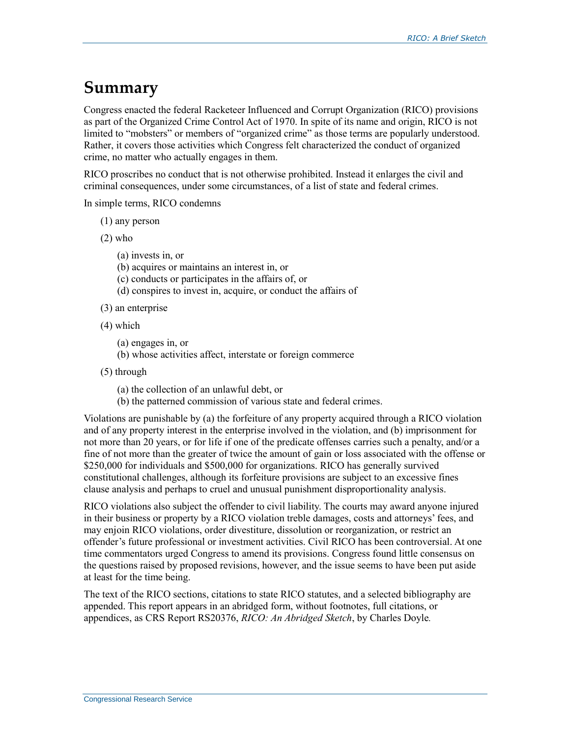# Summary

Congress enacted the federal Racketeer Influenced and Corrupt Organization (RICO) provisions as part of the Organized Crime Control Act of 1970. In spite of its name and origin, RICO is not limited to "mobsters" or members of "organized crime" as those terms are popularly understood. Rather, it covers those activities which Congress felt characterized the conduct of organized crime, no matter who actually engages in them.

RICO proscribes no conduct that is not otherwise prohibited. Instead it enlarges the civil and criminal consequences, under some circumstances, of a list of state and federal crimes.

In simple terms, RICO condemns

(1) any person

(2) who

> (a) invests in, or
> (b) acquires or maintains an interest in, or
> (c) conducts or participates in the affairs of, or
> (d) conspires to invest in, acquire, or conduct the affairs of

(3) an enterprise

(4) which

> (a) engages in, or
> (b) whose activities affect, interstate or foreign commerce

(5) through

> (a) the collection of an unlawful debt, or
> (b) the patterned commission of various state and federal crimes.

Violations are punishable by (a) the forfeiture of any property acquired through a RICO violation and of any property interest in the enterprise involved in the violation, and (b) imprisonment for not more than 20 years, or for life if one of the predicate offenses carries such a penalty, and/or a fine of not more than the greater of twice the amount of gain or loss associated with the offense or $250,000 for individuals and $500,000 for organizations. RICO has generally survived constitutional challenges, although its forfeiture provisions are subject to an excessive fines clause analysis and perhaps to cruel and unusual punishment disproportionality analysis.

RICO violations also subject the offender to civil liability. The courts may award anyone injured in their business or property by a RICO violation treble damages, costs and attorneys' fees, and may enjoin RICO violations, order divestiture, dissolution or reorganization, or restrict an offender's future professional or investment activities. Civil RICO has been controversial. At one time commentators urged Congress to amend its provisions. Congress found little consensus on the questions raised by proposed revisions, however, and the issue seems to have been put aside at least for the time being.

The text of the RICO sections, citations to state RICO statutes, and a selected bibliography are appended. This report appears in an abridged form, without footnotes, full citations, or appendices, as CRS Report RS20376, *RICO: An Abridged Sketch*, by Charles Doyle.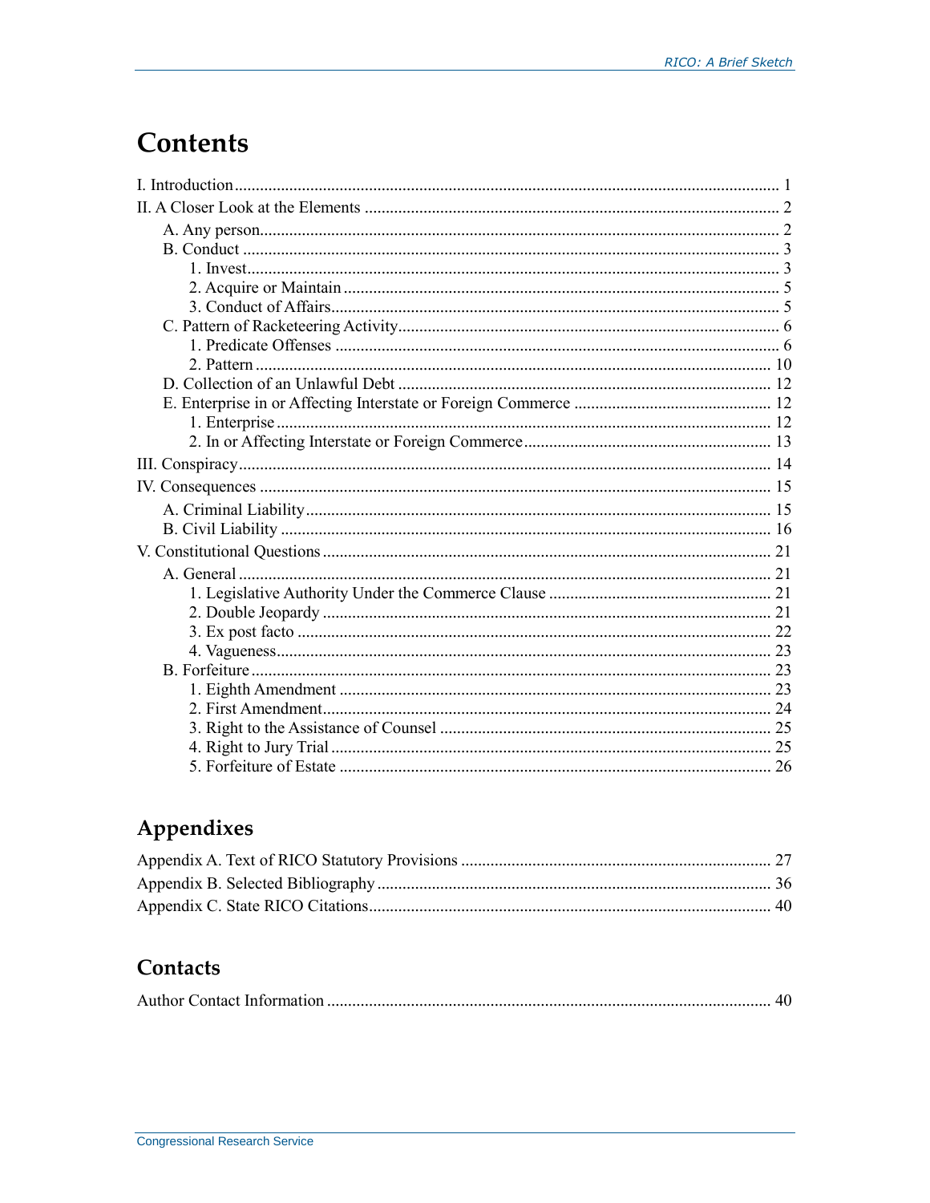# Contents

I. Introduction ........................................................................................................................ 1

II. A Closer Look at the Elements .......................................................................................... 2

- A. Any person.................................................................................................................. 2
- B. Conduct ...................................................................................................................... 3
  - 1. Invest.................................................................................................................... 3
  - 2. Acquire or Maintain ............................................................................................. 5
  - 3. Conduct of Affairs................................................................................................. 5
- C. Pattern of Racketeering Activity................................................................................. 6
  - 1. Predicate Offenses ............................................................................................... 6
  - 2. Pattern ................................................................................................................. 10
- D. Collection of an Unlawful Debt ............................................................................... 12
- E. Enterprise in or Affecting Interstate or Foreign Commerce ..................................... 12
  - 1. Enterprise ............................................................................................................ 12
  - 2. In or Affecting Interstate or Foreign Commerce.................................................. 13

III. Conspiracy..................................................................................................................... 14

IV. Consequences ................................................................................................................ 15

- A. Criminal Liability..................................................................................................... 15
- B. Civil Liability ........................................................................................................... 16

V. Constitutional Questions ................................................................................................. 21

- A. General ..................................................................................................................... 21
  - 1. Legislative Authority Under the Commerce Clause ............................................ 21
  - 2. Double Jeopardy .................................................................................................. 21
  - 3. Ex post facto ........................................................................................................ 22
  - 4. Vagueness............................................................................................................ 23
- B. Forfeiture .................................................................................................................. 23
  - 1. Eighth Amendment .............................................................................................. 23
  - 2. First Amendment.................................................................................................. 24
  - 3. Right to the Assistance of Counsel ...................................................................... 25
  - 4. Right to Jury Trial ................................................................................................ 25
  - 5. Forfeiture of Estate .............................................................................................. 26

## Appendixes

Appendix A. Text of RICO Statutory Provisions ................................................................. 27

Appendix B. Selected Bibliography ..................................................................................... 36

Appendix C. State RICO Citations....................................................................................... 40

## Contacts

Author Contact Information ................................................................................................. 40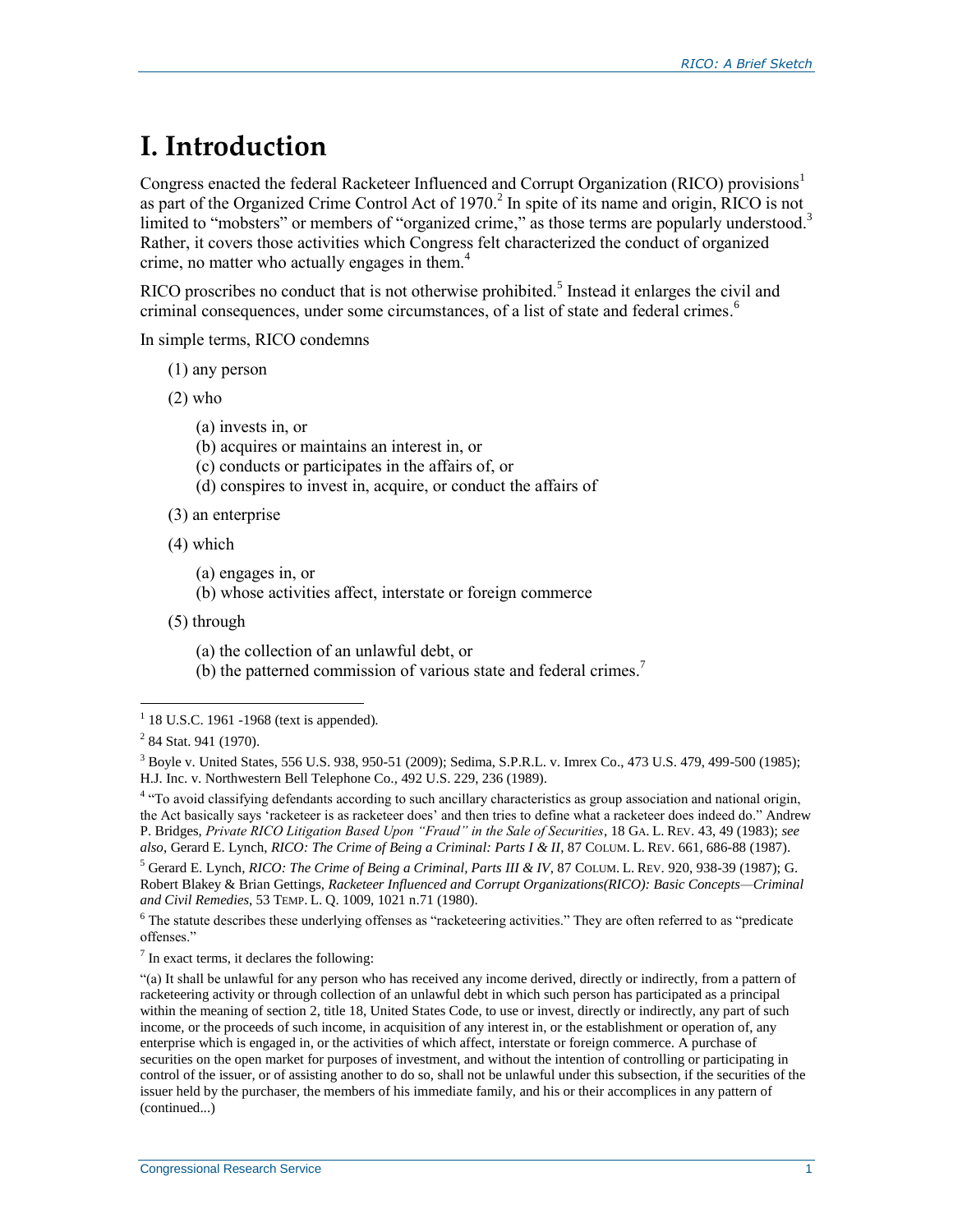# I. Introduction

Congress enacted the federal Racketeer Influenced and Corrupt Organization (RICO) provisions[1] as part of the Organized Crime Control Act of 1970.[2] In spite of its name and origin, RICO is not limited to "mobsters" or members of "organized crime," as those terms are popularly understood.[3] Rather, it covers those activities which Congress felt characterized the conduct of organized crime, no matter who actually engages in them.[4]

RICO proscribes no conduct that is not otherwise prohibited.[5] Instead it enlarges the civil and criminal consequences, under some circumstances, of a list of state and federal crimes.[6]

In simple terms, RICO condemns

(1) any person

(2) who

- (a) invests in, or
- (b) acquires or maintains an interest in, or
- (c) conducts or participates in the affairs of, or
- (d) conspires to invest in, acquire, or conduct the affairs of

(3) an enterprise

(4) which

- (a) engages in, or
- (b) whose activities affect, interstate or foreign commerce

(5) through

- (a) the collection of an unlawful debt, or
- (b) the patterned commission of various state and federal crimes.[7]

---

[1] 18 U.S.C. 1961 -1968 (text is appended).

[2] 84 Stat. 941 (1970).

[3] Boyle v. United States, 556 U.S. 938, 950-51 (2009); Sedima, S.P.R.L. v. Imrex Co., 473 U.S. 479, 499-500 (1985); H.J. Inc. v. Northwestern Bell Telephone Co., 492 U.S. 229, 236 (1989).

[4] "To avoid classifying defendants according to such ancillary characteristics as group association and national origin, the Act basically says 'racketeer is as racketeer does' and then tries to define what a racketeer does indeed do." Andrew P. Bridges, *Private RICO Litigation Based Upon "Fraud" in the Sale of Securities*, 18 GA. L. REV. 43, 49 (1983); *see also*, Gerard E. Lynch, *RICO: The Crime of Being a Criminal: Parts I & II*, 87 COLUM. L. REV. 661, 686-88 (1987).

[5] Gerard E. Lynch, *RICO: The Crime of Being a Criminal, Parts III & IV*, 87 COLUM. L. REV. 920, 938-39 (1987); G. Robert Blakey & Brian Gettings, *Racketeer Influenced and Corrupt Organizations(RICO): Basic Concepts—Criminal and Civil Remedies*, 53 TEMP. L. Q. 1009, 1021 n.71 (1980).

[6] The statute describes these underlying offenses as "racketeering activities." They are often referred to as "predicate offenses."

[7] In exact terms, it declares the following:

"(a) It shall be unlawful for any person who has received any income derived, directly or indirectly, from a pattern of racketeering activity or through collection of an unlawful debt in which such person has participated as a principal within the meaning of section 2, title 18, United States Code, to use or invest, directly or indirectly, any part of such income, or the proceeds of such income, in acquisition of any interest in, or the establishment or operation of, any enterprise which is engaged in, or the activities of which affect, interstate or foreign commerce. A purchase of securities on the open market for purposes of investment, and without the intention of controlling or participating in control of the issuer, or of assisting another to do so, shall not be unlawful under this subsection, if the securities of the issuer held by the purchaser, the members of his immediate family, and his or their accomplices in any pattern of (continued...)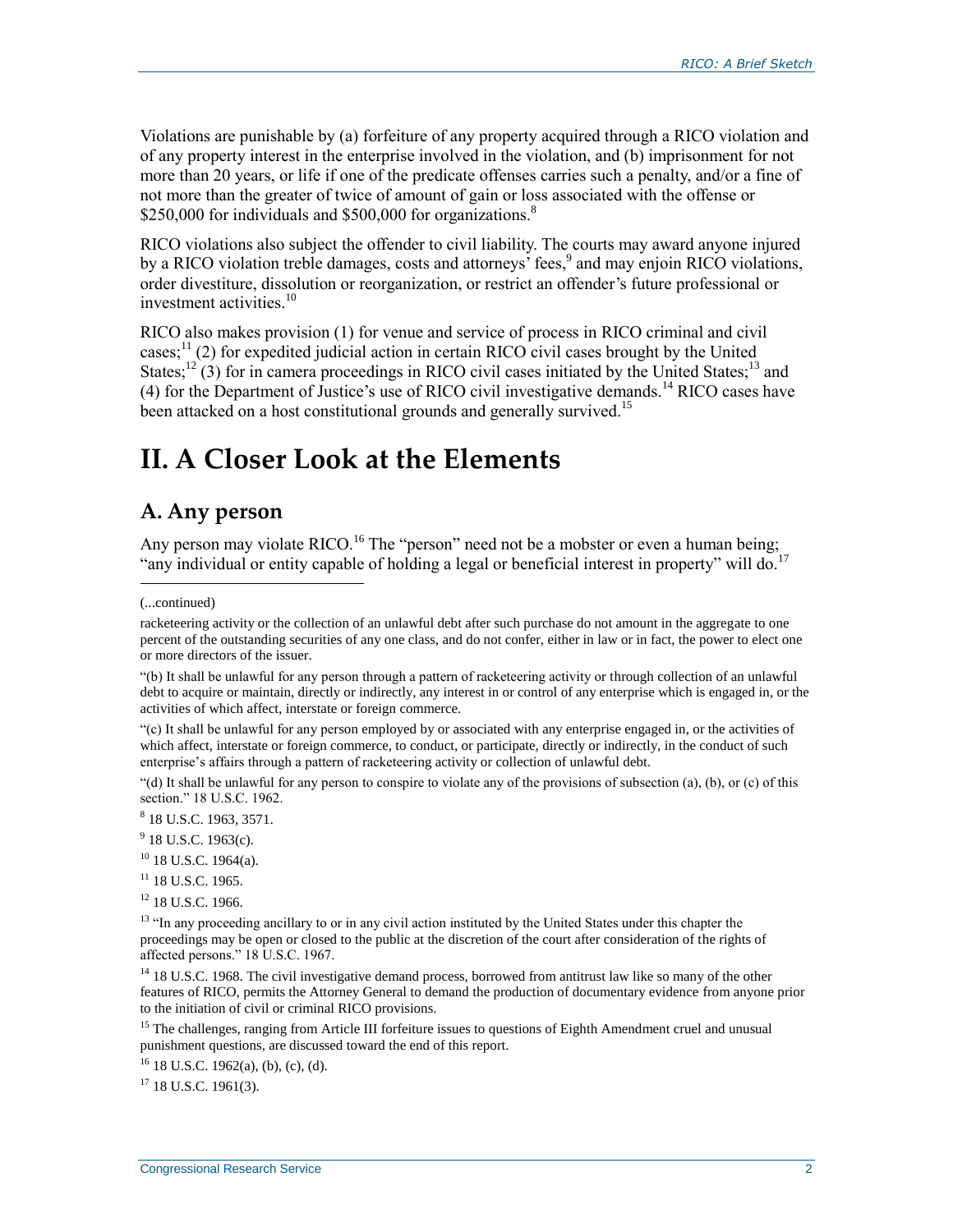Violations are punishable by (a) forfeiture of any property acquired through a RICO violation and of any property interest in the enterprise involved in the violation, and (b) imprisonment for not more than 20 years, or life if one of the predicate offenses carries such a penalty, and/or a fine of not more than the greater of twice of amount of gain or loss associated with the offense or $250,000 for individuals and $500,000 for organizations.[8]

RICO violations also subject the offender to civil liability. The courts may award anyone injured by a RICO violation treble damages, costs and attorneys' fees,[9] and may enjoin RICO violations, order divestiture, dissolution or reorganization, or restrict an offender's future professional or investment activities.[10]

RICO also makes provision (1) for venue and service of process in RICO criminal and civil cases;[11] (2) for expedited judicial action in certain RICO civil cases brought by the United States;[12] (3) for in camera proceedings in RICO civil cases initiated by the United States;[13] and (4) for the Department of Justice's use of RICO civil investigative demands.[14] RICO cases have been attacked on a host constitutional grounds and generally survived.[15]

# II. A Closer Look at the Elements

## A. Any person

Any person may violate RICO.[16] The "person" need not be a mobster or even a human being; "any individual or entity capable of holding a legal or beneficial interest in property" will do.[17]

---

(...continued)

racketeering activity or the collection of an unlawful debt after such purchase do not amount in the aggregate to one percent of the outstanding securities of any one class, and do not confer, either in law or in fact, the power to elect one or more directors of the issuer.

"(b) It shall be unlawful for any person through a pattern of racketeering activity or through collection of an unlawful debt to acquire or maintain, directly or indirectly, any interest in or control of any enterprise which is engaged in, or the activities of which affect, interstate or foreign commerce.

"(c) It shall be unlawful for any person employed by or associated with any enterprise engaged in, or the activities of which affect, interstate or foreign commerce, to conduct, or participate, directly or indirectly, in the conduct of such enterprise's affairs through a pattern of racketeering activity or collection of unlawful debt.

"(d) It shall be unlawful for any person to conspire to violate any of the provisions of subsection (a), (b), or (c) of this section." 18 U.S.C. 1962.

[8] 18 U.S.C. 1963, 3571.

[9] 18 U.S.C. 1963(c).

[10] 18 U.S.C. 1964(a).

[11] 18 U.S.C. 1965.

[12] 18 U.S.C. 1966.

[13] "In any proceeding ancillary to or in any civil action instituted by the United States under this chapter the proceedings may be open or closed to the public at the discretion of the court after consideration of the rights of affected persons." 18 U.S.C. 1967.

[14] 18 U.S.C. 1968. The civil investigative demand process, borrowed from antitrust law like so many of the other features of RICO, permits the Attorney General to demand the production of documentary evidence from anyone prior to the initiation of civil or criminal RICO provisions.

[15] The challenges, ranging from Article III forfeiture issues to questions of Eighth Amendment cruel and unusual punishment questions, are discussed toward the end of this report.

[16] 18 U.S.C. 1962(a), (b), (c), (d).

[17] 18 U.S.C. 1961(3).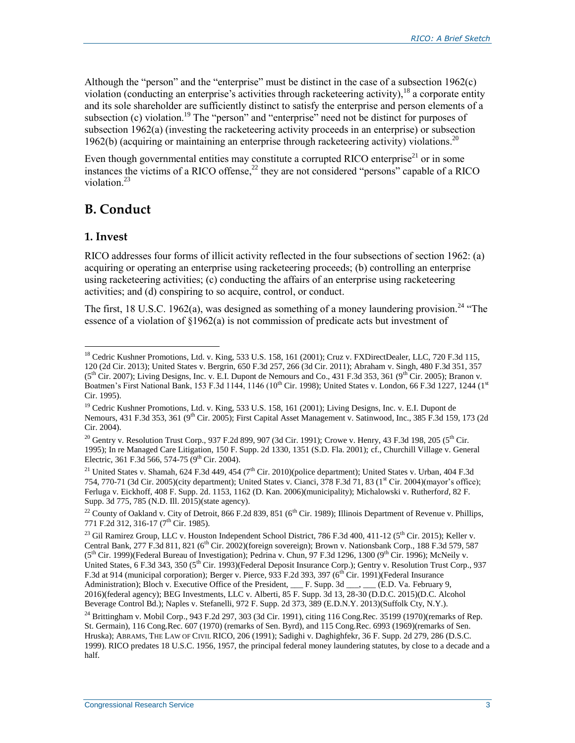Although the "person" and the "enterprise" must be distinct in the case of a subsection 1962(c) violation (conducting an enterprise's activities through racketeering activity),[18] a corporate entity and its sole shareholder are sufficiently distinct to satisfy the enterprise and person elements of a subsection (c) violation.[19] The "person" and "enterprise" need not be distinct for purposes of subsection 1962(a) (investing the racketeering activity proceeds in an enterprise) or subsection 1962(b) (acquiring or maintaining an enterprise through racketeering activity) violations.[20]

Even though governmental entities may constitute a corrupted RICO enterprise[21] or in some instances the victims of a RICO offense,[22] they are not considered "persons" capable of a RICO violation.[23]

## B. Conduct

### 1. Invest

RICO addresses four forms of illicit activity reflected in the four subsections of section 1962: (a) acquiring or operating an enterprise using racketeering proceeds; (b) controlling an enterprise using racketeering activities; (c) conducting the affairs of an enterprise using racketeering activities; and (d) conspiring to so acquire, control, or conduct.

The first, 18 U.S.C. 1962(a), was designed as something of a money laundering provision.[24] "The essence of a violation of §1962(a) is not commission of predicate acts but investment of

---

[18] Cedric Kushner Promotions, Ltd. v. King, 533 U.S. 158, 161 (2001); Cruz v. FXDirectDealer, LLC, 720 F.3d 115, 120 (2d Cir. 2013); United States v. Bergrin, 650 F.3d 257, 266 (3d Cir. 2011); Abraham v. Singh, 480 F.3d 351, 357 (5th Cir. 2007); Living Designs, Inc. v. E.I. Dupont de Nemours and Co., 431 F.3d 353, 361 (9th Cir. 2005); Branon v. Boatmen's First National Bank, 153 F.3d 1144, 1146 (10th Cir. 1998); United States v. London, 66 F.3d 1227, 1244 (1st Cir. 1995).

[19] Cedric Kushner Promotions, Ltd. v. King, 533 U.S. 158, 161 (2001); Living Designs, Inc. v. E.I. Dupont de Nemours, 431 F.3d 353, 361 (9th Cir. 2005); First Capital Asset Management v. Satinwood, Inc., 385 F.3d 159, 173 (2d Cir. 2004).

[20] Gentry v. Resolution Trust Corp., 937 F.2d 899, 907 (3d Cir. 1991); Crowe v. Henry, 43 F.3d 198, 205 (5th Cir. 1995); In re Managed Care Litigation, 150 F. Supp. 2d 1330, 1351 (S.D. Fla. 2001); cf., Churchill Village v. General Electric, 361 F.3d 566, 574-75 (9th Cir. 2004).

[21] United States v. Shamah, 624 F.3d 449, 454 (7th Cir. 2010)(police department); United States v. Urban, 404 F.3d 754, 770-71 (3d Cir. 2005)(city department); United States v. Cianci, 378 F.3d 71, 83 (1st Cir. 2004)(mayor's office); Ferluga v. Eickhoff, 408 F. Supp. 2d. 1153, 1162 (D. Kan. 2006)(municipality); Michalowski v. Rutherford, 82 F. Supp. 3d 775, 785 (N.D. Ill. 2015)(state agency).

[22] County of Oakland v. City of Detroit, 866 F.2d 839, 851 (6th Cir. 1989); Illinois Department of Revenue v. Phillips, 771 F.2d 312, 316-17 (7th Cir. 1985).

[23] Gil Ramirez Group, LLC v. Houston Independent School District, 786 F.3d 400, 411-12 (5th Cir. 2015); Keller v. Central Bank, 277 F.3d 811, 821 (6th Cir. 2002)(foreign sovereign); Brown v. Nationsbank Corp., 188 F.3d 579, 587 (5th Cir. 1999)(Federal Bureau of Investigation); Pedrina v. Chun, 97 F.3d 1296, 1300 (9th Cir. 1996); McNeily v. United States, 6 F.3d 343, 350 (5th Cir. 1993)(Federal Deposit Insurance Corp.); Gentry v. Resolution Trust Corp., 937 F.3d at 914 (municipal corporation); Berger v. Pierce, 933 F.2d 393, 397 (6th Cir. 1991)(Federal Insurance Administration); Bloch v. Executive Office of the President, ___ F. Supp. 3d ___, ___ (E.D. Va. February 9, 2016)(federal agency); BEG Investments, LLC v. Alberti, 85 F. Supp. 3d 13, 28-30 (D.D.C. 2015)(D.C. Alcohol Beverage Control Bd.); Naples v. Stefanelli, 972 F. Supp. 2d 373, 389 (E.D.N.Y. 2013)(Suffolk Cty, N.Y.).

[24] Brittingham v. Mobil Corp., 943 F.2d 297, 303 (3d Cir. 1991), citing 116 Cong.Rec. 35199 (1970)(remarks of Rep. St. Germain), 116 Cong.Rec. 607 (1970) (remarks of Sen. Byrd), and 115 Cong.Rec. 6993 (1969)(remarks of Sen. Hruska); ABRAMS, THE LAW OF CIVIL RICO, 206 (1991); Sadighi v. Daghighfekr, 36 F. Supp. 2d 279, 286 (D.S.C. 1999). RICO predates 18 U.S.C. 1956, 1957, the principal federal money laundering statutes, by close to a decade and a half.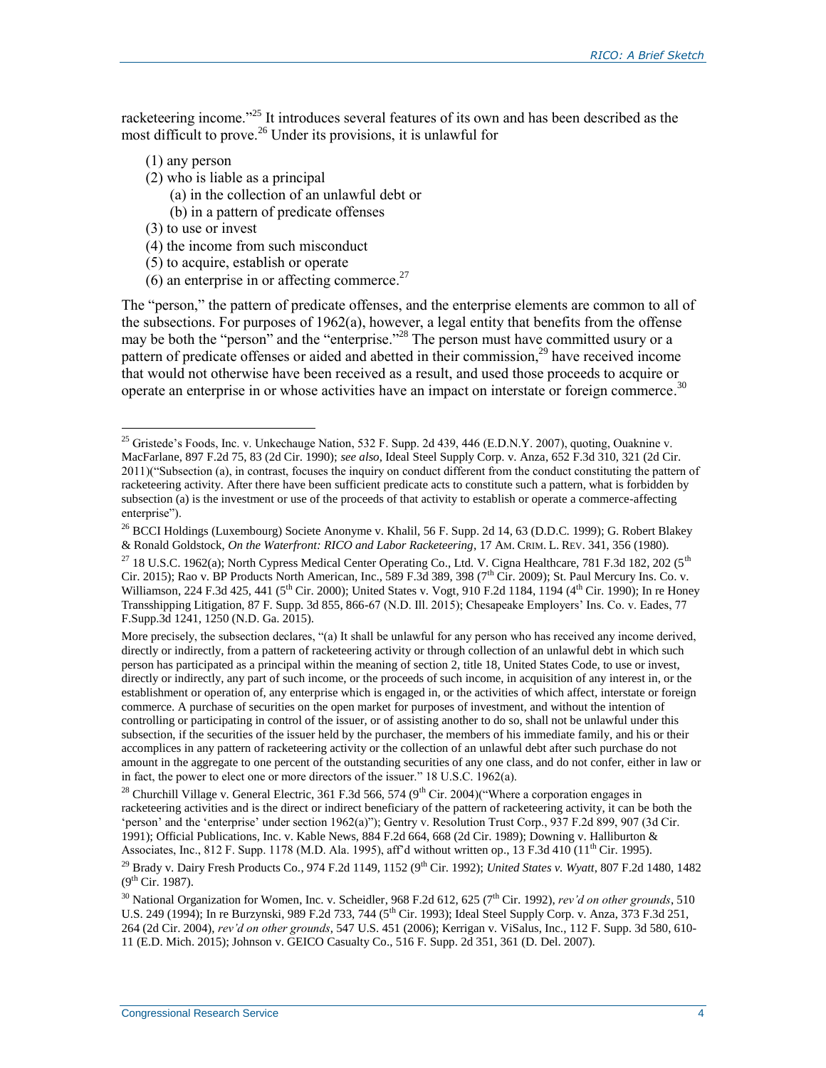racketeering income."[25] It introduces several features of its own and has been described as the most difficult to prove.[26] Under its provisions, it is unlawful for

(1) any person
(2) who is liable as a principal
 (a) in the collection of an unlawful debt or
 (b) in a pattern of predicate offenses
(3) to use or invest
(4) the income from such misconduct
(5) to acquire, establish or operate
(6) an enterprise in or affecting commerce.[27]

The "person," the pattern of predicate offenses, and the enterprise elements are common to all of the subsections. For purposes of 1962(a), however, a legal entity that benefits from the offense may be both the "person" and the "enterprise."[28] The person must have committed usury or a pattern of predicate offenses or aided and abetted in their commission,[29] have received income that would not otherwise have been received as a result, and used those proceeds to acquire or operate an enterprise in or whose activities have an impact on interstate or foreign commerce.[30]

---

[25] Gristede's Foods, Inc. v. Unkechauge Nation, 532 F. Supp. 2d 439, 446 (E.D.N.Y. 2007), quoting, Ouaknine v. MacFarlane, 897 F.2d 75, 83 (2d Cir. 1990); *see also*, Ideal Steel Supply Corp. v. Anza, 652 F.3d 310, 321 (2d Cir. 2011)("Subsection (a), in contrast, focuses the inquiry on conduct different from the conduct constituting the pattern of racketeering activity. After there have been sufficient predicate acts to constitute such a pattern, what is forbidden by subsection (a) is the investment or use of the proceeds of that activity to establish or operate a commerce-affecting enterprise").

[26] BCCI Holdings (Luxembourg) Societe Anonyme v. Khalil, 56 F. Supp. 2d 14, 63 (D.D.C. 1999); G. Robert Blakey & Ronald Goldstock, *On the Waterfront: RICO and Labor Racketeering*, 17 AM. CRIM. L. REV. 341, 356 (1980).

[27] 18 U.S.C. 1962(a); North Cypress Medical Center Operating Co., Ltd. V. Cigna Healthcare, 781 F.3d 182, 202 (5th Cir. 2015); Rao v. BP Products North American, Inc., 589 F.3d 389, 398 (7th Cir. 2009); St. Paul Mercury Ins. Co. v. Williamson, 224 F.3d 425, 441 (5th Cir. 2000); United States v. Vogt, 910 F.2d 1184, 1194 (4th Cir. 1990); In re Honey Transshipping Litigation, 87 F. Supp. 3d 855, 866-67 (N.D. Ill. 2015); Chesapeake Employers' Ins. Co. v. Eades, 77 F.Supp.3d 1241, 1250 (N.D. Ga. 2015).

More precisely, the subsection declares, "(a) It shall be unlawful for any person who has received any income derived, directly or indirectly, from a pattern of racketeering activity or through collection of an unlawful debt in which such person has participated as a principal within the meaning of section 2, title 18, United States Code, to use or invest, directly or indirectly, any part of such income, or the proceeds of such income, in acquisition of any interest in, or the establishment or operation of, any enterprise which is engaged in, or the activities of which affect, interstate or foreign commerce. A purchase of securities on the open market for purposes of investment, and without the intention of controlling or participating in control of the issuer, or of assisting another to do so, shall not be unlawful under this subsection, if the securities of the issuer held by the purchaser, the members of his immediate family, and his or their accomplices in any pattern of racketeering activity or the collection of an unlawful debt after such purchase do not amount in the aggregate to one percent of the outstanding securities of any one class, and do not confer, either in law or in fact, the power to elect one or more directors of the issuer." 18 U.S.C. 1962(a).

[28] Churchill Village v. General Electric, 361 F.3d 566, 574 (9th Cir. 2004)("Where a corporation engages in racketeering activities and is the direct or indirect beneficiary of the pattern of racketeering activity, it can be both the 'person' and the 'enterprise' under section 1962(a)"); Gentry v. Resolution Trust Corp., 937 F.2d 899, 907 (3d Cir. 1991); Official Publications, Inc. v. Kable News, 884 F.2d 664, 668 (2d Cir. 1989); Downing v. Halliburton & Associates, Inc., 812 F. Supp. 1178 (M.D. Ala. 1995), aff'd without written op., 13 F.3d 410 (11th Cir. 1995).

[29] Brady v. Dairy Fresh Products Co., 974 F.2d 1149, 1152 (9th Cir. 1992); *United States v. Wyatt*, 807 F.2d 1480, 1482 (9th Cir. 1987).

[30] National Organization for Women, Inc. v. Scheidler, 968 F.2d 612, 625 (7th Cir. 1992), *rev'd on other grounds*, 510 U.S. 249 (1994); In re Burzynski, 989 F.2d 733, 744 (5th Cir. 1993); Ideal Steel Supply Corp. v. Anza, 373 F.3d 251, 264 (2d Cir. 2004), *rev'd on other grounds*, 547 U.S. 451 (2006); Kerrigan v. ViSalus, Inc., 112 F. Supp. 3d 580, 610-11 (E.D. Mich. 2015); Johnson v. GEICO Casualty Co., 516 F. Supp. 2d 351, 361 (D. Del. 2007).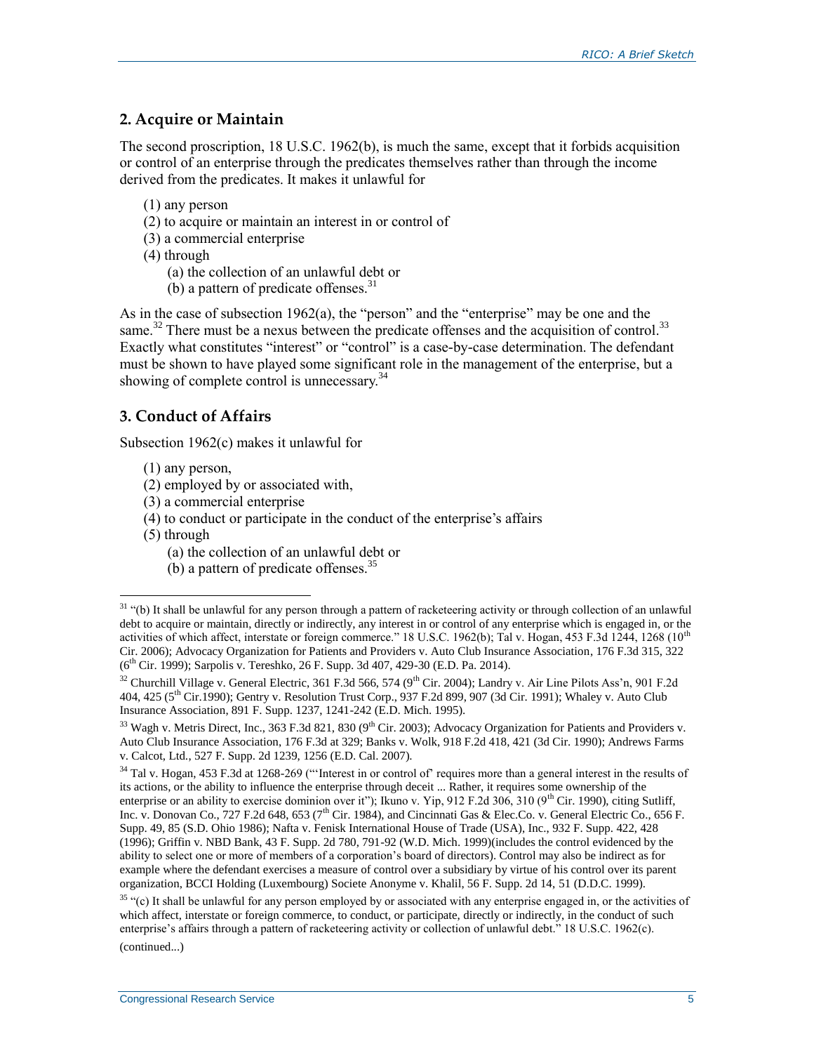### 2. Acquire or Maintain

The second proscription, 18 U.S.C. 1962(b), is much the same, except that it forbids acquisition or control of an enterprise through the predicates themselves rather than through the income derived from the predicates. It makes it unlawful for

(1) any person
(2) to acquire or maintain an interest in or control of
(3) a commercial enterprise
(4) through
   (a) the collection of an unlawful debt or
   (b) a pattern of predicate offenses.[31]

As in the case of subsection 1962(a), the "person" and the "enterprise" may be one and the same.[32] There must be a nexus between the predicate offenses and the acquisition of control.[33] Exactly what constitutes "interest" or "control" is a case-by-case determination. The defendant must be shown to have played some significant role in the management of the enterprise, but a showing of complete control is unnecessary.[34]

### 3. Conduct of Affairs

Subsection 1962(c) makes it unlawful for

(1) any person,
(2) employed by or associated with,
(3) a commercial enterprise
(4) to conduct or participate in the conduct of the enterprise's affairs
(5) through
   (a) the collection of an unlawful debt or
   (b) a pattern of predicate offenses.[35]

---

[31] "(b) It shall be unlawful for any person through a pattern of racketeering activity or through collection of an unlawful debt to acquire or maintain, directly or indirectly, any interest in or control of any enterprise which is engaged in, or the activities of which affect, interstate or foreign commerce." 18 U.S.C. 1962(b); Tal v. Hogan, 453 F.3d 1244, 1268 (10th Cir. 2006); Advocacy Organization for Patients and Providers v. Auto Club Insurance Association, 176 F.3d 315, 322 (6th Cir. 1999); Sarpolis v. Tereshko, 26 F. Supp. 3d 407, 429-30 (E.D. Pa. 2014).

[32] Churchill Village v. General Electric, 361 F.3d 566, 574 (9th Cir. 2004); Landry v. Air Line Pilots Ass'n, 901 F.2d 404, 425 (5th Cir.1990); Gentry v. Resolution Trust Corp., 937 F.2d 899, 907 (3d Cir. 1991); Whaley v. Auto Club Insurance Association, 891 F. Supp. 1237, 1241-242 (E.D. Mich. 1995).

[33] Wagh v. Metris Direct, Inc., 363 F.3d 821, 830 (9th Cir. 2003); Advocacy Organization for Patients and Providers v. Auto Club Insurance Association, 176 F.3d at 329; Banks v. Wolk, 918 F.2d 418, 421 (3d Cir. 1990); Andrews Farms v. Calcot, Ltd., 527 F. Supp. 2d 1239, 1256 (E.D. Cal. 2007).

[34] Tal v. Hogan, 453 F.3d at 1268-269 ("'Interest in or control of' requires more than a general interest in the results of its actions, or the ability to influence the enterprise through deceit ... Rather, it requires some ownership of the enterprise or an ability to exercise dominion over it"); Ikuno v. Yip, 912 F.2d 306, 310 (9th Cir. 1990), citing Sutliff, Inc. v. Donovan Co., 727 F.2d 648, 653 (7th Cir. 1984), and Cincinnati Gas & Elec.Co. v. General Electric Co., 656 F. Supp. 49, 85 (S.D. Ohio 1986); Nafta v. Fenisk International House of Trade (USA), Inc., 932 F. Supp. 422, 428 (1996); Griffin v. NBD Bank, 43 F. Supp. 2d 780, 791-92 (W.D. Mich. 1999)(includes the control evidenced by the ability to select one or more of members of a corporation's board of directors). Control may also be indirect as for example where the defendant exercises a measure of control over a subsidiary by virtue of his control over its parent organization, BCCI Holding (Luxembourg) Societe Anonyme v. Khalil, 56 F. Supp. 2d 14, 51 (D.D.C. 1999).

[35] "(c) It shall be unlawful for any person employed by or associated with any enterprise engaged in, or the activities of which affect, interstate or foreign commerce, to conduct, or participate, directly or indirectly, in the conduct of such enterprise's affairs through a pattern of racketeering activity or collection of unlawful debt." 18 U.S.C. 1962(c).

(continued...)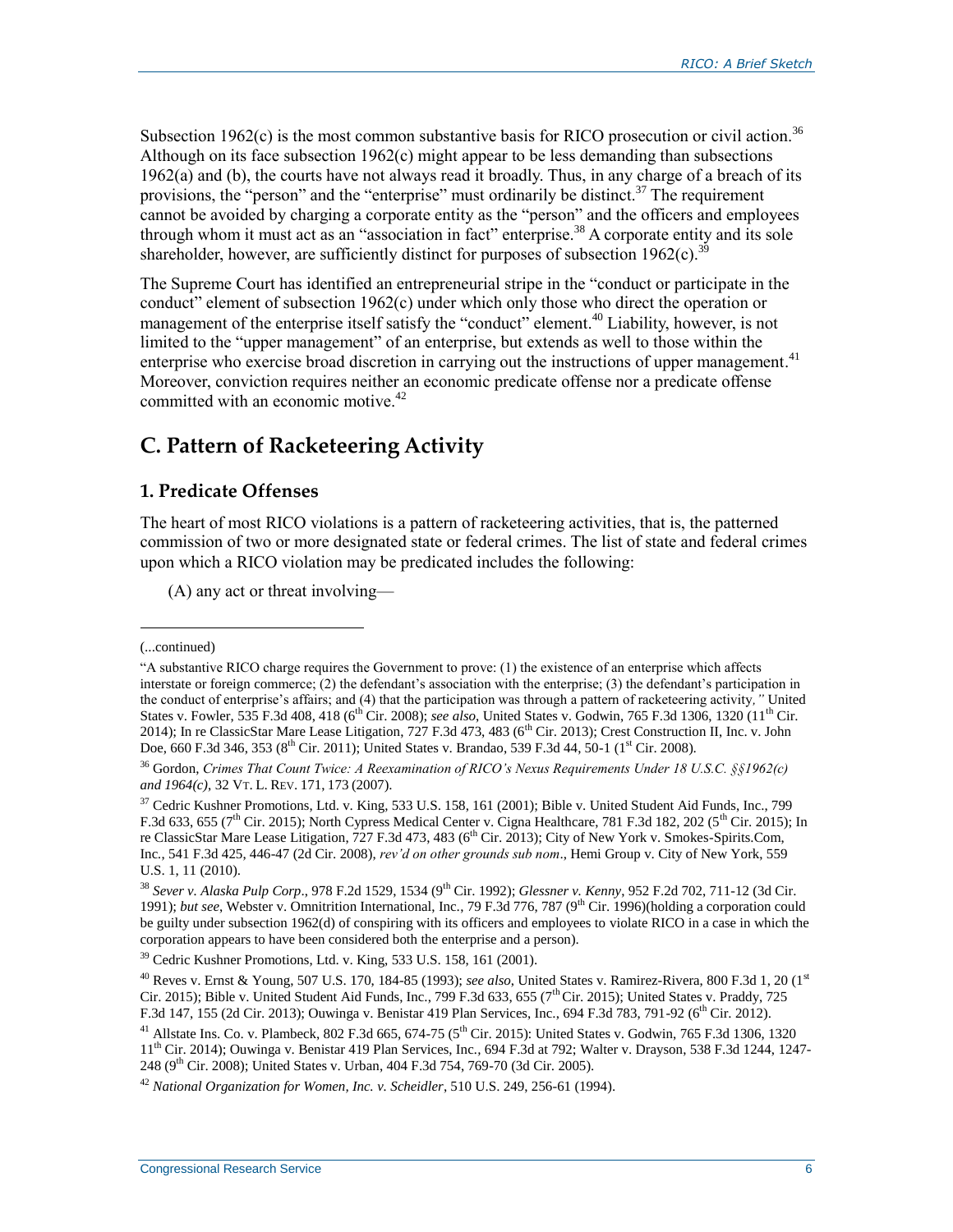Subsection 1962(c) is the most common substantive basis for RICO prosecution or civil action.[36] Although on its face subsection 1962(c) might appear to be less demanding than subsections 1962(a) and (b), the courts have not always read it broadly. Thus, in any charge of a breach of its provisions, the "person" and the "enterprise" must ordinarily be distinct.[37] The requirement cannot be avoided by charging a corporate entity as the "person" and the officers and employees through whom it must act as an "association in fact" enterprise.[38] A corporate entity and its sole shareholder, however, are sufficiently distinct for purposes of subsection 1962(c).[39]

The Supreme Court has identified an entrepreneurial stripe in the "conduct or participate in the conduct" element of subsection 1962(c) under which only those who direct the operation or management of the enterprise itself satisfy the "conduct" element.[40] Liability, however, is not limited to the "upper management" of an enterprise, but extends as well to those within the enterprise who exercise broad discretion in carrying out the instructions of upper management.[41] Moreover, conviction requires neither an economic predicate offense nor a predicate offense committed with an economic motive.[42]

## C. Pattern of Racketeering Activity

### 1. Predicate Offenses

The heart of most RICO violations is a pattern of racketeering activities, that is, the patterned commission of two or more designated state or federal crimes. The list of state and federal crimes upon which a RICO violation may be predicated includes the following:

(A) any act or threat involving—

---

(...continued)

"A substantive RICO charge requires the Government to prove: (1) the existence of an enterprise which affects interstate or foreign commerce; (2) the defendant's association with the enterprise; (3) the defendant's participation in the conduct of enterprise's affairs; and (4) that the participation was through a pattern of racketeering activity*,"* United States v. Fowler, 535 F.3d 408, 418 (6th Cir. 2008); *see also*, United States v. Godwin, 765 F.3d 1306, 1320 (11th Cir. 2014); In re ClassicStar Mare Lease Litigation, 727 F.3d 473, 483 (6th Cir. 2013); Crest Construction II, Inc. v. John Doe, 660 F.3d 346, 353 (8th Cir. 2011); United States v. Brandao, 539 F.3d 44, 50-1 (1st Cir. 2008).

[36] Gordon, *Crimes That Count Twice: A Reexamination of RICO's Nexus Requirements Under 18 U.S.C. §§1962(c) and 1964(c)*, 32 VT. L. REV. 171, 173 (2007).

[37] Cedric Kushner Promotions, Ltd. v. King, 533 U.S. 158, 161 (2001); Bible v. United Student Aid Funds, Inc., 799 F.3d 633, 655 (7th Cir. 2015); North Cypress Medical Center v. Cigna Healthcare, 781 F.3d 182, 202 (5th Cir. 2015); In re ClassicStar Mare Lease Litigation, 727 F.3d 473, 483 (6th Cir. 2013); City of New York v. Smokes-Spirits.Com, Inc., 541 F.3d 425, 446-47 (2d Cir. 2008), *rev'd on other grounds sub nom*., Hemi Group v. City of New York, 559 U.S. 1, 11 (2010).

[38] *Sever v. Alaska Pulp Corp*., 978 F.2d 1529, 1534 (9th Cir. 1992); *Glessner v. Kenny*, 952 F.2d 702, 711-12 (3d Cir. 1991); *but see*, Webster v. Omnitrition International, Inc., 79 F.3d 776, 787 (9th Cir. 1996)(holding a corporation could be guilty under subsection 1962(d) of conspiring with its officers and employees to violate RICO in a case in which the corporation appears to have been considered both the enterprise and a person).

[39] Cedric Kushner Promotions, Ltd. v. King, 533 U.S. 158, 161 (2001).

[40] Reves v. Ernst & Young, 507 U.S. 170, 184-85 (1993); *see also*, United States v. Ramirez-Rivera, 800 F.3d 1, 20 (1st Cir. 2015); Bible v. United Student Aid Funds, Inc., 799 F.3d 633, 655 (7th Cir. 2015); United States v. Praddy, 725 F.3d 147, 155 (2d Cir. 2013); Ouwinga v. Benistar 419 Plan Services, Inc., 694 F.3d 783, 791-92 (6th Cir. 2012).

[41] Allstate Ins. Co. v. Plambeck, 802 F.3d 665, 674-75 (5th Cir. 2015): United States v. Godwin, 765 F.3d 1306, 1320 11th Cir. 2014); Ouwinga v. Benistar 419 Plan Services, Inc., 694 F.3d at 792; Walter v. Drayson, 538 F.3d 1244, 1247-248 (9th Cir. 2008); United States v. Urban, 404 F.3d 754, 769-70 (3d Cir. 2005).

[42] *National Organization for Women, Inc. v. Scheidler*, 510 U.S. 249, 256-61 (1994).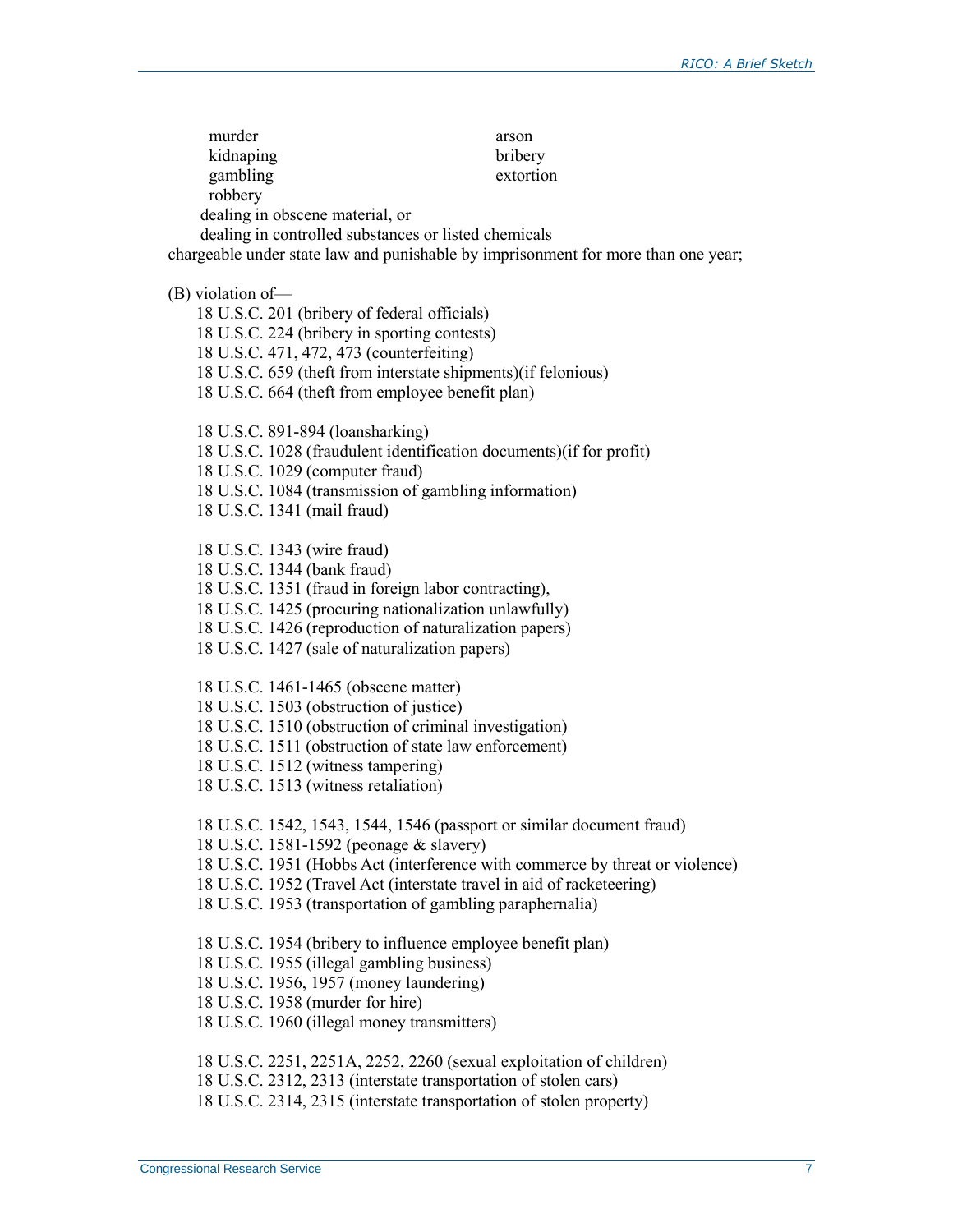murder
kidnaping
gambling
robbery
arson
bribery
extortion
dealing in obscene material, or
dealing in controlled substances or listed chemicals
chargeable under state law and punishable by imprisonment for more than one year;

(B) violation of—

18 U.S.C. 201 (bribery of federal officials)
18 U.S.C. 224 (bribery in sporting contests)
18 U.S.C. 471, 472, 473 (counterfeiting)
18 U.S.C. 659 (theft from interstate shipments)(if felonious)
18 U.S.C. 664 (theft from employee benefit plan)

18 U.S.C. 891-894 (loansharking)
18 U.S.C. 1028 (fraudulent identification documents)(if for profit)
18 U.S.C. 1029 (computer fraud)
18 U.S.C. 1084 (transmission of gambling information)
18 U.S.C. 1341 (mail fraud)

18 U.S.C. 1343 (wire fraud)
18 U.S.C. 1344 (bank fraud)
18 U.S.C. 1351 (fraud in foreign labor contracting),
18 U.S.C. 1425 (procuring nationalization unlawfully)
18 U.S.C. 1426 (reproduction of naturalization papers)
18 U.S.C. 1427 (sale of naturalization papers)

18 U.S.C. 1461-1465 (obscene matter)
18 U.S.C. 1503 (obstruction of justice)
18 U.S.C. 1510 (obstruction of criminal investigation)
18 U.S.C. 1511 (obstruction of state law enforcement)
18 U.S.C. 1512 (witness tampering)
18 U.S.C. 1513 (witness retaliation)

18 U.S.C. 1542, 1543, 1544, 1546 (passport or similar document fraud)
18 U.S.C. 1581-1592 (peonage & slavery)
18 U.S.C. 1951 (Hobbs Act (interference with commerce by threat or violence)
18 U.S.C. 1952 (Travel Act (interstate travel in aid of racketeering)
18 U.S.C. 1953 (transportation of gambling paraphernalia)

18 U.S.C. 1954 (bribery to influence employee benefit plan)
18 U.S.C. 1955 (illegal gambling business)
18 U.S.C. 1956, 1957 (money laundering)
18 U.S.C. 1958 (murder for hire)
18 U.S.C. 1960 (illegal money transmitters)

18 U.S.C. 2251, 2251A, 2252, 2260 (sexual exploitation of children)
18 U.S.C. 2312, 2313 (interstate transportation of stolen cars)
18 U.S.C. 2314, 2315 (interstate transportation of stolen property)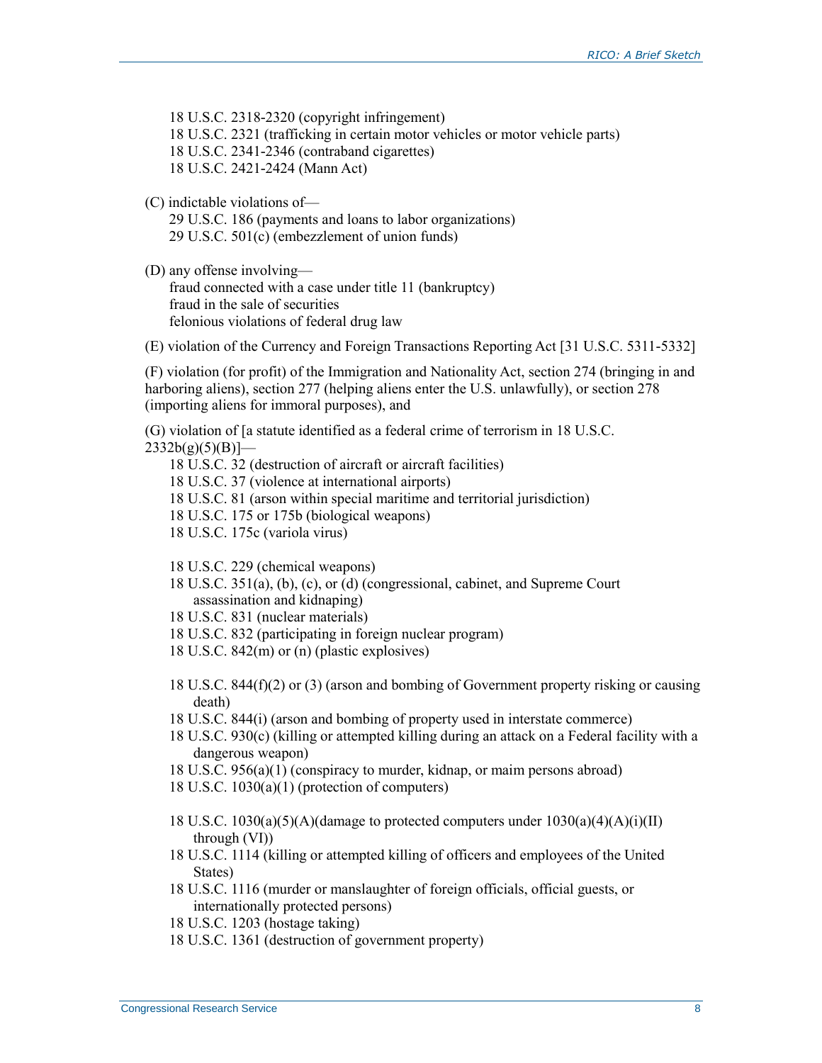18 U.S.C. 2318-2320 (copyright infringement)
18 U.S.C. 2321 (trafficking in certain motor vehicles or motor vehicle parts)
18 U.S.C. 2341-2346 (contraband cigarettes)
18 U.S.C. 2421-2424 (Mann Act)

(C) indictable violations of—
29 U.S.C. 186 (payments and loans to labor organizations)
29 U.S.C. 501(c) (embezzlement of union funds)

(D) any offense involving—
fraud connected with a case under title 11 (bankruptcy)
fraud in the sale of securities
felonious violations of federal drug law

(E) violation of the Currency and Foreign Transactions Reporting Act [31 U.S.C. 5311-5332]

(F) violation (for profit) of the Immigration and Nationality Act, section 274 (bringing in and harboring aliens), section 277 (helping aliens enter the U.S. unlawfully), or section 278 (importing aliens for immoral purposes), and

(G) violation of [a statute identified as a federal crime of terrorism in 18 U.S.C. 2332b(g)(5)(B)]—
18 U.S.C. 32 (destruction of aircraft or aircraft facilities)
18 U.S.C. 37 (violence at international airports)
18 U.S.C. 81 (arson within special maritime and territorial jurisdiction)
18 U.S.C. 175 or 175b (biological weapons)
18 U.S.C. 175c (variola virus)

18 U.S.C. 229 (chemical weapons)
18 U.S.C. 351(a), (b), (c), or (d) (congressional, cabinet, and Supreme Court assassination and kidnaping)
18 U.S.C. 831 (nuclear materials)
18 U.S.C. 832 (participating in foreign nuclear program)
18 U.S.C. 842(m) or (n) (plastic explosives)

18 U.S.C. 844(f)(2) or (3) (arson and bombing of Government property risking or causing death)
18 U.S.C. 844(i) (arson and bombing of property used in interstate commerce)
18 U.S.C. 930(c) (killing or attempted killing during an attack on a Federal facility with a dangerous weapon)
18 U.S.C. 956(a)(1) (conspiracy to murder, kidnap, or maim persons abroad)
18 U.S.C. 1030(a)(1) (protection of computers)

18 U.S.C. 1030(a)(5)(A)(damage to protected computers under 1030(a)(4)(A)(i)(II) through (VI))
18 U.S.C. 1114 (killing or attempted killing of officers and employees of the United States)
18 U.S.C. 1116 (murder or manslaughter of foreign officials, official guests, or internationally protected persons)
18 U.S.C. 1203 (hostage taking)
18 U.S.C. 1361 (destruction of government property)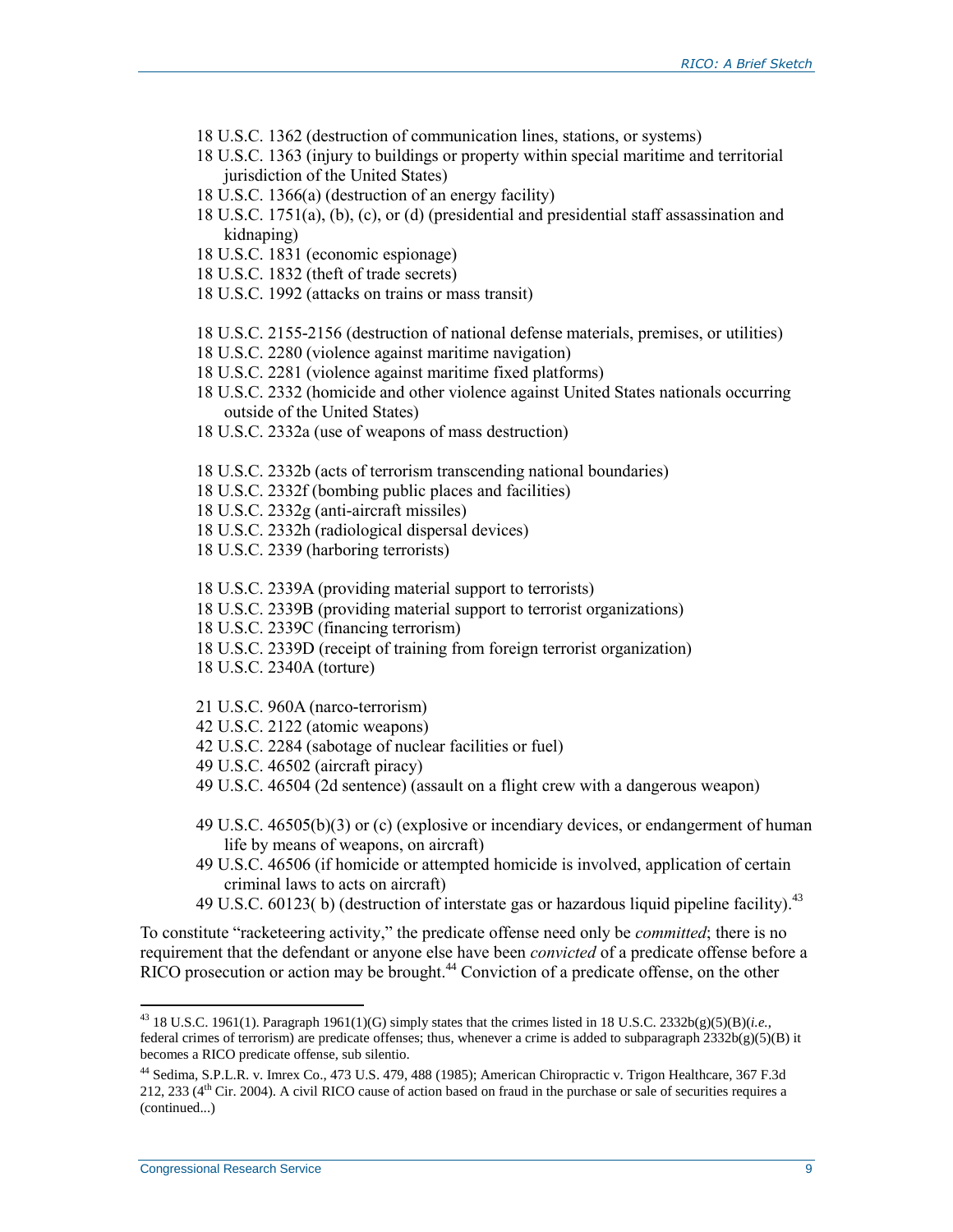- 18 U.S.C. 1362 (destruction of communication lines, stations, or systems)
- 18 U.S.C. 1363 (injury to buildings or property within special maritime and territorial jurisdiction of the United States)
- 18 U.S.C. 1366(a) (destruction of an energy facility)
- 18 U.S.C. 1751(a), (b), (c), or (d) (presidential and presidential staff assassination and kidnaping)
- 18 U.S.C. 1831 (economic espionage)
- 18 U.S.C. 1832 (theft of trade secrets)
- 18 U.S.C. 1992 (attacks on trains or mass transit)
- 18 U.S.C. 2155-2156 (destruction of national defense materials, premises, or utilities)
- 18 U.S.C. 2280 (violence against maritime navigation)
- 18 U.S.C. 2281 (violence against maritime fixed platforms)
- 18 U.S.C. 2332 (homicide and other violence against United States nationals occurring outside of the United States)
- 18 U.S.C. 2332a (use of weapons of mass destruction)
- 18 U.S.C. 2332b (acts of terrorism transcending national boundaries)
- 18 U.S.C. 2332f (bombing public places and facilities)
- 18 U.S.C. 2332g (anti-aircraft missiles)
- 18 U.S.C. 2332h (radiological dispersal devices)
- 18 U.S.C. 2339 (harboring terrorists)
- 18 U.S.C. 2339A (providing material support to terrorists)
- 18 U.S.C. 2339B (providing material support to terrorist organizations)
- 18 U.S.C. 2339C (financing terrorism)
- 18 U.S.C. 2339D (receipt of training from foreign terrorist organization)
- 18 U.S.C. 2340A (torture)
- 21 U.S.C. 960A (narco-terrorism)
- 42 U.S.C. 2122 (atomic weapons)
- 42 U.S.C. 2284 (sabotage of nuclear facilities or fuel)
- 49 U.S.C. 46502 (aircraft piracy)
- 49 U.S.C. 46504 (2d sentence) (assault on a flight crew with a dangerous weapon)
- 49 U.S.C. 46505(b)(3) or (c) (explosive or incendiary devices, or endangerment of human life by means of weapons, on aircraft)
- 49 U.S.C. 46506 (if homicide or attempted homicide is involved, application of certain criminal laws to acts on aircraft)
- 49 U.S.C. 60123( b) (destruction of interstate gas or hazardous liquid pipeline facility).[43]

To constitute "racketeering activity," the predicate offense need only be *committed*; there is no requirement that the defendant or anyone else have been *convicted* of a predicate offense before a RICO prosecution or action may be brought.[44] Conviction of a predicate offense, on the other

---

[43] 18 U.S.C. 1961(1). Paragraph 1961(1)(G) simply states that the crimes listed in 18 U.S.C. 2332b(g)(5)(B)(*i.e.*, federal crimes of terrorism) are predicate offenses; thus, whenever a crime is added to subparagraph 2332b(g)(5)(B) it becomes a RICO predicate offense, sub silentio.

[44] Sedima, S.P.L.R. v. Imrex Co., 473 U.S. 479, 488 (1985); American Chiropractic v. Trigon Healthcare, 367 F.3d 212, 233 (4th Cir. 2004). A civil RICO cause of action based on fraud in the purchase or sale of securities requires a (continued...)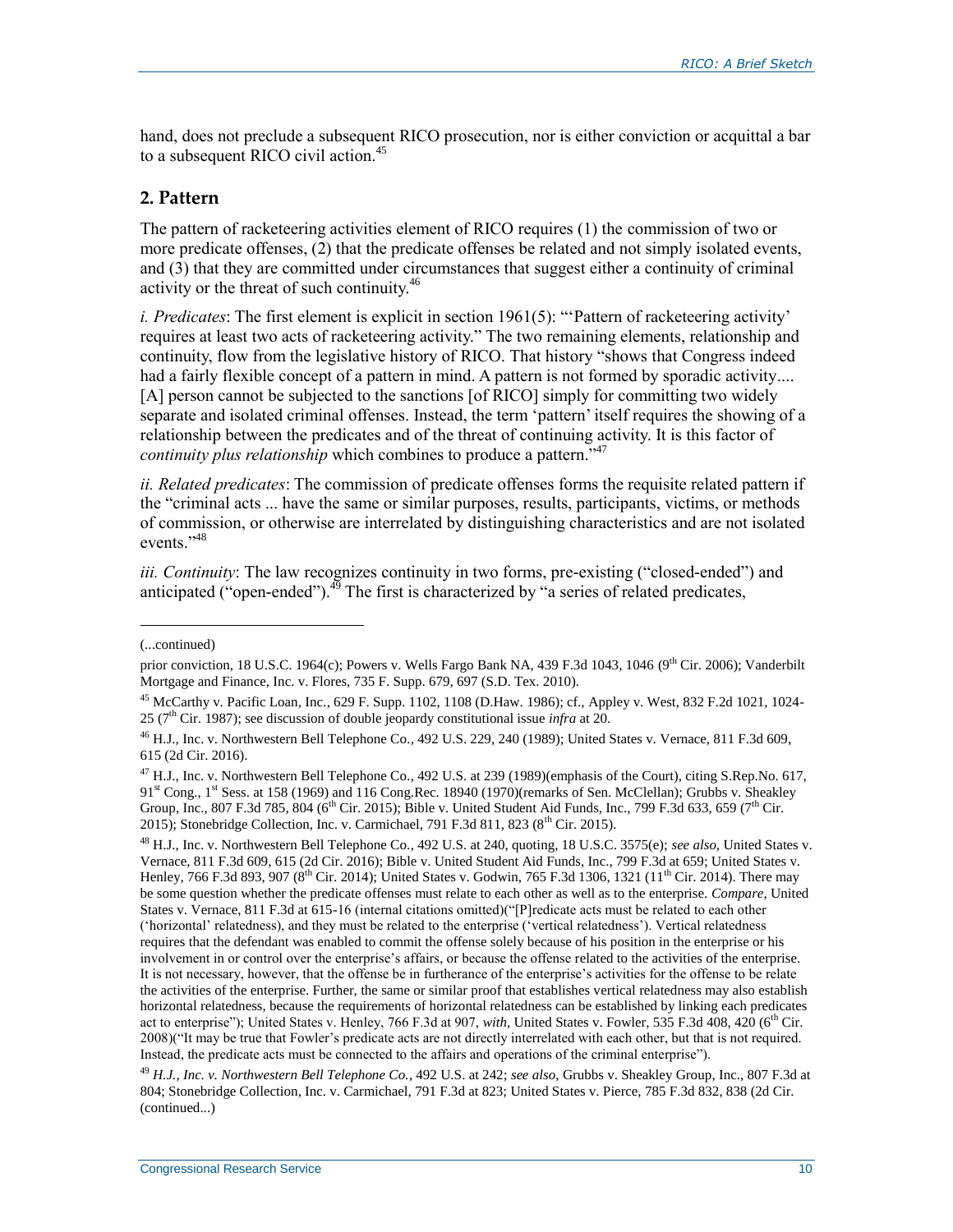hand, does not preclude a subsequent RICO prosecution, nor is either conviction or acquittal a bar to a subsequent RICO civil action.[45]

## 2. Pattern

The pattern of racketeering activities element of RICO requires (1) the commission of two or more predicate offenses, (2) that the predicate offenses be related and not simply isolated events, and (3) that they are committed under circumstances that suggest either a continuity of criminal activity or the threat of such continuity.[46]

*i. Predicates*: The first element is explicit in section 1961(5): "'Pattern of racketeering activity' requires at least two acts of racketeering activity." The two remaining elements, relationship and continuity, flow from the legislative history of RICO. That history "shows that Congress indeed had a fairly flexible concept of a pattern in mind. A pattern is not formed by sporadic activity.... [A] person cannot be subjected to the sanctions [of RICO] simply for committing two widely separate and isolated criminal offenses. Instead, the term 'pattern' itself requires the showing of a relationship between the predicates and of the threat of continuing activity. It is this factor of *continuity plus relationship* which combines to produce a pattern."[47]

*ii. Related predicates*: The commission of predicate offenses forms the requisite related pattern if the "criminal acts ... have the same or similar purposes, results, participants, victims, or methods of commission, or otherwise are interrelated by distinguishing characteristics and are not isolated events."[48]

*iii. Continuity*: The law recognizes continuity in two forms, pre-existing ("closed-ended") and anticipated ("open-ended").[49] The first is characterized by "a series of related predicates,

---

(...continued)

prior conviction, 18 U.S.C. 1964(c); Powers v. Wells Fargo Bank NA, 439 F.3d 1043, 1046 (9th Cir. 2006); Vanderbilt Mortgage and Finance, Inc. v. Flores, 735 F. Supp. 679, 697 (S.D. Tex. 2010).

[45] McCarthy v. Pacific Loan, Inc., 629 F. Supp. 1102, 1108 (D.Haw. 1986); cf., Appley v. West, 832 F.2d 1021, 1024-25 (7th Cir. 1987); see discussion of double jeopardy constitutional issue *infra* at 20.

[46] H.J., Inc. v. Northwestern Bell Telephone Co., 492 U.S. 229, 240 (1989); United States v. Vernace, 811 F.3d 609, 615 (2d Cir. 2016).

[47] H.J., Inc. v. Northwestern Bell Telephone Co., 492 U.S. at 239 (1989)(emphasis of the Court), citing S.Rep.No. 617, 91st Cong., 1st Sess. at 158 (1969) and 116 Cong.Rec. 18940 (1970)(remarks of Sen. McClellan); Grubbs v. Sheakley Group, Inc., 807 F.3d 785, 804 (6th Cir. 2015); Bible v. United Student Aid Funds, Inc., 799 F.3d 633, 659 (7th Cir. 2015); Stonebridge Collection, Inc. v. Carmichael, 791 F.3d 811, 823 (8th Cir. 2015).

[48] H.J., Inc. v. Northwestern Bell Telephone Co., 492 U.S. at 240, quoting, 18 U.S.C. 3575(e); *see also*, United States v. Vernace, 811 F.3d 609, 615 (2d Cir. 2016); Bible v. United Student Aid Funds, Inc., 799 F.3d at 659; United States v. Henley, 766 F.3d 893, 907 (8th Cir. 2014); United States v. Godwin, 765 F.3d 1306, 1321 (11th Cir. 2014). There may be some question whether the predicate offenses must relate to each other as well as to the enterprise. *Compare*, United States v. Vernace, 811 F.3d at 615-16 (internal citations omitted)("[P]redicate acts must be related to each other ('horizontal' relatedness), and they must be related to the enterprise ('vertical relatedness'). Vertical relatedness requires that the defendant was enabled to commit the offense solely because of his position in the enterprise or his involvement in or control over the enterprise's affairs, or because the offense related to the activities of the enterprise. It is not necessary, however, that the offense be in furtherance of the enterprise's activities for the offense to be relate the activities of the enterprise. Further, the same or similar proof that establishes vertical relatedness may also establish horizontal relatedness, because the requirements of horizontal relatedness can be established by linking each predicates act to enterprise"); United States v. Henley, 766 F.3d at 907, *with*, United States v. Fowler, 535 F.3d 408, 420 (6th Cir. 2008)("It may be true that Fowler's predicate acts are not directly interrelated with each other, but that is not required. Instead, the predicate acts must be connected to the affairs and operations of the criminal enterprise").

[49] *H.J., Inc. v. Northwestern Bell Telephone Co.*, 492 U.S. at 242; *see also*, Grubbs v. Sheakley Group, Inc., 807 F.3d at 804; Stonebridge Collection, Inc. v. Carmichael, 791 F.3d at 823; United States v. Pierce, 785 F.3d 832, 838 (2d Cir. (continued...)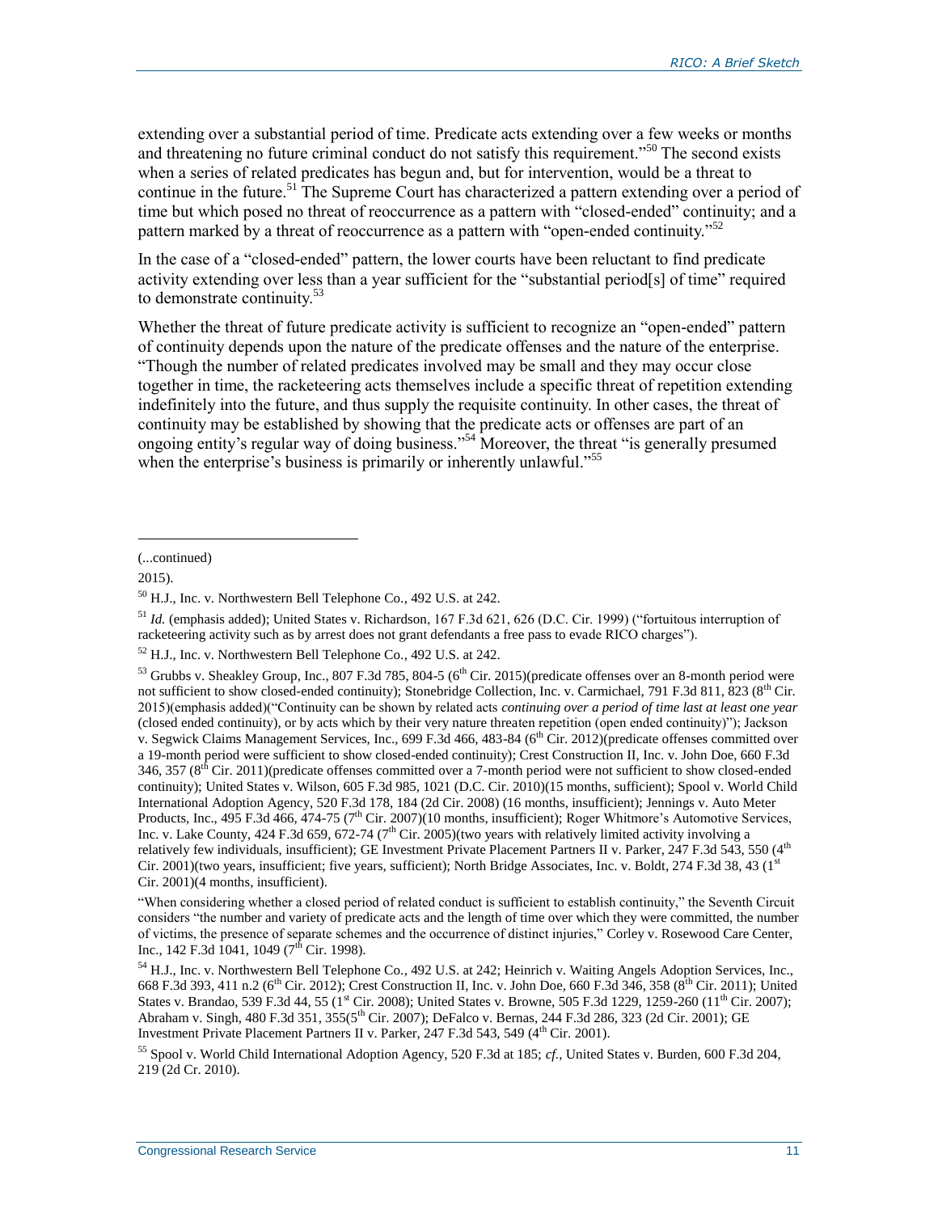extending over a substantial period of time. Predicate acts extending over a few weeks or months and threatening no future criminal conduct do not satisfy this requirement."[50] The second exists when a series of related predicates has begun and, but for intervention, would be a threat to continue in the future.[51] The Supreme Court has characterized a pattern extending over a period of time but which posed no threat of reoccurrence as a pattern with "closed-ended" continuity; and a pattern marked by a threat of reoccurrence as a pattern with "open-ended continuity."[52]

In the case of a "closed-ended" pattern, the lower courts have been reluctant to find predicate activity extending over less than a year sufficient for the "substantial period[s] of time" required to demonstrate continuity.[53]

Whether the threat of future predicate activity is sufficient to recognize an "open-ended" pattern of continuity depends upon the nature of the predicate offenses and the nature of the enterprise. "Though the number of related predicates involved may be small and they may occur close together in time, the racketeering acts themselves include a specific threat of repetition extending indefinitely into the future, and thus supply the requisite continuity. In other cases, the threat of continuity may be established by showing that the predicate acts or offenses are part of an ongoing entity's regular way of doing business."[54] Moreover, the threat "is generally presumed when the enterprise's business is primarily or inherently unlawful."[55]

---

(...continued)

2015).

[50] H.J., Inc. v. Northwestern Bell Telephone Co., 492 U.S. at 242.

[51] *Id.* (emphasis added); United States v. Richardson, 167 F.3d 621, 626 (D.C. Cir. 1999) ("fortuitous interruption of racketeering activity such as by arrest does not grant defendants a free pass to evade RICO charges").

[52] H.J., Inc. v. Northwestern Bell Telephone Co., 492 U.S. at 242.

[53] Grubbs v. Sheakley Group, Inc., 807 F.3d 785, 804-5 (6th Cir. 2015)(predicate offenses over an 8-month period were not sufficient to show closed-ended continuity); Stonebridge Collection, Inc. v. Carmichael, 791 F.3d 811, 823 (8th Cir. 2015)(emphasis added)("Continuity can be shown by related acts *continuing over a period of time last at least one year* (closed ended continuity), or by acts which by their very nature threaten repetition (open ended continuity)"); Jackson v. Segwick Claims Management Services, Inc., 699 F.3d 466, 483-84 (6th Cir. 2012)(predicate offenses committed over a 19-month period were sufficient to show closed-ended continuity); Crest Construction II, Inc. v. John Doe, 660 F.3d 346, 357 (8th Cir. 2011)(predicate offenses committed over a 7-month period were not sufficient to show closed-ended continuity); United States v. Wilson, 605 F.3d 985, 1021 (D.C. Cir. 2010)(15 months, sufficient); Spool v. World Child International Adoption Agency, 520 F.3d 178, 184 (2d Cir. 2008) (16 months, insufficient); Jennings v. Auto Meter Products, Inc., 495 F.3d 466, 474-75 (7th Cir. 2007)(10 months, insufficient); Roger Whitmore's Automotive Services, Inc. v. Lake County, 424 F.3d 659, 672-74 (7th Cir. 2005)(two years with relatively limited activity involving a relatively few individuals, insufficient); GE Investment Private Placement Partners II v. Parker, 247 F.3d 543, 550 (4th Cir. 2001)(two years, insufficient; five years, sufficient); North Bridge Associates, Inc. v. Boldt, 274 F.3d 38, 43 (1st Cir. 2001)(4 months, insufficient).

"When considering whether a closed period of related conduct is sufficient to establish continuity," the Seventh Circuit considers "the number and variety of predicate acts and the length of time over which they were committed, the number of victims, the presence of separate schemes and the occurrence of distinct injuries," Corley v. Rosewood Care Center, Inc., 142 F.3d 1041, 1049 (7th Cir. 1998).

[54] H.J., Inc. v. Northwestern Bell Telephone Co., 492 U.S. at 242; Heinrich v. Waiting Angels Adoption Services, Inc., 668 F.3d 393, 411 n.2 (6th Cir. 2012); Crest Construction II, Inc. v. John Doe, 660 F.3d 346, 358 (8th Cir. 2011); United States v. Brandao, 539 F.3d 44, 55 (1st Cir. 2008); United States v. Browne, 505 F.3d 1229, 1259-260 (11th Cir. 2007); Abraham v. Singh, 480 F.3d 351, 355(5th Cir. 2007); DeFalco v. Bernas, 244 F.3d 286, 323 (2d Cir. 2001); GE Investment Private Placement Partners II v. Parker, 247 F.3d 543, 549 (4th Cir. 2001).

[55] Spool v. World Child International Adoption Agency, 520 F.3d at 185; *cf.,* United States v. Burden, 600 F.3d 204, 219 (2d Cr. 2010).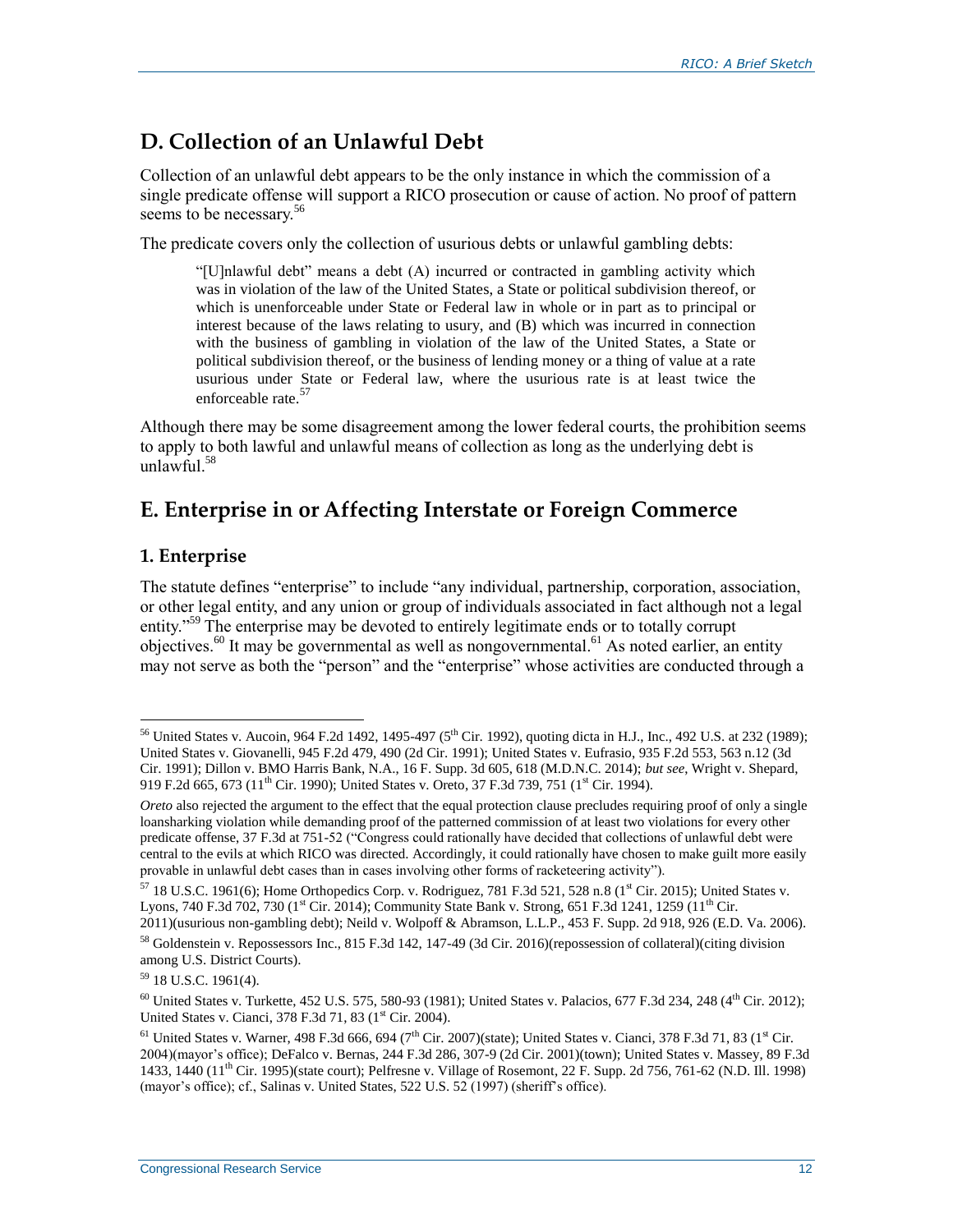## D. Collection of an Unlawful Debt

Collection of an unlawful debt appears to be the only instance in which the commission of a single predicate offense will support a RICO prosecution or cause of action. No proof of pattern seems to be necessary.[56]

The predicate covers only the collection of usurious debts or unlawful gambling debts:

> "[U]nlawful debt" means a debt (A) incurred or contracted in gambling activity which was in violation of the law of the United States, a State or political subdivision thereof, or which is unenforceable under State or Federal law in whole or in part as to principal or interest because of the laws relating to usury, and (B) which was incurred in connection with the business of gambling in violation of the law of the United States, a State or political subdivision thereof, or the business of lending money or a thing of value at a rate usurious under State or Federal law, where the usurious rate is at least twice the enforceable rate.[57]

Although there may be some disagreement among the lower federal courts, the prohibition seems to apply to both lawful and unlawful means of collection as long as the underlying debt is unlawful.[58]

## E. Enterprise in or Affecting Interstate or Foreign Commerce

### 1. Enterprise

The statute defines "enterprise" to include "any individual, partnership, corporation, association, or other legal entity, and any union or group of individuals associated in fact although not a legal entity."[59] The enterprise may be devoted to entirely legitimate ends or to totally corrupt objectives.[60] It may be governmental as well as nongovernmental.[61] As noted earlier, an entity may not serve as both the "person" and the "enterprise" whose activities are conducted through a

---

[56] United States v. Aucoin, 964 F.2d 1492, 1495-497 (5th Cir. 1992), quoting dicta in H.J., Inc., 492 U.S. at 232 (1989); United States v. Giovanelli, 945 F.2d 479, 490 (2d Cir. 1991); United States v. Eufrasio, 935 F.2d 553, 563 n.12 (3d Cir. 1991); Dillon v. BMO Harris Bank, N.A., 16 F. Supp. 3d 605, 618 (M.D.N.C. 2014); *but see*, Wright v. Shepard, 919 F.2d 665, 673 (11th Cir. 1990); United States v. Oreto, 37 F.3d 739, 751 (1st Cir. 1994).

*Oreto* also rejected the argument to the effect that the equal protection clause precludes requiring proof of only a single loansharking violation while demanding proof of the patterned commission of at least two violations for every other predicate offense, 37 F.3d at 751-52 ("Congress could rationally have decided that collections of unlawful debt were central to the evils at which RICO was directed. Accordingly, it could rationally have chosen to make guilt more easily provable in unlawful debt cases than in cases involving other forms of racketeering activity").

[57] 18 U.S.C. 1961(6); Home Orthopedics Corp. v. Rodriguez, 781 F.3d 521, 528 n.8 (1st Cir. 2015); United States v. Lyons, 740 F.3d 702, 730 (1st Cir. 2014); Community State Bank v. Strong, 651 F.3d 1241, 1259 (11th Cir. 2011)(usurious non-gambling debt); Neild v. Wolpoff & Abramson, L.L.P., 453 F. Supp. 2d 918, 926 (E.D. Va. 2006).

[58] Goldenstein v. Repossessors Inc., 815 F.3d 142, 147-49 (3d Cir. 2016)(repossession of collateral)(citing division among U.S. District Courts).

[59] 18 U.S.C. 1961(4).

[60] United States v. Turkette, 452 U.S. 575, 580-93 (1981); United States v. Palacios, 677 F.3d 234, 248 (4th Cir. 2012); United States v. Cianci, 378 F.3d 71, 83 (1st Cir. 2004).

[61] United States v. Warner, 498 F.3d 666, 694 (7th Cir. 2007)(state); United States v. Cianci, 378 F.3d 71, 83 (1st Cir. 2004)(mayor's office); DeFalco v. Bernas, 244 F.3d 286, 307-9 (2d Cir. 2001)(town); United States v. Massey, 89 F.3d 1433, 1440 (11th Cir. 1995)(state court); Pelfresne v. Village of Rosemont, 22 F. Supp. 2d 756, 761-62 (N.D. Ill. 1998) (mayor's office); cf., Salinas v. United States, 522 U.S. 52 (1997) (sheriff's office).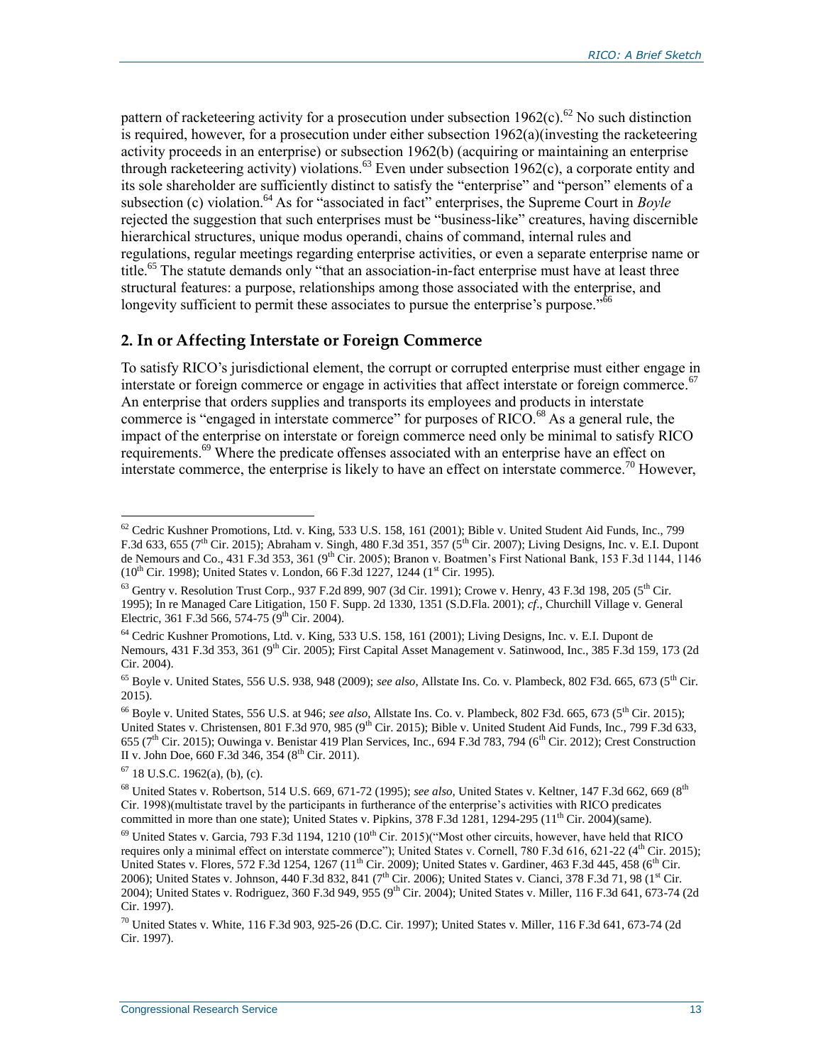pattern of racketeering activity for a prosecution under subsection 1962(c).[62] No such distinction is required, however, for a prosecution under either subsection 1962(a)(investing the racketeering activity proceeds in an enterprise) or subsection 1962(b) (acquiring or maintaining an enterprise through racketeering activity) violations.[63] Even under subsection 1962(c), a corporate entity and its sole shareholder are sufficiently distinct to satisfy the "enterprise" and "person" elements of a subsection (c) violation.[64] As for "associated in fact" enterprises, the Supreme Court in *Boyle* rejected the suggestion that such enterprises must be "business-like" creatures, having discernible hierarchical structures, unique modus operandi, chains of command, internal rules and regulations, regular meetings regarding enterprise activities, or even a separate enterprise name or title.[65] The statute demands only "that an association-in-fact enterprise must have at least three structural features: a purpose, relationships among those associated with the enterprise, and longevity sufficient to permit these associates to pursue the enterprise's purpose."[66]

## 2. In or Affecting Interstate or Foreign Commerce

To satisfy RICO's jurisdictional element, the corrupt or corrupted enterprise must either engage in interstate or foreign commerce or engage in activities that affect interstate or foreign commerce.[67] An enterprise that orders supplies and transports its employees and products in interstate commerce is "engaged in interstate commerce" for purposes of RICO.[68] As a general rule, the impact of the enterprise on interstate or foreign commerce need only be minimal to satisfy RICO requirements.[69] Where the predicate offenses associated with an enterprise have an effect on interstate commerce, the enterprise is likely to have an effect on interstate commerce.[70] However,

---

[62] Cedric Kushner Promotions, Ltd. v. King, 533 U.S. 158, 161 (2001); Bible v. United Student Aid Funds, Inc., 799 F.3d 633, 655 (7th Cir. 2015); Abraham v. Singh, 480 F.3d 351, 357 (5th Cir. 2007); Living Designs, Inc. v. E.I. Dupont de Nemours and Co., 431 F.3d 353, 361 (9th Cir. 2005); Branon v. Boatmen's First National Bank, 153 F.3d 1144, 1146 (10th Cir. 1998); United States v. London, 66 F.3d 1227, 1244 (1st Cir. 1995).

[63] Gentry v. Resolution Trust Corp., 937 F.2d 899, 907 (3d Cir. 1991); Crowe v. Henry, 43 F.3d 198, 205 (5th Cir. 1995); In re Managed Care Litigation, 150 F. Supp. 2d 1330, 1351 (S.D.Fla. 2001); *cf*., Churchill Village v. General Electric, 361 F.3d 566, 574-75 (9th Cir. 2004).

[64] Cedric Kushner Promotions, Ltd. v. King, 533 U.S. 158, 161 (2001); Living Designs, Inc. v. E.I. Dupont de Nemours, 431 F.3d 353, 361 (9th Cir. 2005); First Capital Asset Management v. Satinwood, Inc., 385 F.3d 159, 173 (2d Cir. 2004).

[65] Boyle v. United States, 556 U.S. 938, 948 (2009); *see also*, Allstate Ins. Co. v. Plambeck, 802 F3d. 665, 673 (5th Cir. 2015).

[66] Boyle v. United States, 556 U.S. at 946; *see also*, Allstate Ins. Co. v. Plambeck, 802 F3d. 665, 673 (5th Cir. 2015); United States v. Christensen, 801 F.3d 970, 985 (9th Cir. 2015); Bible v. United Student Aid Funds, Inc., 799 F.3d 633, 655 (7th Cir. 2015); Ouwinga v. Benistar 419 Plan Services, Inc., 694 F.3d 783, 794 (6th Cir. 2012); Crest Construction II v. John Doe, 660 F.3d 346, 354 (8th Cir. 2011).

[67] 18 U.S.C. 1962(a), (b), (c).

[68] United States v. Robertson, 514 U.S. 669, 671-72 (1995); *see also,* United States v. Keltner, 147 F.3d 662, 669 (8th Cir. 1998)(multistate travel by the participants in furtherance of the enterprise's activities with RICO predicates committed in more than one state); United States v. Pipkins, 378 F.3d 1281, 1294-295 (11th Cir. 2004)(same).

[69] United States v. Garcia, 793 F.3d 1194, 1210 (10th Cir. 2015)("Most other circuits, however, have held that RICO requires only a minimal effect on interstate commerce"); United States v. Cornell, 780 F.3d 616, 621-22 (4th Cir. 2015); United States v. Flores, 572 F.3d 1254, 1267 (11th Cir. 2009); United States v. Gardiner, 463 F.3d 445, 458 (6th Cir. 2006); United States v. Johnson, 440 F.3d 832, 841 (7th Cir. 2006); United States v. Cianci, 378 F.3d 71, 98 (1st Cir. 2004); United States v. Rodriguez, 360 F.3d 949, 955 (9th Cir. 2004); United States v. Miller, 116 F.3d 641, 673-74 (2d Cir. 1997).

[70] United States v. White, 116 F.3d 903, 925-26 (D.C. Cir. 1997); United States v. Miller, 116 F.3d 641, 673-74 (2d Cir. 1997).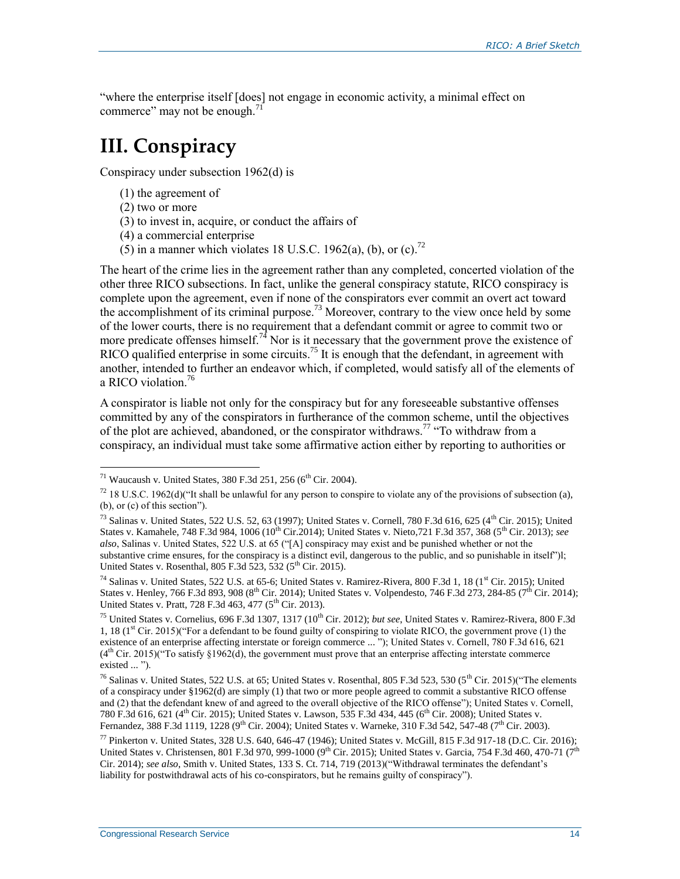"where the enterprise itself [does] not engage in economic activity, a minimal effect on commerce" may not be enough.[71]

# III. Conspiracy

Conspiracy under subsection 1962(d) is

(1) the agreement of
(2) two or more
(3) to invest in, acquire, or conduct the affairs of
(4) a commercial enterprise
(5) in a manner which violates 18 U.S.C. 1962(a), (b), or (c).[72]

The heart of the crime lies in the agreement rather than any completed, concerted violation of the other three RICO subsections. In fact, unlike the general conspiracy statute, RICO conspiracy is complete upon the agreement, even if none of the conspirators ever commit an overt act toward the accomplishment of its criminal purpose.[73] Moreover, contrary to the view once held by some of the lower courts, there is no requirement that a defendant commit or agree to commit two or more predicate offenses himself.[74] Nor is it necessary that the government prove the existence of RICO qualified enterprise in some circuits.[75] It is enough that the defendant, in agreement with another, intended to further an endeavor which, if completed, would satisfy all of the elements of a RICO violation.[76]

A conspirator is liable not only for the conspiracy but for any foreseeable substantive offenses committed by any of the conspirators in furtherance of the common scheme, until the objectives of the plot are achieved, abandoned, or the conspirator withdraws.[77] "To withdraw from a conspiracy, an individual must take some affirmative action either by reporting to authorities or

---

[71] Waucaush v. United States, 380 F.3d 251, 256 (6th Cir. 2004).

[72] 18 U.S.C. 1962(d)("It shall be unlawful for any person to conspire to violate any of the provisions of subsection (a), (b), or (c) of this section").

[73] Salinas v. United States, 522 U.S. 52, 63 (1997); United States v. Cornell, 780 F.3d 616, 625 (4th Cir. 2015); United States v. Kamahele, 748 F.3d 984, 1006 (10th Cir.2014); United States v. Nieto,721 F.3d 357, 368 (5th Cir. 2013); *see also*, Salinas v. United States, 522 U.S. at 65 ("[A] conspiracy may exist and be punished whether or not the substantive crime ensures, for the conspiracy is a distinct evil, dangerous to the public, and so punishable in itself")l; United States v. Rosenthal, 805 F.3d 523, 532 (5th Cir. 2015).

[74] Salinas v. United States, 522 U.S. at 65-6; United States v. Ramirez-Rivera, 800 F.3d 1, 18 (1st Cir. 2015); United States v. Henley, 766 F.3d 893, 908 (8th Cir. 2014); United States v. Volpendesto, 746 F.3d 273, 284-85 (7th Cir. 2014); United States v. Pratt, 728 F.3d 463, 477 (5th Cir. 2013).

[75] United States v. Cornelius, 696 F.3d 1307, 1317 (10th Cir. 2012); *but see*, United States v. Ramirez-Rivera, 800 F.3d 1, 18 (1st Cir. 2015)("For a defendant to be found guilty of conspiring to violate RICO, the government prove (1) the existence of an enterprise affecting interstate or foreign commerce ... "); United States v. Cornell, 780 F.3d 616, 621 (4th Cir. 2015)("To satisfy §1962(d), the government must prove that an enterprise affecting interstate commerce existed ... ").

[76] Salinas v. United States, 522 U.S. at 65; United States v. Rosenthal, 805 F.3d 523, 530 (5th Cir. 2015)("The elements of a conspiracy under §1962(d) are simply (1) that two or more people agreed to commit a substantive RICO offense and (2) that the defendant knew of and agreed to the overall objective of the RICO offense"); United States v. Cornell, 780 F.3d 616, 621 (4th Cir. 2015); United States v. Lawson, 535 F.3d 434, 445 (6th Cir. 2008); United States v. Fernandez, 388 F.3d 1119, 1228 (9th Cir. 2004); United States v. Warneke, 310 F.3d 542, 547-48 (7th Cir. 2003).

[77] Pinkerton v. United States, 328 U.S. 640, 646-47 (1946); United States v. McGill, 815 F.3d 917-18 (D.C. Cir. 2016); United States v. Christensen, 801 F.3d 970, 999-1000 (9th Cir. 2015); United States v. Garcia, 754 F.3d 460, 470-71 (7th Cir. 2014); *see also*, Smith v. United States, 133 S. Ct. 714, 719 (2013)("Withdrawal terminates the defendant's liability for postwithdrawal acts of his co-conspirators, but he remains guilty of conspiracy").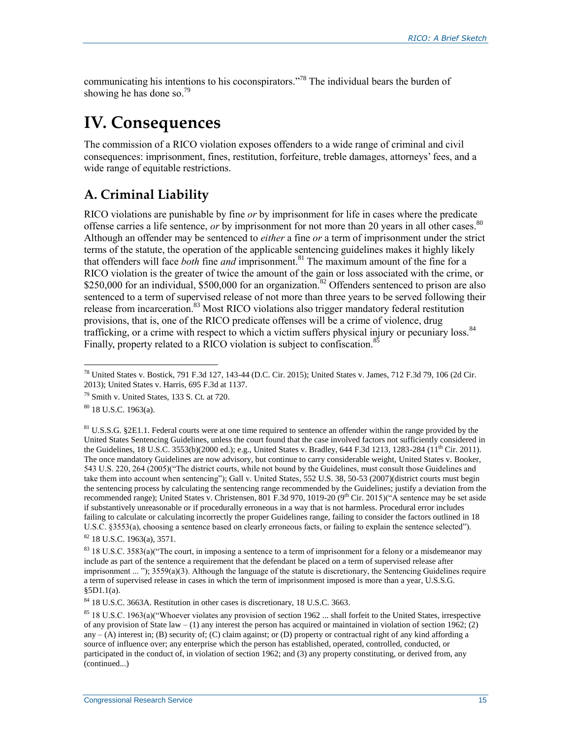communicating his intentions to his coconspirators."[78] The individual bears the burden of showing he has done so.[79]

# IV. Consequences

The commission of a RICO violation exposes offenders to a wide range of criminal and civil consequences: imprisonment, fines, restitution, forfeiture, treble damages, attorneys' fees, and a wide range of equitable restrictions.

## A. Criminal Liability

RICO violations are punishable by fine *or* by imprisonment for life in cases where the predicate offense carries a life sentence, *or* by imprisonment for not more than 20 years in all other cases.[80] Although an offender may be sentenced to *either* a fine *or* a term of imprisonment under the strict terms of the statute, the operation of the applicable sentencing guidelines makes it highly likely that offenders will face *both* fine *and* imprisonment.[81] The maximum amount of the fine for a RICO violation is the greater of twice the amount of the gain or loss associated with the crime, or \$250,000 for an individual, \$500,000 for an organization.[82] Offenders sentenced to prison are also sentenced to a term of supervised release of not more than three years to be served following their release from incarceration.[83] Most RICO violations also trigger mandatory federal restitution provisions, that is, one of the RICO predicate offenses will be a crime of violence, drug trafficking, or a crime with respect to which a victim suffers physical injury or pecuniary loss.[84] Finally, property related to a RICO violation is subject to confiscation.[85]

---

[78] United States v. Bostick, 791 F.3d 127, 143-44 (D.C. Cir. 2015); United States v. James, 712 F.3d 79, 106 (2d Cir. 2013); United States v. Harris, 695 F.3d at 1137.

[79] Smith v. United States, 133 S. Ct. at 720.

[80] 18 U.S.C. 1963(a).

[81] U.S.S.G. §2E1.1. Federal courts were at one time required to sentence an offender within the range provided by the United States Sentencing Guidelines, unless the court found that the case involved factors not sufficiently considered in the Guidelines, 18 U.S.C. 3553(b)(2000 ed.); e.g., United States v. Bradley, 644 F.3d 1213, 1283-284 (11th Cir. 2011). The once mandatory Guidelines are now advisory, but continue to carry considerable weight, United States v. Booker, 543 U.S. 220, 264 (2005)("The district courts, while not bound by the Guidelines, must consult those Guidelines and take them into account when sentencing"); Gall v. United States, 552 U.S. 38, 50-53 (2007)(district courts must begin the sentencing process by calculating the sentencing range recommended by the Guidelines; justify a deviation from the recommended range); United States v. Christensen, 801 F.3d 970, 1019-20 (9th Cir. 2015)("A sentence may be set aside if substantively unreasonable or if procedurally erroneous in a way that is not harmless. Procedural error includes failing to calculate or calculating incorrectly the proper Guidelines range, failing to consider the factors outlined in 18 U.S.C. §3553(a), choosing a sentence based on clearly erroneous facts, or failing to explain the sentence selected").

[82] 18 U.S.C. 1963(a), 3571.

[83] 18 U.S.C. 3583(a)("The court, in imposing a sentence to a term of imprisonment for a felony or a misdemeanor may include as part of the sentence a requirement that the defendant be placed on a term of supervised release after imprisonment ... "); 3559(a)(3). Although the language of the statute is discretionary, the Sentencing Guidelines require a term of supervised release in cases in which the term of imprisonment imposed is more than a year, U.S.S.G. §5D1.1(a).

[84] 18 U.S.C. 3663A. Restitution in other cases is discretionary, 18 U.S.C. 3663.

[85] 18 U.S.C. 1963(a)("Whoever violates any provision of section 1962 ... shall forfeit to the United States, irrespective of any provision of State law – (1) any interest the person has acquired or maintained in violation of section 1962; (2) any – (A) interest in; (B) security of; (C) claim against; or (D) property or contractual right of any kind affording a source of influence over; any enterprise which the person has established, operated, controlled, conducted, or participated in the conduct of, in violation of section 1962; and (3) any property constituting, or derived from, any (continued...)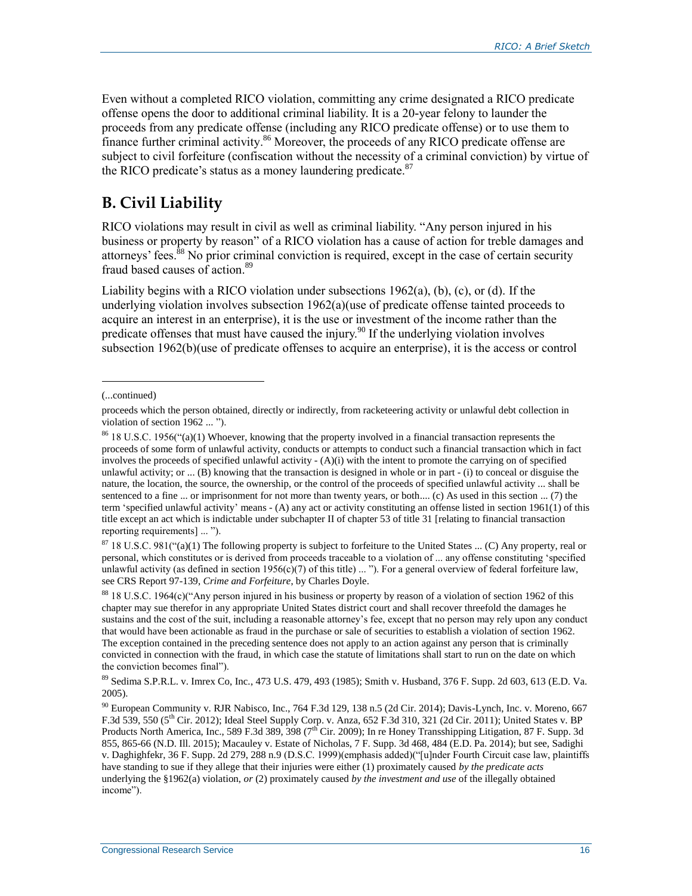Even without a completed RICO violation, committing any crime designated a RICO predicate offense opens the door to additional criminal liability. It is a 20-year felony to launder the proceeds from any predicate offense (including any RICO predicate offense) or to use them to finance further criminal activity.[86] Moreover, the proceeds of any RICO predicate offense are subject to civil forfeiture (confiscation without the necessity of a criminal conviction) by virtue of the RICO predicate's status as a money laundering predicate.[87]

## B. Civil Liability

RICO violations may result in civil as well as criminal liability. "Any person injured in his business or property by reason" of a RICO violation has a cause of action for treble damages and attorneys' fees.[88] No prior criminal conviction is required, except in the case of certain security fraud based causes of action.[89]

Liability begins with a RICO violation under subsections 1962(a), (b), (c), or (d). If the underlying violation involves subsection 1962(a)(use of predicate offense tainted proceeds to acquire an interest in an enterprise), it is the use or investment of the income rather than the predicate offenses that must have caused the injury.[90] If the underlying violation involves subsection 1962(b)(use of predicate offenses to acquire an enterprise), it is the access or control

---

(...continued)

proceeds which the person obtained, directly or indirectly, from racketeering activity or unlawful debt collection in violation of section 1962 ... ").

[86] 18 U.S.C. 1956("(a)(1) Whoever, knowing that the property involved in a financial transaction represents the proceeds of some form of unlawful activity, conducts or attempts to conduct such a financial transaction which in fact involves the proceeds of specified unlawful activity - (A)(i) with the intent to promote the carrying on of specified unlawful activity; or ... (B) knowing that the transaction is designed in whole or in part - (i) to conceal or disguise the nature, the location, the source, the ownership, or the control of the proceeds of specified unlawful activity ... shall be sentenced to a fine ... or imprisonment for not more than twenty years, or both.... (c) As used in this section ... (7) the term 'specified unlawful activity' means - (A) any act or activity constituting an offense listed in section 1961(1) of this title except an act which is indictable under subchapter II of chapter 53 of title 31 [relating to financial transaction reporting requirements] ... ").

[87] 18 U.S.C. 981("(a)(1) The following property is subject to forfeiture to the United States ... (C) Any property, real or personal, which constitutes or is derived from proceeds traceable to a violation of ... any offense constituting 'specified unlawful activity (as defined in section 1956(c)(7) of this title) ... "). For a general overview of federal forfeiture law, see CRS Report 97-139, *Crime and Forfeiture*, by Charles Doyle.

[88] 18 U.S.C. 1964(c)("Any person injured in his business or property by reason of a violation of section 1962 of this chapter may sue therefor in any appropriate United States district court and shall recover threefold the damages he sustains and the cost of the suit, including a reasonable attorney's fee, except that no person may rely upon any conduct that would have been actionable as fraud in the purchase or sale of securities to establish a violation of section 1962. The exception contained in the preceding sentence does not apply to an action against any person that is criminally convicted in connection with the fraud, in which case the statute of limitations shall start to run on the date on which the conviction becomes final").

[89] Sedima S.P.R.L. v. Imrex Co, Inc., 473 U.S. 479, 493 (1985); Smith v. Husband, 376 F. Supp. 2d 603, 613 (E.D. Va. 2005).

[90] European Community v. RJR Nabisco, Inc., 764 F.3d 129, 138 n.5 (2d Cir. 2014); Davis-Lynch, Inc. v. Moreno, 667 F.3d 539, 550 (5th Cir. 2012); Ideal Steel Supply Corp. v. Anza, 652 F.3d 310, 321 (2d Cir. 2011); United States v. BP Products North America, Inc., 589 F.3d 389, 398 (7th Cir. 2009); In re Honey Transshipping Litigation, 87 F. Supp. 3d 855, 865-66 (N.D. Ill. 2015); Macauley v. Estate of Nicholas, 7 F. Supp. 3d 468, 484 (E.D. Pa. 2014); but see, Sadighi v. Daghighfekr, 36 F. Supp. 2d 279, 288 n.9 (D.S.C. 1999)(emphasis added)("[u]nder Fourth Circuit case law, plaintiffs have standing to sue if they allege that their injuries were either (1) proximately caused *by the predicate acts* underlying the §1962(a) violation, *or* (2) proximately caused *by the investment and use* of the illegally obtained income").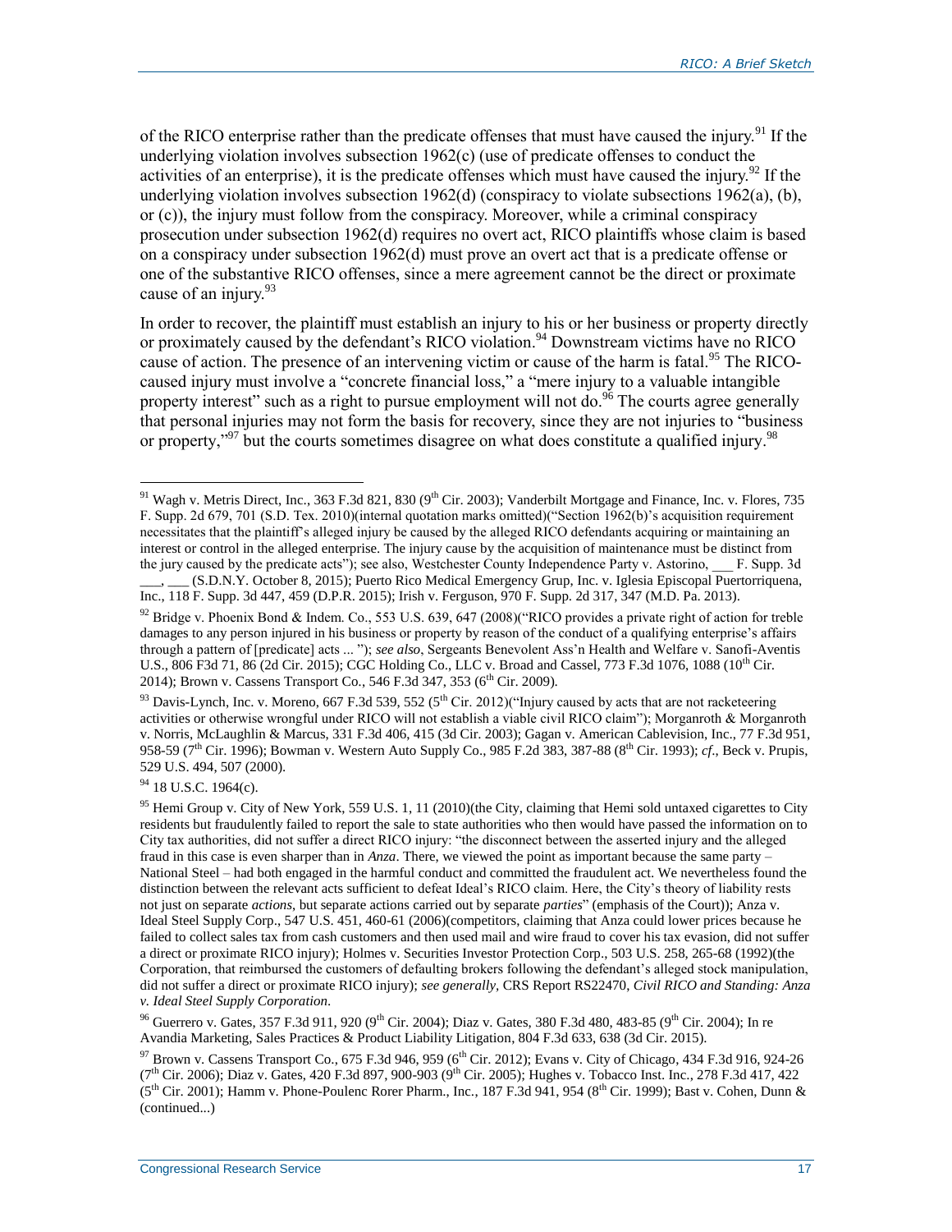of the RICO enterprise rather than the predicate offenses that must have caused the injury.[91] If the underlying violation involves subsection 1962(c) (use of predicate offenses to conduct the activities of an enterprise), it is the predicate offenses which must have caused the injury.[92] If the underlying violation involves subsection 1962(d) (conspiracy to violate subsections 1962(a), (b), or (c)), the injury must follow from the conspiracy. Moreover, while a criminal conspiracy prosecution under subsection 1962(d) requires no overt act, RICO plaintiffs whose claim is based on a conspiracy under subsection 1962(d) must prove an overt act that is a predicate offense or one of the substantive RICO offenses, since a mere agreement cannot be the direct or proximate cause of an injury.[93]

In order to recover, the plaintiff must establish an injury to his or her business or property directly or proximately caused by the defendant's RICO violation.[94] Downstream victims have no RICO cause of action. The presence of an intervening victim or cause of the harm is fatal.[95] The RICO-caused injury must involve a "concrete financial loss," a "mere injury to a valuable intangible property interest" such as a right to pursue employment will not do.[96] The courts agree generally that personal injuries may not form the basis for recovery, since they are not injuries to "business or property,"[97] but the courts sometimes disagree on what does constitute a qualified injury.[98]

---

[91] Wagh v. Metris Direct, Inc., 363 F.3d 821, 830 (9th Cir. 2003); Vanderbilt Mortgage and Finance, Inc. v. Flores, 735 F. Supp. 2d 679, 701 (S.D. Tex. 2010)(internal quotation marks omitted)("Section 1962(b)'s acquisition requirement necessitates that the plaintiff's alleged injury be caused by the alleged RICO defendants acquiring or maintaining an interest or control in the alleged enterprise. The injury cause by the acquisition of maintenance must be distinct from the jury caused by the predicate acts"); see also, Westchester County Independence Party v. Astorino, ___ F. Supp. 3d ___, ___ (S.D.N.Y. October 8, 2015); Puerto Rico Medical Emergency Grup, Inc. v. Iglesia Episcopal Puertorriquena, Inc., 118 F. Supp. 3d 447, 459 (D.P.R. 2015); Irish v. Ferguson, 970 F. Supp. 2d 317, 347 (M.D. Pa. 2013).

[92] Bridge v. Phoenix Bond & Indem. Co., 553 U.S. 639, 647 (2008)("RICO provides a private right of action for treble damages to any person injured in his business or property by reason of the conduct of a qualifying enterprise's affairs through a pattern of [predicate] acts ... "); *see also*, Sergeants Benevolent Ass'n Health and Welfare v. Sanofi-Aventis U.S., 806 F3d 71, 86 (2d Cir. 2015); CGC Holding Co., LLC v. Broad and Cassel, 773 F.3d 1076, 1088 (10th Cir. 2014); Brown v. Cassens Transport Co., 546 F.3d 347, 353 (6th Cir. 2009).

[93] Davis-Lynch, Inc. v. Moreno, 667 F.3d 539, 552 (5th Cir. 2012)("Injury caused by acts that are not racketeering activities or otherwise wrongful under RICO will not establish a viable civil RICO claim"); Morganroth & Morganroth v. Norris, McLaughlin & Marcus, 331 F.3d 406, 415 (3d Cir. 2003); Gagan v. American Cablevision, Inc., 77 F.3d 951, 958-59 (7th Cir. 1996); Bowman v. Western Auto Supply Co., 985 F.2d 383, 387-88 (8th Cir. 1993); *cf*., Beck v. Prupis, 529 U.S. 494, 507 (2000).

[94] 18 U.S.C. 1964(c).

[95] Hemi Group v. City of New York, 559 U.S. 1, 11 (2010)(the City, claiming that Hemi sold untaxed cigarettes to City residents but fraudulently failed to report the sale to state authorities who then would have passed the information on to City tax authorities, did not suffer a direct RICO injury: "the disconnect between the asserted injury and the alleged fraud in this case is even sharper than in *Anza*. There, we viewed the point as important because the same party – National Steel – had both engaged in the harmful conduct and committed the fraudulent act. We nevertheless found the distinction between the relevant acts sufficient to defeat Ideal's RICO claim. Here, the City's theory of liability rests not just on separate *actions*, but separate actions carried out by separate *parties*" (emphasis of the Court)); Anza v. Ideal Steel Supply Corp., 547 U.S. 451, 460-61 (2006)(competitors, claiming that Anza could lower prices because he failed to collect sales tax from cash customers and then used mail and wire fraud to cover his tax evasion, did not suffer a direct or proximate RICO injury); Holmes v. Securities Investor Protection Corp., 503 U.S. 258, 265-68 (1992)(the Corporation, that reimbursed the customers of defaulting brokers following the defendant's alleged stock manipulation, did not suffer a direct or proximate RICO injury); *see generally*, CRS Report RS22470, *Civil RICO and Standing: Anza v. Ideal Steel Supply Corporation*.

[96] Guerrero v. Gates, 357 F.3d 911, 920 (9th Cir. 2004); Diaz v. Gates, 380 F.3d 480, 483-85 (9th Cir. 2004); In re Avandia Marketing, Sales Practices & Product Liability Litigation, 804 F.3d 633, 638 (3d Cir. 2015).

[97] Brown v. Cassens Transport Co., 675 F.3d 946, 959 (6th Cir. 2012); Evans v. City of Chicago, 434 F.3d 916, 924-26 (7th Cir. 2006); Diaz v. Gates, 420 F.3d 897, 900-903 (9th Cir. 2005); Hughes v. Tobacco Inst. Inc., 278 F.3d 417, 422 (5th Cir. 2001); Hamm v. Phone-Poulenc Rorer Pharm., Inc., 187 F.3d 941, 954 (8th Cir. 1999); Bast v. Cohen, Dunn & (continued...)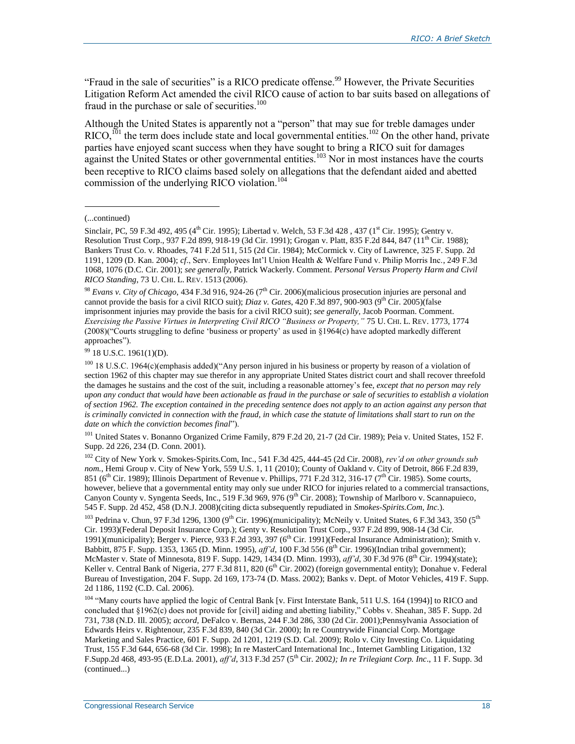"Fraud in the sale of securities" is a RICO predicate offense.[99] However, the Private Securities Litigation Reform Act amended the civil RICO cause of action to bar suits based on allegations of fraud in the purchase or sale of securities.[100]

Although the United States is apparently not a "person" that may sue for treble damages under RICO,[101] the term does include state and local governmental entities.[102] On the other hand, private parties have enjoyed scant success when they have sought to bring a RICO suit for damages against the United States or other governmental entities.[103] Nor in most instances have the courts been receptive to RICO claims based solely on allegations that the defendant aided and abetted commission of the underlying RICO violation.[104]

---

(...continued)

Sinclair, PC, 59 F.3d 492, 495 (4th Cir. 1995); Libertad v. Welch, 53 F.3d 428 , 437 (1st Cir. 1995); Gentry v. Resolution Trust Corp., 937 F.2d 899, 918-19 (3d Cir. 1991); Grogan v. Platt, 835 F.2d 844, 847 (11th Cir. 1988); Bankers Trust Co. v. Rhoades, 741 F.2d 511, 515 (2d Cir. 1984); McCormick v. City of Lawrence, 325 F. Supp. 2d 1191, 1209 (D. Kan. 2004); *cf*., Serv. Employees Int'l Union Health & Welfare Fund v. Philip Morris Inc., 249 F.3d 1068, 1076 (D.C. Cir. 2001); *see generally*, Patrick Wackerly. Comment. *Personal Versus Property Harm and Civil RICO Standing*, 73 U. CHI. L. REV. 1513 (2006).

[98] *Evans v. City of Chicago*, 434 F.3d 916, 924-26 (7th Cir. 2006)(malicious prosecution injuries are personal and cannot provide the basis for a civil RICO suit); *Diaz v. Gates*, 420 F.3d 897, 900-903 (9th Cir. 2005)(false imprisonment injuries may provide the basis for a civil RICO suit); *see generally*, Jacob Poorman. Comment. *Exercising the Passive Virtues in Interpreting Civil RICO "Business or Property,"* 75 U. CHI. L. REV. 1773, 1774 (2008)("Courts struggling to define 'business or property' as used in §1964(c) have adopted markedly different approaches").

[99] 18 U.S.C. 1961(1)(D).

[100] 18 U.S.C. 1964(c)(emphasis added)("Any person injured in his business or property by reason of a violation of section 1962 of this chapter may sue therefor in any appropriate United States district court and shall recover threefold the damages he sustains and the cost of the suit, including a reasonable attorney's fee, *except that no person may rely upon any conduct that would have been actionable as fraud in the purchase or sale of securities to establish a violation of section 1962. The exception contained in the preceding sentence does not apply to an action against any person that is criminally convicted in connection with the fraud, in which case the statute of limitations shall start to run on the date on which the conviction becomes final*").

[101] United States v. Bonanno Organized Crime Family, 879 F.2d 20, 21-7 (2d Cir. 1989); Peia v. United States, 152 F. Supp. 2d 226, 234 (D. Conn. 2001).

[102] City of New York v. Smokes-Spirits.Com, Inc., 541 F.3d 425, 444-45 (2d Cir. 2008), *rev'd on other grounds sub nom.*, Hemi Group v. City of New York, 559 U.S. 1, 11 (2010); County of Oakland v. City of Detroit, 866 F.2d 839, 851 (6th Cir. 1989); Illinois Department of Revenue v. Phillips, 771 F.2d 312, 316-17 (7th Cir. 1985). Some courts, however, believe that a governmental entity may only sue under RICO for injuries related to a commercial transactions, Canyon County v. Syngenta Seeds, Inc., 519 F.3d 969, 976 (9th Cir. 2008); Township of Marlboro v. Scannapuieco, 545 F. Supp. 2d 452, 458 (D.N.J. 2008)(citing dicta subsequently repudiated in *Smokes-Spirits.Com, Inc.*).

[103] Pedrina v. Chun, 97 F.3d 1296, 1300 (9th Cir. 1996)(municipality); McNeily v. United States, 6 F.3d 343, 350 (5th Cir. 1993)(Federal Deposit Insurance Corp.); Genty v. Resolution Trust Corp., 937 F.2d 899, 908-14 (3d Cir. 1991)(municipality); Berger v. Pierce, 933 F.2d 393, 397 (6th Cir. 1991)(Federal Insurance Administration); Smith v. Babbitt, 875 F. Supp. 1353, 1365 (D. Minn. 1995), *aff'd*, 100 F.3d 556 (8th Cir. 1996)(Indian tribal government); McMaster v. State of Minnesota, 819 F. Supp. 1429, 1434 (D. Minn. 1993), *aff'd*, 30 F.3d 976 (8th Cir. 1994)(state); Keller v. Central Bank of Nigeria, 277 F.3d 811, 820 (6th Cir. 2002) (foreign governmental entity); Donahue v. Federal Bureau of Investigation, 204 F. Supp. 2d 169, 173-74 (D. Mass. 2002); Banks v. Dept. of Motor Vehicles, 419 F. Supp. 2d 1186, 1192 (C.D. Cal. 2006).

[104] "Many courts have applied the logic of Central Bank [v. First Interstate Bank, 511 U.S. 164 (1994)] to RICO and concluded that §1962(c) does not provide for [civil] aiding and abetting liability," Cobbs v. Sheahan, 385 F. Supp. 2d 731, 738 (N.D. Ill. 2005); *accord*, DeFalco v. Bernas, 244 F.3d 286, 330 (2d Cir. 2001);Pennsylvania Association of Edwards Heirs v. Rightenour, 235 F.3d 839, 840 (3d Cir. 2000); In re Countrywide Financial Corp. Mortgage Marketing and Sales Practice, 601 F. Supp. 2d 1201, 1219 (S.D. Cal. 2009); Rolo v. City Investing Co. Liquidating Trust, 155 F.3d 644, 656-68 (3d Cir. 1998); In re MasterCard International Inc., Internet Gambling Litigation, 132 F.Supp.2d 468, 493-95 (E.D.La. 2001), *aff'd*, 313 F.3d 257 (5th Cir. 2002*); In re Trilegiant Corp. Inc*., 11 F. Supp. 3d (continued...)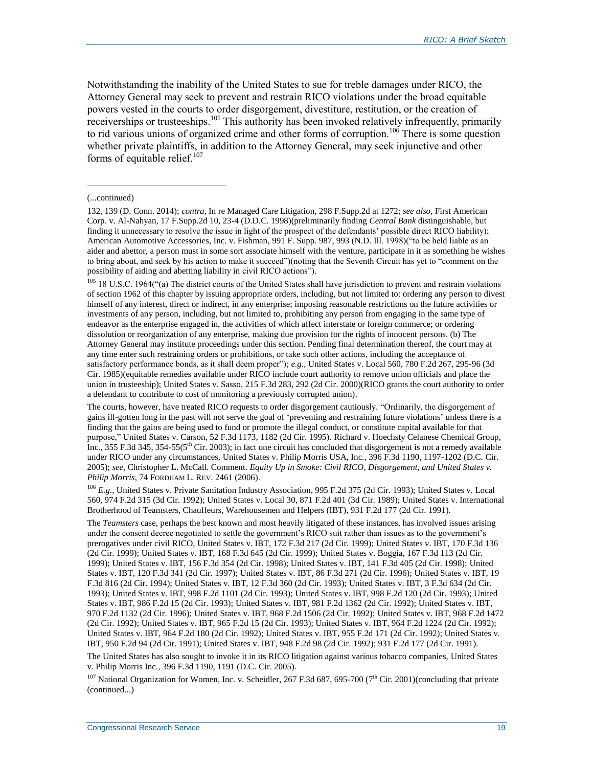Notwithstanding the inability of the United States to sue for treble damages under RICO, the Attorney General may seek to prevent and restrain RICO violations under the broad equitable powers vested in the courts to order disgorgement, divestiture, restitution, or the creation of receiverships or trusteeships.[105] This authority has been invoked relatively infrequently, primarily to rid various unions of organized crime and other forms of corruption.[106] There is some question whether private plaintiffs, in addition to the Attorney General, may seek injunctive and other forms of equitable relief.[107]

---

(...continued)

132, 139 (D. Conn. 2014); *contra*, In re Managed Care Litigation, 298 F.Supp.2d at 1272; *see also*, First American Corp. v. Al-Nahyan, 17 F.Supp.2d 10, 23-4 (D.D.C. 1998)(preliminarily finding *Central Bank* distinguishable, but finding it unnecessary to resolve the issue in light of the prospect of the defendants' possible direct RICO liability); American Automotive Accessories, Inc. v. Fishman, 991 F. Supp. 987, 993 (N.D. Ill. 1998)("to be held liable as an aider and abettor, a person must in some sort associate himself with the venture, participate in it as something he wishes to bring about, and seek by his action to make it succeed")(noting that the Seventh Circuit has yet to "comment on the possibility of aiding and abetting liability in civil RICO actions").

[105] 18 U.S.C. 1964("(a) The district courts of the United States shall have jurisdiction to prevent and restrain violations of section 1962 of this chapter by issuing appropriate orders, including, but not limited to: ordering any person to divest himself of any interest, direct or indirect, in any enterprise; imposing reasonable restrictions on the future activities or investments of any person, including, but not limited to, prohibiting any person from engaging in the same type of endeavor as the enterprise engaged in, the activities of which affect interstate or foreign commerce; or ordering dissolution or reorganization of any enterprise, making due provision for the rights of innocent persons. (b) The Attorney General may institute proceedings under this section. Pending final determination thereof, the court may at any time enter such restraining orders or prohibitions, or take such other actions, including the acceptance of satisfactory performance bonds, as it shall deem proper"); *e.g.*, United States v. Local 560, 780 F.2d 267, 295-96 (3d Cir. 1985)(equitable remedies available under RICO include court authority to remove union officials and place the union in trusteeship); United States v. Sasso, 215 F.3d 283, 292 (2d Cir. 2000)(RICO grants the court authority to order a defendant to contribute to cost of monitoring a previously corrupted union).

The courts, however, have treated RICO requests to order disgorgement cautiously. "Ordinarily, the disgorgement of gains ill-gotten long in the past will not serve the goal of 'preventing and restraining future violations' unless there is a finding that the gains are being used to fund or promote the illegal conduct, or constitute capital available for that purpose," United States v. Carson, 52 F.3d 1173, 1182 (2d Cir. 1995). Richard v. Hoechsty Celanese Chemical Group, Inc., 355 F.3d 345, 354-55(5th Cir. 2003); in fact one circuit has concluded that disgorgement is not a remedy available under RICO under any circumstances, United States v. Philip Morris USA, Inc., 396 F.3d 1190, 1197-1202 (D.C. Cir. 2005); *see*, Christopher L. McCall. Comment. *Equity Up in Smoke: Civil RICO, Disgorgement, and United States v. Philip Morris*, 74 FORDHAM L. REV. 2461 (2006).

[106] *E.g.*, United States v. Private Sanitation Industry Association, 995 F.2d 375 (2d Cir. 1993); United States v. Local 560, 974 F.2d 315 (3d Cir. 1992); United States v. Local 30, 871 F.2d 401 (3d Cir. 1989); United States v. International Brotherhood of Teamsters, Chauffeurs, Warehousemen and Helpers (IBT), 931 F.2d 177 (2d Cir. 1991).

The *Teamsters* case, perhaps the best known and most heavily litigated of these instances, has involved issues arising under the consent decree negotiated to settle the government's RICO suit rather than issues as to the government's prerogatives under civil RICO, United States v. IBT, 172 F.3d 217 (2d Cir. 1999); United States v. IBT, 170 F.3d 136 (2d Cir. 1999); United States v. IBT, 168 F.3d 645 (2d Cir. 1999); United States v. Boggia, 167 F.3d 113 (2d Cir. 1999); United States v. IBT, 156 F.3d 354 (2d Cir. 1998); United States v. IBT, 141 F.3d 405 (2d Cir. 1998); United States v. IBT, 120 F.3d 341 (2d Cir. 1997); United States v. IBT, 86 F.3d 271 (2d Cir. 1996); United States v. IBT, 19 F.3d 816 (2d Cir. 1994); United States v. IBT, 12 F.3d 360 (2d Cir. 1993); United States v. IBT, 3 F.3d 634 (2d Cir. 1993); United States v. IBT, 998 F.2d 1101 (2d Cir. 1993); United States v. IBT, 998 F.2d 120 (2d Cir. 1993); United States v. IBT, 986 F.2d 15 (2d Cir. 1993); United States v. IBT, 981 F.2d 1362 (2d Cir. 1992); United States v. IBT, 970 F.2d 1132 (2d Cir. 1996); United States v. IBT, 968 F.2d 1506 (2d Cir. 1992); United States v. IBT, 968 F.2d 1472 (2d Cir. 1992); United States v. IBT, 965 F.2d 15 (2d Cir. 1993); United States v. IBT, 964 F.2d 1224 (2d Cir. 1992); United States v. IBT, 964 F.2d 180 (2d Cir. 1992); United States v. IBT, 955 F.2d 171 (2d Cir. 1992); United States v. IBT, 950 F.2d 94 (2d Cir. 1991); United States v. IBT, 948 F.2d 98 (2d Cir. 1992); 931 F.2d 177 (2d Cir. 1991).

The United States has also sought to invoke it in its RICO litigation against various tobacco companies, United States v. Philip Morris Inc., 396 F.3d 1190, 1191 (D.C. Cir. 2005).

[107] National Organization for Women, Inc. v. Scheidler, 267 F.3d 687, 695-700 (7th Cir. 2001)(concluding that private (continued...)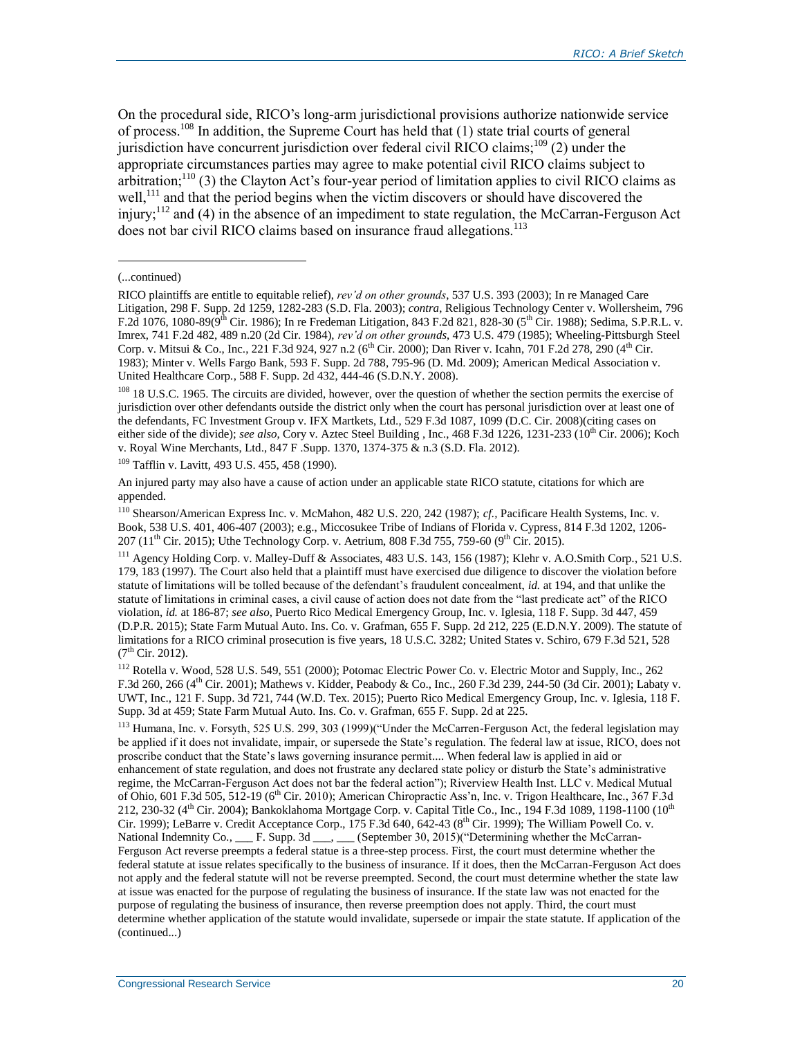On the procedural side, RICO's long-arm jurisdictional provisions authorize nationwide service of process.[108] In addition, the Supreme Court has held that (1) state trial courts of general jurisdiction have concurrent jurisdiction over federal civil RICO claims;[109] (2) under the appropriate circumstances parties may agree to make potential civil RICO claims subject to arbitration;[110] (3) the Clayton Act's four-year period of limitation applies to civil RICO claims as well,[111] and that the period begins when the victim discovers or should have discovered the injury;[112] and (4) in the absence of an impediment to state regulation, the McCarran-Ferguson Act does not bar civil RICO claims based on insurance fraud allegations.[113]

(...continued)

RICO plaintiffs are entitle to equitable relief), *rev'd on other grounds*, 537 U.S. 393 (2003); In re Managed Care Litigation, 298 F. Supp. 2d 1259, 1282-283 (S.D. Fla. 2003); *contra*, Religious Technology Center v. Wollersheim, 796 F.2d 1076, 1080-89(9th Cir. 1986); In re Fredeman Litigation, 843 F.2d 821, 828-30 (5th Cir. 1988); Sedima, S.P.R.L. v. Imrex, 741 F.2d 482, 489 n.20 (2d Cir. 1984), *rev'd on other grounds*, 473 U.S. 479 (1985); Wheeling-Pittsburgh Steel Corp. v. Mitsui & Co., Inc., 221 F.3d 924, 927 n.2 (6th Cir. 2000); Dan River v. Icahn, 701 F.2d 278, 290 (4th Cir. 1983); Minter v. Wells Fargo Bank, 593 F. Supp. 2d 788, 795-96 (D. Md. 2009); American Medical Association v. United Healthcare Corp., 588 F. Supp. 2d 432, 444-46 (S.D.N.Y. 2008).

[108] 18 U.S.C. 1965. The circuits are divided, however, over the question of whether the section permits the exercise of jurisdiction over other defendants outside the district only when the court has personal jurisdiction over at least one of the defendants, FC Investment Group v. IFX Martkets, Ltd., 529 F.3d 1087, 1099 (D.C. Cir. 2008)(citing cases on either side of the divide); *see also*, Cory v. Aztec Steel Building , Inc., 468 F.3d 1226, 1231-233 (10th Cir. 2006); Koch v. Royal Wine Merchants, Ltd., 847 F .Supp. 1370, 1374-375 & n.3 (S.D. Fla. 2012).

[109] Tafflin v. Lavitt, 493 U.S. 455, 458 (1990).

An injured party may also have a cause of action under an applicable state RICO statute, citations for which are appended.

[110] Shearson/American Express Inc. v. McMahon, 482 U.S. 220, 242 (1987); *cf.,* Pacificare Health Systems, Inc. v. Book, 538 U.S. 401, 406-407 (2003); e.g., Miccosukee Tribe of Indians of Florida v. Cypress, 814 F.3d 1202, 1206-207 (11th Cir. 2015); Uthe Technology Corp. v. Aetrium, 808 F.3d 755, 759-60 (9th Cir. 2015).

[111] Agency Holding Corp. v. Malley-Duff & Associates, 483 U.S. 143, 156 (1987); Klehr v. A.O.Smith Corp., 521 U.S. 179, 183 (1997). The Court also held that a plaintiff must have exercised due diligence to discover the violation before statute of limitations will be tolled because of the defendant's fraudulent concealment, *id.* at 194, and that unlike the statute of limitations in criminal cases, a civil cause of action does not date from the "last predicate act" of the RICO violation, *id.* at 186-87; *see also*, Puerto Rico Medical Emergency Group, Inc. v. Iglesia, 118 F. Supp. 3d 447, 459 (D.P.R. 2015); State Farm Mutual Auto. Ins. Co. v. Grafman, 655 F. Supp. 2d 212, 225 (E.D.N.Y. 2009). The statute of limitations for a RICO criminal prosecution is five years, 18 U.S.C. 3282; United States v. Schiro, 679 F.3d 521, 528 (7th Cir. 2012).

[112] Rotella v. Wood, 528 U.S. 549, 551 (2000); Potomac Electric Power Co. v. Electric Motor and Supply, Inc., 262 F.3d 260, 266 (4th Cir. 2001); Mathews v. Kidder, Peabody & Co., Inc., 260 F.3d 239, 244-50 (3d Cir. 2001); Labaty v. UWT, Inc., 121 F. Supp. 3d 721, 744 (W.D. Tex. 2015); Puerto Rico Medical Emergency Group, Inc. v. Iglesia, 118 F. Supp. 3d at 459; State Farm Mutual Auto. Ins. Co. v. Grafman, 655 F. Supp. 2d at 225.

[113] Humana, Inc. v. Forsyth, 525 U.S. 299, 303 (1999)("Under the McCarren-Ferguson Act, the federal legislation may be applied if it does not invalidate, impair, or supersede the State's regulation. The federal law at issue, RICO, does not proscribe conduct that the State's laws governing insurance permit.... When federal law is applied in aid or enhancement of state regulation, and does not frustrate any declared state policy or disturb the State's administrative regime, the McCarran-Ferguson Act does not bar the federal action"); Riverview Health Inst. LLC v. Medical Mutual of Ohio, 601 F.3d 505, 512-19 (6th Cir. 2010); American Chiropractic Ass'n, Inc. v. Trigon Healthcare, Inc., 367 F.3d 212, 230-32 (4th Cir. 2004); Bankoklahoma Mortgage Corp. v. Capital Title Co., Inc., 194 F.3d 1089, 1198-1100 (10th Cir. 1999); LeBarre v. Credit Acceptance Corp., 175 F.3d 640, 642-43 (8th Cir. 1999); The William Powell Co. v. National Indemnity Co., ___ F. Supp. 3d ___, ___ (September 30, 2015)("Determining whether the McCarran-Ferguson Act reverse preempts a federal statue is a three-step process. First, the court must determine whether the federal statute at issue relates specifically to the business of insurance. If it does, then the McCarran-Ferguson Act does not apply and the federal statute will not be reverse preempted. Second, the court must determine whether the state law at issue was enacted for the purpose of regulating the business of insurance. If the state law was not enacted for the purpose of regulating the business of insurance, then reverse preemption does not apply. Third, the court must determine whether application of the statute would invalidate, supersede or impair the state statute. If application of the (continued...)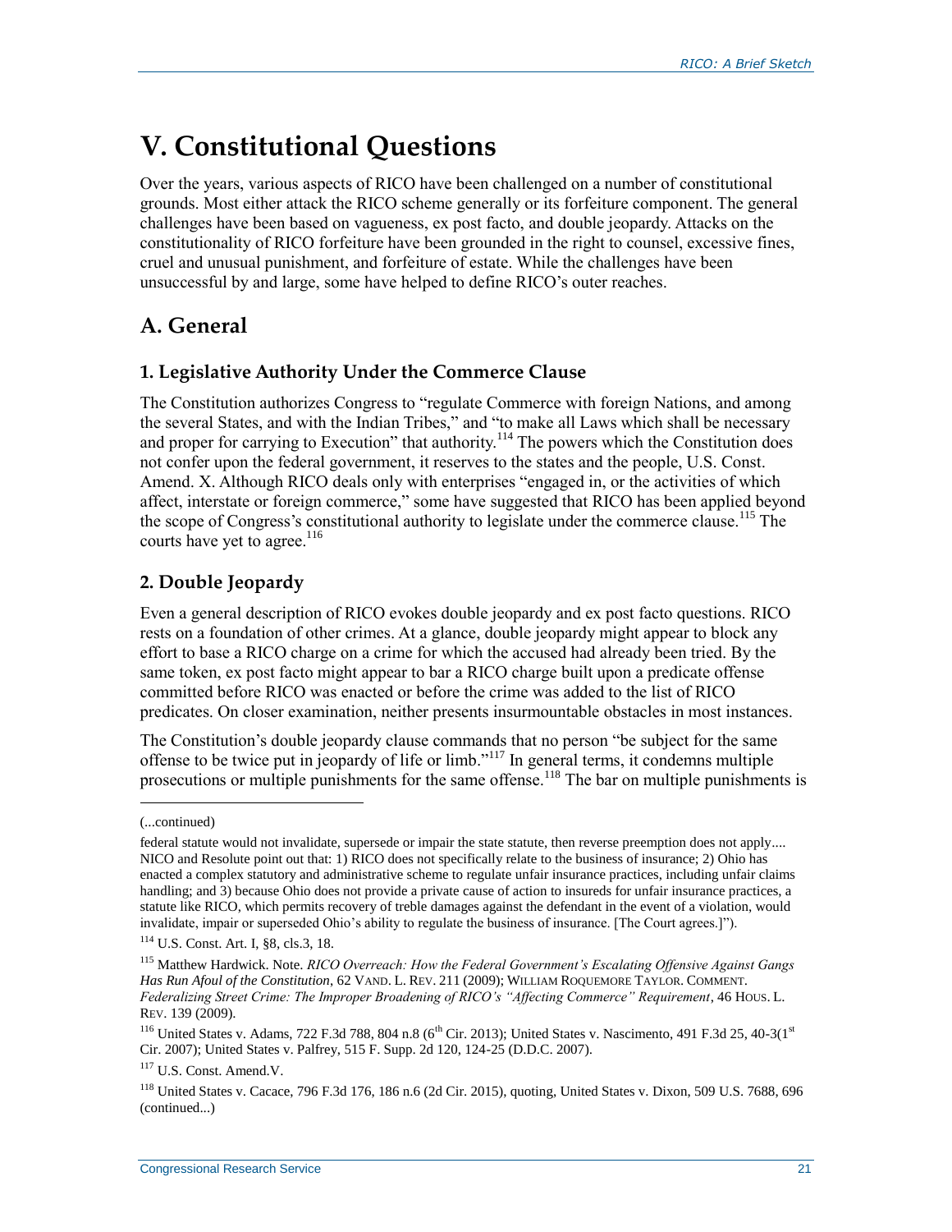# V. Constitutional Questions

Over the years, various aspects of RICO have been challenged on a number of constitutional grounds. Most either attack the RICO scheme generally or its forfeiture component. The general challenges have been based on vagueness, ex post facto, and double jeopardy. Attacks on the constitutionality of RICO forfeiture have been grounded in the right to counsel, excessive fines, cruel and unusual punishment, and forfeiture of estate. While the challenges have been unsuccessful by and large, some have helped to define RICO's outer reaches.

## A. General

### 1. Legislative Authority Under the Commerce Clause

The Constitution authorizes Congress to "regulate Commerce with foreign Nations, and among the several States, and with the Indian Tribes," and "to make all Laws which shall be necessary and proper for carrying to Execution" that authority.[114] The powers which the Constitution does not confer upon the federal government, it reserves to the states and the people, U.S. Const. Amend. X. Although RICO deals only with enterprises "engaged in, or the activities of which affect, interstate or foreign commerce," some have suggested that RICO has been applied beyond the scope of Congress's constitutional authority to legislate under the commerce clause.[115] The courts have yet to agree.[116]

### 2. Double Jeopardy

Even a general description of RICO evokes double jeopardy and ex post facto questions. RICO rests on a foundation of other crimes. At a glance, double jeopardy might appear to block any effort to base a RICO charge on a crime for which the accused had already been tried. By the same token, ex post facto might appear to bar a RICO charge built upon a predicate offense committed before RICO was enacted or before the crime was added to the list of RICO predicates. On closer examination, neither presents insurmountable obstacles in most instances.

The Constitution's double jeopardy clause commands that no person "be subject for the same offense to be twice put in jeopardy of life or limb."[117] In general terms, it condemns multiple prosecutions or multiple punishments for the same offense.[118] The bar on multiple punishments is

---

(...continued)

federal statute would not invalidate, supersede or impair the state statute, then reverse preemption does not apply.... NICO and Resolute point out that: 1) RICO does not specifically relate to the business of insurance; 2) Ohio has enacted a complex statutory and administrative scheme to regulate unfair insurance practices, including unfair claims handling; and 3) because Ohio does not provide a private cause of action to insureds for unfair insurance practices, a statute like RICO, which permits recovery of treble damages against the defendant in the event of a violation, would invalidate, impair or superseded Ohio's ability to regulate the business of insurance. [The Court agrees.]").

[114] U.S. Const. Art. I, §8, cls.3, 18.

[115] Matthew Hardwick. Note. *RICO Overreach: How the Federal Government's Escalating Offensive Against Gangs Has Run Afoul of the Constitution*, 62 VAND. L. REV. 211 (2009); WILLIAM ROQUEMORE TAYLOR. COMMENT. *Federalizing Street Crime: The Improper Broadening of RICO's "Affecting Commerce" Requirement*, 46 HOUS. L. REV. 139 (2009).

[116] United States v. Adams, 722 F.3d 788, 804 n.8 (6th Cir. 2013); United States v. Nascimento, 491 F.3d 25, 40-3(1st Cir. 2007); United States v. Palfrey, 515 F. Supp. 2d 120, 124-25 (D.D.C. 2007).

[117] U.S. Const. Amend.V.

[118] United States v. Cacace, 796 F.3d 176, 186 n.6 (2d Cir. 2015), quoting, United States v. Dixon, 509 U.S. 7688, 696 (continued...)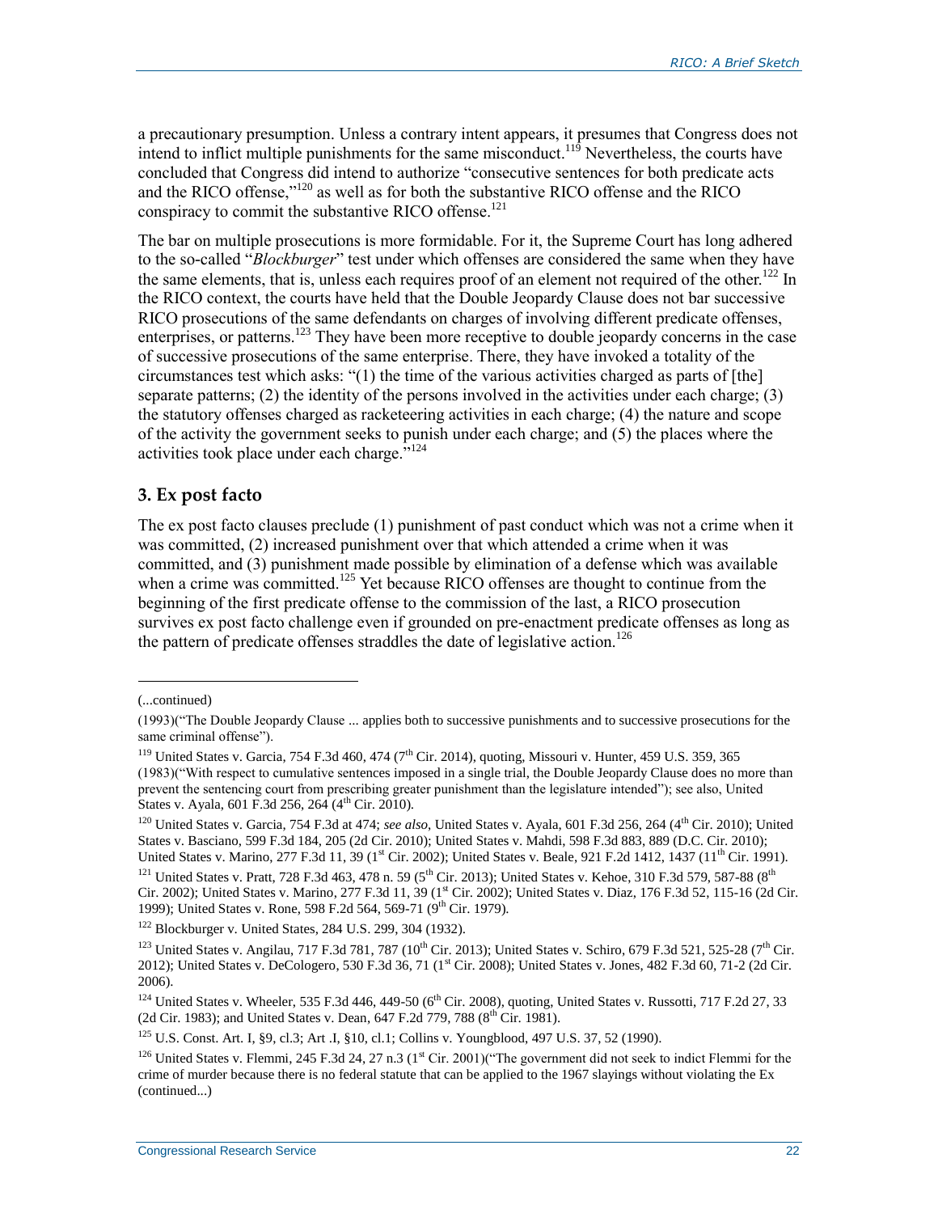a precautionary presumption. Unless a contrary intent appears, it presumes that Congress does not intend to inflict multiple punishments for the same misconduct.[119] Nevertheless, the courts have concluded that Congress did intend to authorize "consecutive sentences for both predicate acts and the RICO offense,"[120] as well as for both the substantive RICO offense and the RICO conspiracy to commit the substantive RICO offense.[121]

The bar on multiple prosecutions is more formidable. For it, the Supreme Court has long adhered to the so-called "*Blockburger*" test under which offenses are considered the same when they have the same elements, that is, unless each requires proof of an element not required of the other.[122] In the RICO context, the courts have held that the Double Jeopardy Clause does not bar successive RICO prosecutions of the same defendants on charges of involving different predicate offenses, enterprises, or patterns.[123] They have been more receptive to double jeopardy concerns in the case of successive prosecutions of the same enterprise. There, they have invoked a totality of the circumstances test which asks: "(1) the time of the various activities charged as parts of [the] separate patterns; (2) the identity of the persons involved in the activities under each charge; (3) the statutory offenses charged as racketeering activities in each charge; (4) the nature and scope of the activity the government seeks to punish under each charge; and (5) the places where the activities took place under each charge."[124]

### 3. Ex post facto

The ex post facto clauses preclude (1) punishment of past conduct which was not a crime when it was committed, (2) increased punishment over that which attended a crime when it was committed, and (3) punishment made possible by elimination of a defense which was available when a crime was committed.[125] Yet because RICO offenses are thought to continue from the beginning of the first predicate offense to the commission of the last, a RICO prosecution survives ex post facto challenge even if grounded on pre-enactment predicate offenses as long as the pattern of predicate offenses straddles the date of legislative action.[126]

---

(...continued)

(1993)("The Double Jeopardy Clause ... applies both to successive punishments and to successive prosecutions for the same criminal offense").

[119] United States v. Garcia, 754 F.3d 460, 474 (7th Cir. 2014), quoting, Missouri v. Hunter, 459 U.S. 359, 365 (1983)("With respect to cumulative sentences imposed in a single trial, the Double Jeopardy Clause does no more than prevent the sentencing court from prescribing greater punishment than the legislature intended"); see also, United States v. Ayala, 601 F.3d 256, 264 (4th Cir. 2010).

[120] United States v. Garcia, 754 F.3d at 474; *see also*, United States v. Ayala, 601 F.3d 256, 264 (4th Cir. 2010); United States v. Basciano, 599 F.3d 184, 205 (2d Cir. 2010); United States v. Mahdi, 598 F.3d 883, 889 (D.C. Cir. 2010); United States v. Marino, 277 F.3d 11, 39 (1st Cir. 2002); United States v. Beale, 921 F.2d 1412, 1437 (11th Cir. 1991).

[121] United States v. Pratt, 728 F.3d 463, 478 n. 59 (5th Cir. 2013); United States v. Kehoe, 310 F.3d 579, 587-88 (8th Cir. 2002); United States v. Marino, 277 F.3d 11, 39 (1st Cir. 2002); United States v. Diaz, 176 F.3d 52, 115-16 (2d Cir. 1999); United States v. Rone, 598 F.2d 564, 569-71 (9th Cir. 1979).

[122] Blockburger v. United States, 284 U.S. 299, 304 (1932).

[123] United States v. Angilau, 717 F.3d 781, 787 (10th Cir. 2013); United States v. Schiro, 679 F.3d 521, 525-28 (7th Cir. 2012); United States v. DeCologero, 530 F.3d 36, 71 (1st Cir. 2008); United States v. Jones, 482 F.3d 60, 71-2 (2d Cir. 2006).

[124] United States v. Wheeler, 535 F.3d 446, 449-50 (6th Cir. 2008), quoting, United States v. Russotti, 717 F.2d 27, 33 (2d Cir. 1983); and United States v. Dean, 647 F.2d 779, 788 (8th Cir. 1981).

[125] U.S. Const. Art. I, §9, cl.3; Art .I, §10, cl.1; Collins v. Youngblood, 497 U.S. 37, 52 (1990).

[126] United States v. Flemmi, 245 F.3d 24, 27 n.3 (1st Cir. 2001)("The government did not seek to indict Flemmi for the crime of murder because there is no federal statute that can be applied to the 1967 slayings without violating the Ex (continued...)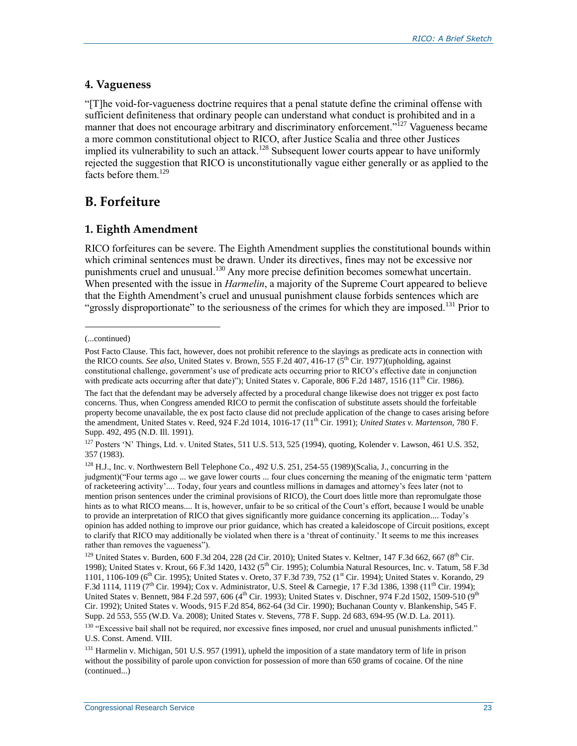### 4. Vagueness

"[T]he void-for-vagueness doctrine requires that a penal statute define the criminal offense with sufficient definiteness that ordinary people can understand what conduct is prohibited and in a manner that does not encourage arbitrary and discriminatory enforcement."[127] Vagueness became a more common constitutional object to RICO, after Justice Scalia and three other Justices implied its vulnerability to such an attack.[128] Subsequent lower courts appear to have uniformly rejected the suggestion that RICO is unconstitutionally vague either generally or as applied to the facts before them.[129]

## B. Forfeiture

### 1. Eighth Amendment

RICO forfeitures can be severe. The Eighth Amendment supplies the constitutional bounds within which criminal sentences must be drawn. Under its directives, fines may not be excessive nor punishments cruel and unusual.[130] Any more precise definition becomes somewhat uncertain. When presented with the issue in *Harmelin*, a majority of the Supreme Court appeared to believe that the Eighth Amendment's cruel and unusual punishment clause forbids sentences which are "grossly disproportionate" to the seriousness of the crimes for which they are imposed.[131] Prior to

---

(...continued)

Post Facto Clause. This fact, however, does not prohibit reference to the slayings as predicate acts in connection with the RICO counts. *See also*, United States v. Brown, 555 F.2d 407, 416-17 (5th Cir. 1977)(upholding, against constitutional challenge, government's use of predicate acts occurring prior to RICO's effective date in conjunction with predicate acts occurring after that date)"); United States v. Caporale, 806 F.2d 1487, 1516 (11th Cir. 1986).

The fact that the defendant may be adversely affected by a procedural change likewise does not trigger ex post facto concerns. Thus, when Congress amended RICO to permit the confiscation of substitute assets should the forfeitable property become unavailable, the ex post facto clause did not preclude application of the change to cases arising before the amendment, United States v. Reed, 924 F.2d 1014, 1016-17 (11th Cir. 1991); *United States v. Martenson*, 780 F. Supp. 492, 495 (N.D. Ill. 1991).

[127] Posters 'N' Things, Ltd. v. United States, 511 U.S. 513, 525 (1994), quoting, Kolender v. Lawson, 461 U.S. 352, 357 (1983).

[128] H.J., Inc. v. Northwestern Bell Telephone Co., 492 U.S. 251, 254-55 (1989)(Scalia, J., concurring in the judgment)("Four terms ago ... we gave lower courts ... four clues concerning the meaning of the enigmatic term 'pattern of racketeering activity'.... Today, four years and countless millions in damages and attorney's fees later (not to mention prison sentences under the criminal provisions of RICO), the Court does little more than repromulgate those hints as to what RICO means.... It is, however, unfair to be so critical of the Court's effort, because I would be unable to provide an interpretation of RICO that gives significantly more guidance concerning its application.... Today's opinion has added nothing to improve our prior guidance, which has created a kaleidoscope of Circuit positions, except to clarify that RICO may additionally be violated when there is a 'threat of continuity.' It seems to me this increases rather than removes the vagueness").

[129] United States v. Burden, 600 F.3d 204, 228 (2d Cir. 2010); United States v. Keltner, 147 F.3d 662, 667 (8th Cir. 1998); United States v. Krout, 66 F.3d 1420, 1432 (5th Cir. 1995); Columbia Natural Resources, Inc. v. Tatum, 58 F.3d 1101, 1106-109 (6th Cir. 1995); United States v. Oreto, 37 F.3d 739, 752 (1st Cir. 1994); United States v. Korando, 29 F.3d 1114, 1119 (7th Cir. 1994); Cox v. Administrator, U.S. Steel & Carnegie, 17 F.3d 1386, 1398 (11th Cir. 1994); United States v. Bennett, 984 F.2d 597, 606 (4th Cir. 1993); United States v. Dischner, 974 F.2d 1502, 1509-510 (9th Cir. 1992); United States v. Woods, 915 F.2d 854, 862-64 (3d Cir. 1990); Buchanan County v. Blankenship, 545 F. Supp. 2d 553, 555 (W.D. Va. 2008); United States v. Stevens, 778 F. Supp. 2d 683, 694-95 (W.D. La. 2011).

[130] "Excessive bail shall not be required, nor excessive fines imposed, nor cruel and unusual punishments inflicted." U.S. Const. Amend. VIII.

[131] Harmelin v. Michigan, 501 U.S. 957 (1991), upheld the imposition of a state mandatory term of life in prison without the possibility of parole upon conviction for possession of more than 650 grams of cocaine. Of the nine (continued...)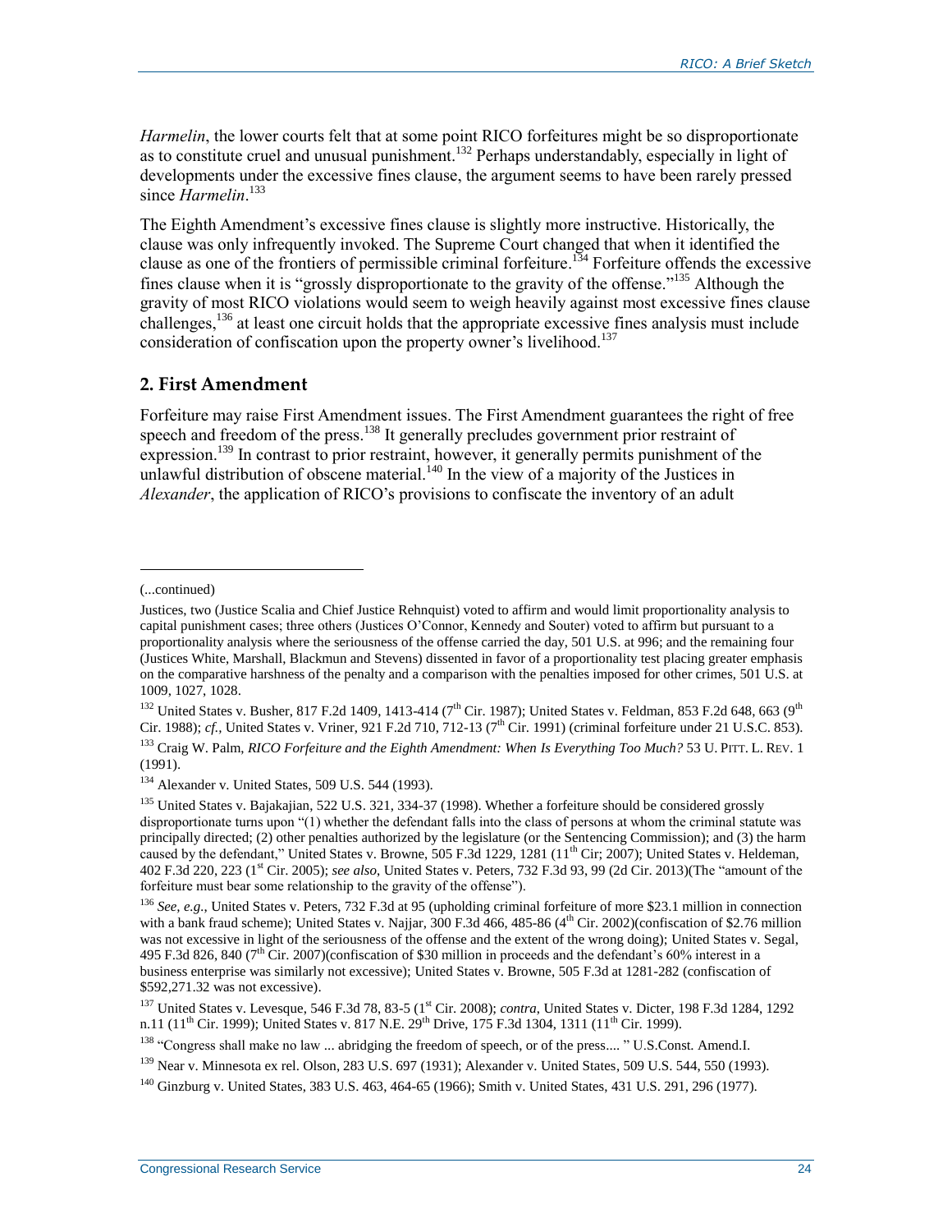*Harmelin*, the lower courts felt that at some point RICO forfeitures might be so disproportionate as to constitute cruel and unusual punishment.[132] Perhaps understandably, especially in light of developments under the excessive fines clause, the argument seems to have been rarely pressed since *Harmelin*.[133]

The Eighth Amendment's excessive fines clause is slightly more instructive. Historically, the clause was only infrequently invoked. The Supreme Court changed that when it identified the clause as one of the frontiers of permissible criminal forfeiture.[134] Forfeiture offends the excessive fines clause when it is "grossly disproportionate to the gravity of the offense."[135] Although the gravity of most RICO violations would seem to weigh heavily against most excessive fines clause challenges,[136] at least one circuit holds that the appropriate excessive fines analysis must include consideration of confiscation upon the property owner's livelihood.[137]

### 2. First Amendment

Forfeiture may raise First Amendment issues. The First Amendment guarantees the right of free speech and freedom of the press.[138] It generally precludes government prior restraint of expression.[139] In contrast to prior restraint, however, it generally permits punishment of the unlawful distribution of obscene material.[140] In the view of a majority of the Justices in *Alexander*, the application of RICO's provisions to confiscate the inventory of an adult

---

(...continued)

Justices, two (Justice Scalia and Chief Justice Rehnquist) voted to affirm and would limit proportionality analysis to capital punishment cases; three others (Justices O'Connor, Kennedy and Souter) voted to affirm but pursuant to a proportionality analysis where the seriousness of the offense carried the day, 501 U.S. at 996; and the remaining four (Justices White, Marshall, Blackmun and Stevens) dissented in favor of a proportionality test placing greater emphasis on the comparative harshness of the penalty and a comparison with the penalties imposed for other crimes, 501 U.S. at 1009, 1027, 1028.

[132] United States v. Busher, 817 F.2d 1409, 1413-414 (7th Cir. 1987); United States v. Feldman, 853 F.2d 648, 663 (9th Cir. 1988); *cf.*, United States v. Vriner, 921 F.2d 710, 712-13 (7th Cir. 1991) (criminal forfeiture under 21 U.S.C. 853).

[133] Craig W. Palm, *RICO Forfeiture and the Eighth Amendment: When Is Everything Too Much?* 53 U. PITT. L. REV. 1 (1991).

[134] Alexander v. United States, 509 U.S. 544 (1993).

[135] United States v. Bajakajian, 522 U.S. 321, 334-37 (1998). Whether a forfeiture should be considered grossly disproportionate turns upon "(1) whether the defendant falls into the class of persons at whom the criminal statute was principally directed; (2) other penalties authorized by the legislature (or the Sentencing Commission); and (3) the harm caused by the defendant," United States v. Browne, 505 F.3d 1229, 1281 (11th Cir; 2007); United States v. Heldeman, 402 F.3d 220, 223 (1st Cir. 2005); *see also*, United States v. Peters, 732 F.3d 93, 99 (2d Cir. 2013)(The "amount of the forfeiture must bear some relationship to the gravity of the offense").

[136] *See, e.g.*, United States v. Peters, 732 F.3d at 95 (upholding criminal forfeiture of more $23.1 million in connection with a bank fraud scheme); United States v. Najjar, 300 F.3d 466, 485-86 (4th Cir. 2002)(confiscation of $2.76 million was not excessive in light of the seriousness of the offense and the extent of the wrong doing); United States v. Segal, 495 F.3d 826, 840 (7th Cir. 2007)(confiscation of $30 million in proceeds and the defendant's 60% interest in a business enterprise was similarly not excessive); United States v. Browne, 505 F.3d at 1281-282 (confiscation of $592,271.32 was not excessive).

[137] United States v. Levesque, 546 F.3d 78, 83-5 (1st Cir. 2008); *contra*, United States v. Dicter, 198 F.3d 1284, 1292 n.11 (11th Cir. 1999); United States v. 817 N.E. 29th Drive, 175 F.3d 1304, 1311 (11th Cir. 1999).

[138] "Congress shall make no law ... abridging the freedom of speech, or of the press.... " U.S.Const. Amend.I.

[139] Near v. Minnesota ex rel. Olson, 283 U.S. 697 (1931); Alexander v. United States, 509 U.S. 544, 550 (1993).

[140] Ginzburg v. United States, 383 U.S. 463, 464-65 (1966); Smith v. United States, 431 U.S. 291, 296 (1977).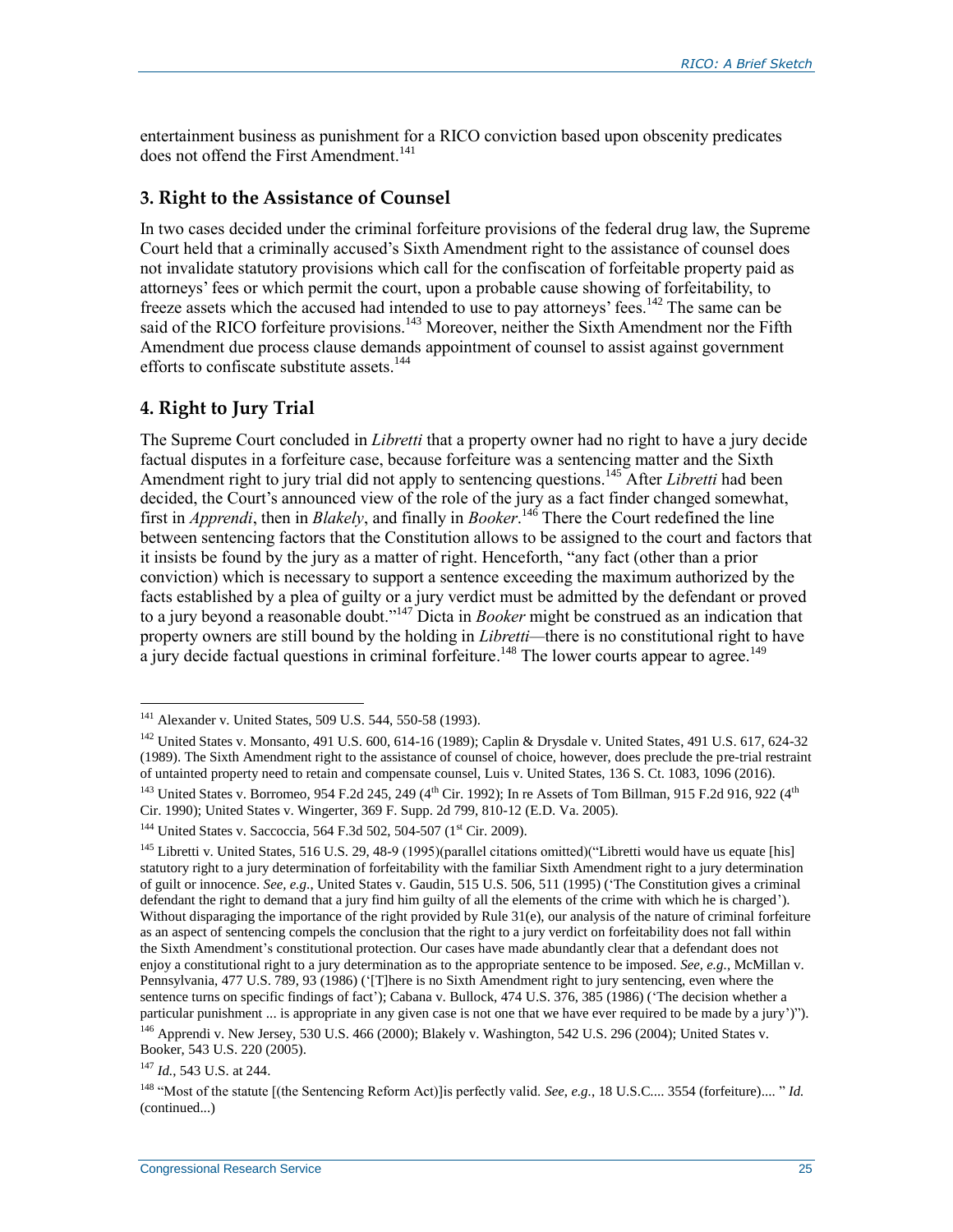entertainment business as punishment for a RICO conviction based upon obscenity predicates does not offend the First Amendment.[141]

### 3. Right to the Assistance of Counsel

In two cases decided under the criminal forfeiture provisions of the federal drug law, the Supreme Court held that a criminally accused's Sixth Amendment right to the assistance of counsel does not invalidate statutory provisions which call for the confiscation of forfeitable property paid as attorneys' fees or which permit the court, upon a probable cause showing of forfeitability, to freeze assets which the accused had intended to use to pay attorneys' fees.[142] The same can be said of the RICO forfeiture provisions.[143] Moreover, neither the Sixth Amendment nor the Fifth Amendment due process clause demands appointment of counsel to assist against government efforts to confiscate substitute assets.[144]

### 4. Right to Jury Trial

The Supreme Court concluded in *Libretti* that a property owner had no right to have a jury decide factual disputes in a forfeiture case, because forfeiture was a sentencing matter and the Sixth Amendment right to jury trial did not apply to sentencing questions.[145] After *Libretti* had been decided, the Court's announced view of the role of the jury as a fact finder changed somewhat, first in *Apprendi*, then in *Blakely*, and finally in *Booker*.[146] There the Court redefined the line between sentencing factors that the Constitution allows to be assigned to the court and factors that it insists be found by the jury as a matter of right. Henceforth, "any fact (other than a prior conviction) which is necessary to support a sentence exceeding the maximum authorized by the facts established by a plea of guilty or a jury verdict must be admitted by the defendant or proved to a jury beyond a reasonable doubt."[147] Dicta in *Booker* might be construed as an indication that property owners are still bound by the holding in *Libretti*—there is no constitutional right to have a jury decide factual questions in criminal forfeiture.[148] The lower courts appear to agree.[149]

---

[141] Alexander v. United States, 509 U.S. 544, 550-58 (1993).

[142] United States v. Monsanto, 491 U.S. 600, 614-16 (1989); Caplin & Drysdale v. United States, 491 U.S. 617, 624-32 (1989). The Sixth Amendment right to the assistance of counsel of choice, however, does preclude the pre-trial restraint of untainted property need to retain and compensate counsel, Luis v. United States, 136 S. Ct. 1083, 1096 (2016).

[143] United States v. Borromeo, 954 F.2d 245, 249 (4th Cir. 1992); In re Assets of Tom Billman, 915 F.2d 916, 922 (4th Cir. 1990); United States v. Wingerter, 369 F. Supp. 2d 799, 810-12 (E.D. Va. 2005).

[144] United States v. Saccoccia, 564 F.3d 502, 504-507 (1st Cir. 2009).

[145] Libretti v. United States, 516 U.S. 29, 48-9 (1995)(parallel citations omitted)("Libretti would have us equate [his] statutory right to a jury determination of forfeitability with the familiar Sixth Amendment right to a jury determination of guilt or innocence. *See, e.g.*, United States v. Gaudin, 515 U.S. 506, 511 (1995) ('The Constitution gives a criminal defendant the right to demand that a jury find him guilty of all the elements of the crime with which he is charged'). Without disparaging the importance of the right provided by Rule 31(e), our analysis of the nature of criminal forfeiture as an aspect of sentencing compels the conclusion that the right to a jury verdict on forfeitability does not fall within the Sixth Amendment's constitutional protection. Our cases have made abundantly clear that a defendant does not enjoy a constitutional right to a jury determination as to the appropriate sentence to be imposed. *See, e.g.*, McMillan v. Pennsylvania, 477 U.S. 789, 93 (1986) ('[T]here is no Sixth Amendment right to jury sentencing, even where the sentence turns on specific findings of fact'); Cabana v. Bullock, 474 U.S. 376, 385 (1986) ('The decision whether a particular punishment ... is appropriate in any given case is not one that we have ever required to be made by a jury')").

[146] Apprendi v. New Jersey, 530 U.S. 466 (2000); Blakely v. Washington, 542 U.S. 296 (2004); United States v. Booker, 543 U.S. 220 (2005).

[147] *Id.*, 543 U.S. at 244.

[148] "Most of the statute [(the Sentencing Reform Act)]is perfectly valid. *See, e.g.*, 18 U.S.C.... 3554 (forfeiture).... " *Id.* (continued...)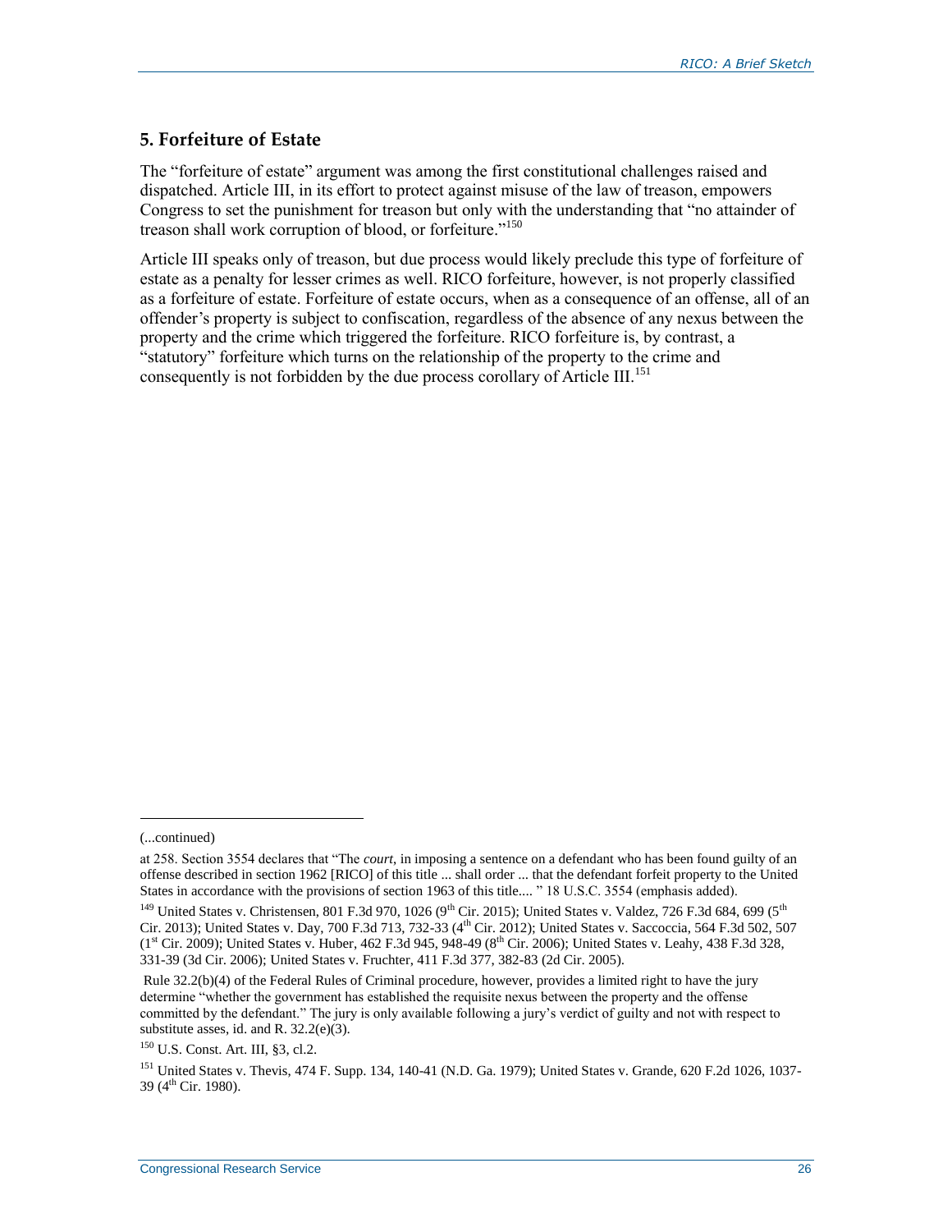### 5. Forfeiture of Estate

The "forfeiture of estate" argument was among the first constitutional challenges raised and dispatched. Article III, in its effort to protect against misuse of the law of treason, empowers Congress to set the punishment for treason but only with the understanding that "no attainder of treason shall work corruption of blood, or forfeiture."[150]

Article III speaks only of treason, but due process would likely preclude this type of forfeiture of estate as a penalty for lesser crimes as well. RICO forfeiture, however, is not properly classified as a forfeiture of estate. Forfeiture of estate occurs, when as a consequence of an offense, all of an offender's property is subject to confiscation, regardless of the absence of any nexus between the property and the crime which triggered the forfeiture. RICO forfeiture is, by contrast, a "statutory" forfeiture which turns on the relationship of the property to the crime and consequently is not forbidden by the due process corollary of Article III.[151]

---

(...continued)

at 258. Section 3554 declares that "The *court*, in imposing a sentence on a defendant who has been found guilty of an offense described in section 1962 [RICO] of this title ... shall order ... that the defendant forfeit property to the United States in accordance with the provisions of section 1963 of this title.... " 18 U.S.C. 3554 (emphasis added).

[149] United States v. Christensen, 801 F.3d 970, 1026 (9th Cir. 2015); United States v. Valdez, 726 F.3d 684, 699 (5th Cir. 2013); United States v. Day, 700 F.3d 713, 732-33 (4th Cir. 2012); United States v. Saccoccia, 564 F.3d 502, 507 (1st Cir. 2009); United States v. Huber, 462 F.3d 945, 948-49 (8th Cir. 2006); United States v. Leahy, 438 F.3d 328, 331-39 (3d Cir. 2006); United States v. Fruchter, 411 F.3d 377, 382-83 (2d Cir. 2005).

Rule 32.2(b)(4) of the Federal Rules of Criminal procedure, however, provides a limited right to have the jury determine "whether the government has established the requisite nexus between the property and the offense committed by the defendant." The jury is only available following a jury's verdict of guilty and not with respect to substitute asses, id. and R. 32.2(e)(3).

[150] U.S. Const. Art. III, §3, cl.2.

[151] United States v. Thevis, 474 F. Supp. 134, 140-41 (N.D. Ga. 1979); United States v. Grande, 620 F.2d 1026, 1037-39 (4th Cir. 1980).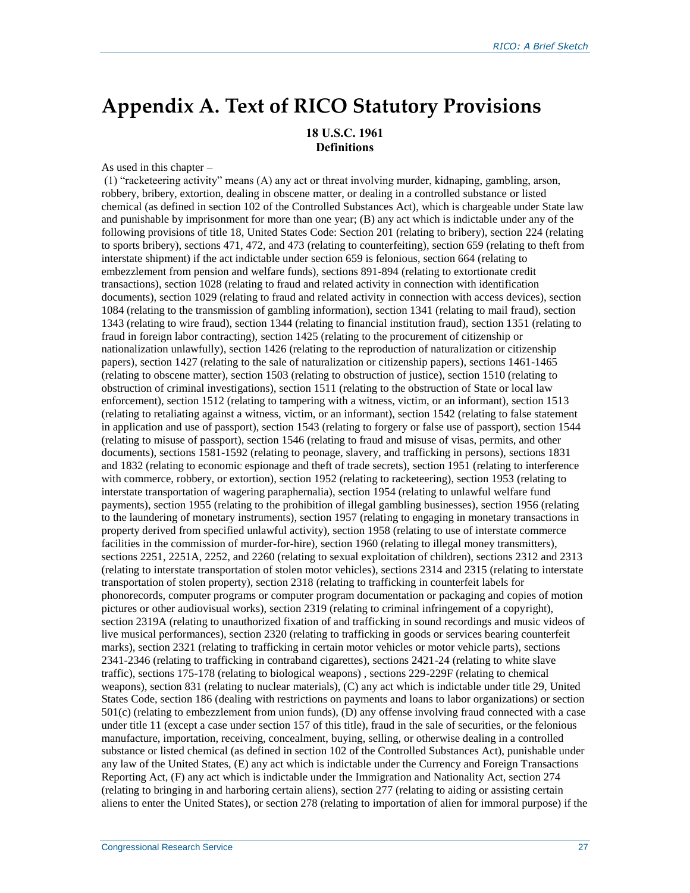# Appendix A. Text of RICO Statutory Provisions

**18 U.S.C. 1961**
**Definitions**

As used in this chapter –

(1) "racketeering activity" means (A) any act or threat involving murder, kidnaping, gambling, arson, robbery, bribery, extortion, dealing in obscene matter, or dealing in a controlled substance or listed chemical (as defined in section 102 of the Controlled Substances Act), which is chargeable under State law and punishable by imprisonment for more than one year; (B) any act which is indictable under any of the following provisions of title 18, United States Code: Section 201 (relating to bribery), section 224 (relating to sports bribery), sections 471, 472, and 473 (relating to counterfeiting), section 659 (relating to theft from interstate shipment) if the act indictable under section 659 is felonious, section 664 (relating to embezzlement from pension and welfare funds), sections 891-894 (relating to extortionate credit transactions), section 1028 (relating to fraud and related activity in connection with identification documents), section 1029 (relating to fraud and related activity in connection with access devices), section 1084 (relating to the transmission of gambling information), section 1341 (relating to mail fraud), section 1343 (relating to wire fraud), section 1344 (relating to financial institution fraud), section 1351 (relating to fraud in foreign labor contracting), section 1425 (relating to the procurement of citizenship or nationalization unlawfully), section 1426 (relating to the reproduction of naturalization or citizenship papers), section 1427 (relating to the sale of naturalization or citizenship papers), sections 1461-1465 (relating to obscene matter), section 1503 (relating to obstruction of justice), section 1510 (relating to obstruction of criminal investigations), section 1511 (relating to the obstruction of State or local law enforcement), section 1512 (relating to tampering with a witness, victim, or an informant), section 1513 (relating to retaliating against a witness, victim, or an informant), section 1542 (relating to false statement in application and use of passport), section 1543 (relating to forgery or false use of passport), section 1544 (relating to misuse of passport), section 1546 (relating to fraud and misuse of visas, permits, and other documents), sections 1581-1592 (relating to peonage, slavery, and trafficking in persons), sections 1831 and 1832 (relating to economic espionage and theft of trade secrets), section 1951 (relating to interference with commerce, robbery, or extortion), section 1952 (relating to racketeering), section 1953 (relating to interstate transportation of wagering paraphernalia), section 1954 (relating to unlawful welfare fund payments), section 1955 (relating to the prohibition of illegal gambling businesses), section 1956 (relating to the laundering of monetary instruments), section 1957 (relating to engaging in monetary transactions in property derived from specified unlawful activity), section 1958 (relating to use of interstate commerce facilities in the commission of murder-for-hire), section 1960 (relating to illegal money transmitters), sections 2251, 2251A, 2252, and 2260 (relating to sexual exploitation of children), sections 2312 and 2313 (relating to interstate transportation of stolen motor vehicles), sections 2314 and 2315 (relating to interstate transportation of stolen property), section 2318 (relating to trafficking in counterfeit labels for phonorecords, computer programs or computer program documentation or packaging and copies of motion pictures or other audiovisual works), section 2319 (relating to criminal infringement of a copyright), section 2319A (relating to unauthorized fixation of and trafficking in sound recordings and music videos of live musical performances), section 2320 (relating to trafficking in goods or services bearing counterfeit marks), section 2321 (relating to trafficking in certain motor vehicles or motor vehicle parts), sections 2341-2346 (relating to trafficking in contraband cigarettes), sections 2421-24 (relating to white slave traffic), sections 175-178 (relating to biological weapons) , sections 229-229F (relating to chemical weapons), section 831 (relating to nuclear materials), (C) any act which is indictable under title 29, United States Code, section 186 (dealing with restrictions on payments and loans to labor organizations) or section 501(c) (relating to embezzlement from union funds), (D) any offense involving fraud connected with a case under title 11 (except a case under section 157 of this title), fraud in the sale of securities, or the felonious manufacture, importation, receiving, concealment, buying, selling, or otherwise dealing in a controlled substance or listed chemical (as defined in section 102 of the Controlled Substances Act), punishable under any law of the United States, (E) any act which is indictable under the Currency and Foreign Transactions Reporting Act, (F) any act which is indictable under the Immigration and Nationality Act, section 274 (relating to bringing in and harboring certain aliens), section 277 (relating to aiding or assisting certain aliens to enter the United States), or section 278 (relating to importation of alien for immoral purpose) if the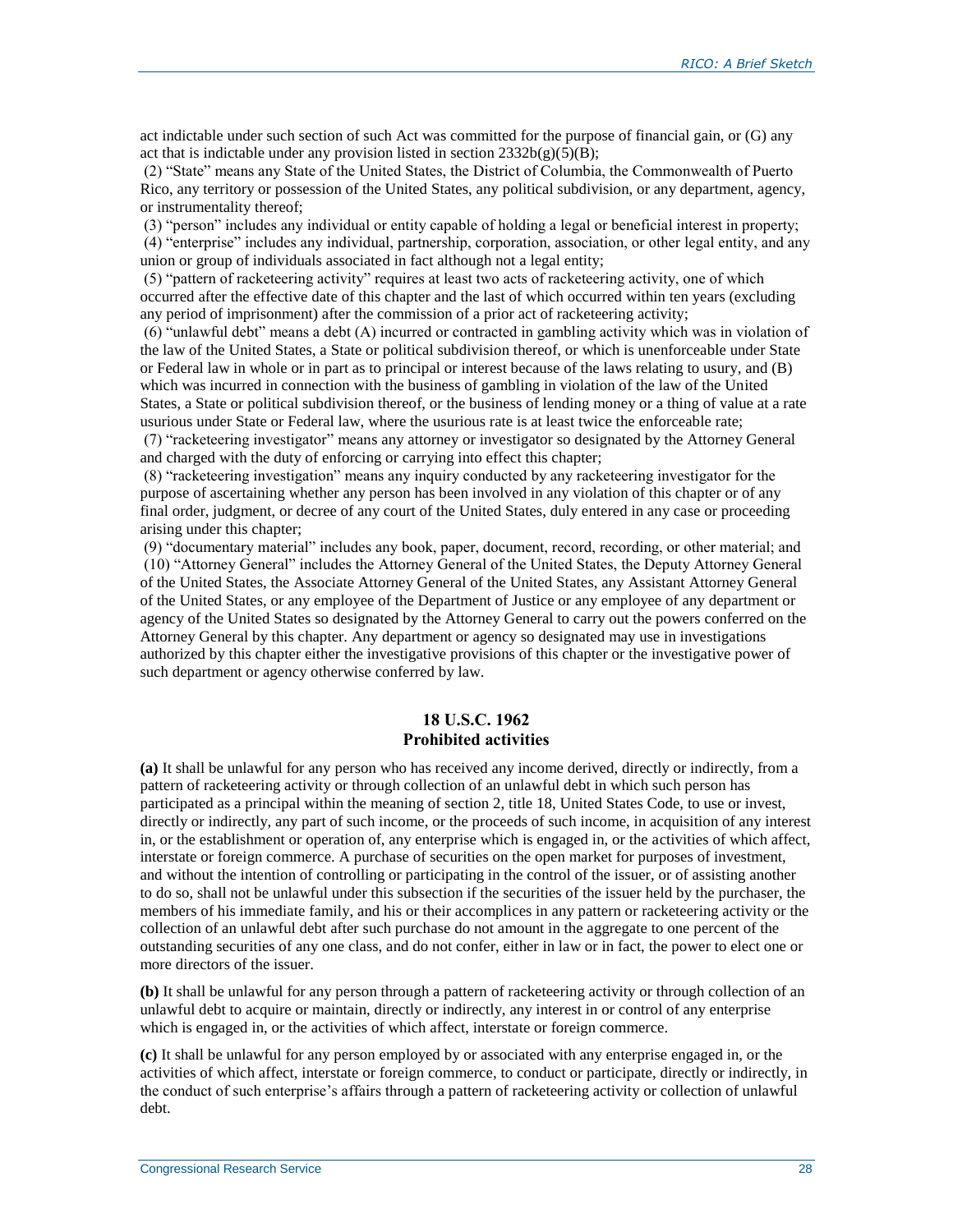act indictable under such section of such Act was committed for the purpose of financial gain, or (G) any act that is indictable under any provision listed in section 2332b(g)(5)(B);

(2) "State" means any State of the United States, the District of Columbia, the Commonwealth of Puerto Rico, any territory or possession of the United States, any political subdivision, or any department, agency, or instrumentality thereof;

(3) "person" includes any individual or entity capable of holding a legal or beneficial interest in property;

(4) "enterprise" includes any individual, partnership, corporation, association, or other legal entity, and any union or group of individuals associated in fact although not a legal entity;

(5) "pattern of racketeering activity" requires at least two acts of racketeering activity, one of which occurred after the effective date of this chapter and the last of which occurred within ten years (excluding any period of imprisonment) after the commission of a prior act of racketeering activity;

(6) "unlawful debt" means a debt (A) incurred or contracted in gambling activity which was in violation of the law of the United States, a State or political subdivision thereof, or which is unenforceable under State or Federal law in whole or in part as to principal or interest because of the laws relating to usury, and (B) which was incurred in connection with the business of gambling in violation of the law of the United States, a State or political subdivision thereof, or the business of lending money or a thing of value at a rate usurious under State or Federal law, where the usurious rate is at least twice the enforceable rate;

(7) "racketeering investigator" means any attorney or investigator so designated by the Attorney General and charged with the duty of enforcing or carrying into effect this chapter;

(8) "racketeering investigation" means any inquiry conducted by any racketeering investigator for the purpose of ascertaining whether any person has been involved in any violation of this chapter or of any final order, judgment, or decree of any court of the United States, duly entered in any case or proceeding arising under this chapter;

(9) "documentary material" includes any book, paper, document, record, recording, or other material; and

(10) "Attorney General" includes the Attorney General of the United States, the Deputy Attorney General of the United States, the Associate Attorney General of the United States, any Assistant Attorney General of the United States, or any employee of the Department of Justice or any employee of any department or agency of the United States so designated by the Attorney General to carry out the powers conferred on the Attorney General by this chapter. Any department or agency so designated may use in investigations authorized by this chapter either the investigative provisions of this chapter or the investigative power of such department or agency otherwise conferred by law.

## 18 U.S.C. 1962
## Prohibited activities

**(a)** It shall be unlawful for any person who has received any income derived, directly or indirectly, from a pattern of racketeering activity or through collection of an unlawful debt in which such person has participated as a principal within the meaning of section 2, title 18, United States Code, to use or invest, directly or indirectly, any part of such income, or the proceeds of such income, in acquisition of any interest in, or the establishment or operation of, any enterprise which is engaged in, or the activities of which affect, interstate or foreign commerce. A purchase of securities on the open market for purposes of investment, and without the intention of controlling or participating in the control of the issuer, or of assisting another to do so, shall not be unlawful under this subsection if the securities of the issuer held by the purchaser, the members of his immediate family, and his or their accomplices in any pattern or racketeering activity or the collection of an unlawful debt after such purchase do not amount in the aggregate to one percent of the outstanding securities of any one class, and do not confer, either in law or in fact, the power to elect one or more directors of the issuer.

**(b)** It shall be unlawful for any person through a pattern of racketeering activity or through collection of an unlawful debt to acquire or maintain, directly or indirectly, any interest in or control of any enterprise which is engaged in, or the activities of which affect, interstate or foreign commerce.

**(c)** It shall be unlawful for any person employed by or associated with any enterprise engaged in, or the activities of which affect, interstate or foreign commerce, to conduct or participate, directly or indirectly, in the conduct of such enterprise's affairs through a pattern of racketeering activity or collection of unlawful debt.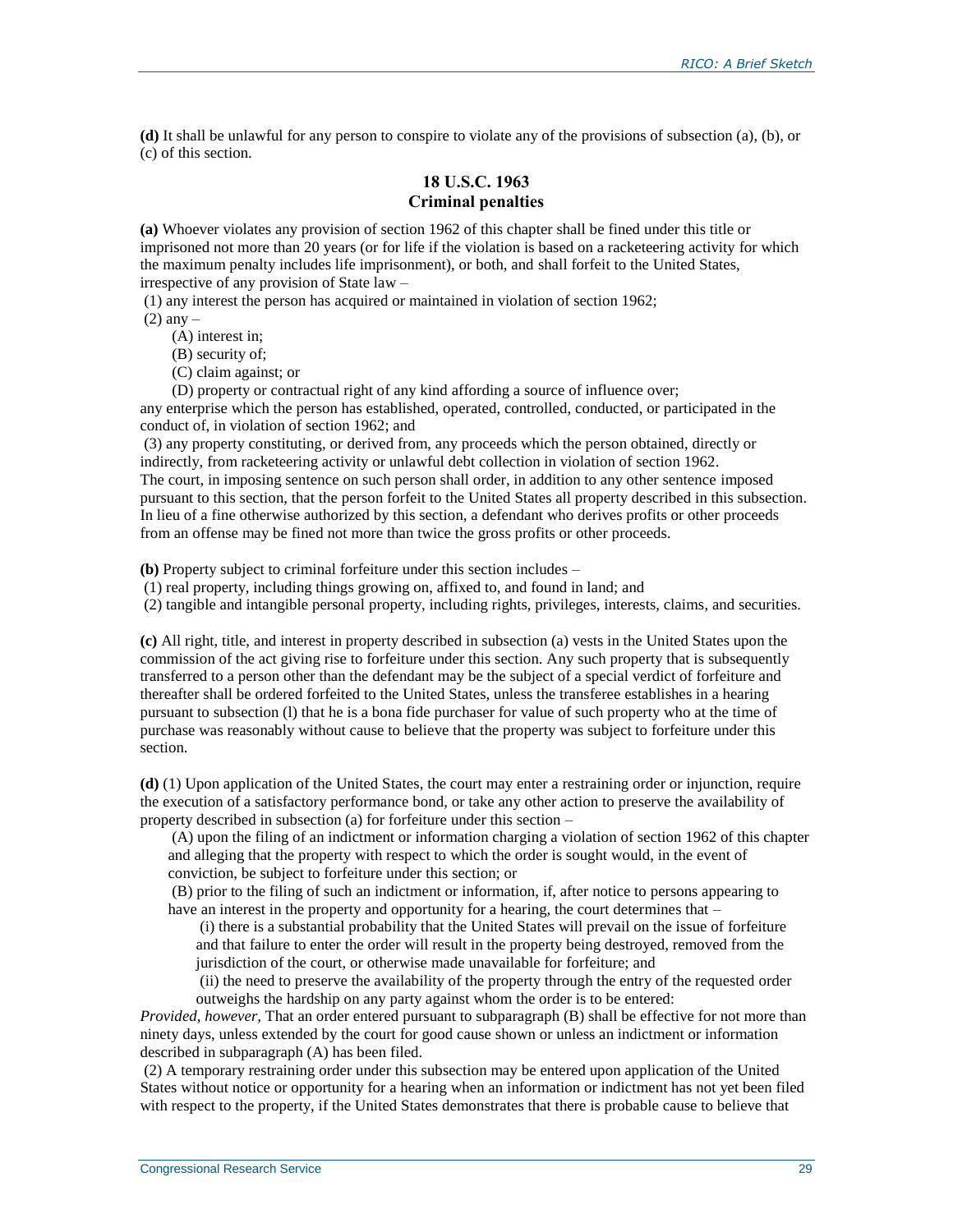**(d)** It shall be unlawful for any person to conspire to violate any of the provisions of subsection (a), (b), or (c) of this section.

## 18 U.S.C. 1963
## Criminal penalties

**(a)** Whoever violates any provision of section 1962 of this chapter shall be fined under this title or imprisoned not more than 20 years (or for life if the violation is based on a racketeering activity for which the maximum penalty includes life imprisonment), or both, and shall forfeit to the United States, irrespective of any provision of State law –

(1) any interest the person has acquired or maintained in violation of section 1962;

(2) any –

(A) interest in;

(B) security of;

(C) claim against; or

(D) property or contractual right of any kind affording a source of influence over;

any enterprise which the person has established, operated, controlled, conducted, or participated in the conduct of, in violation of section 1962; and

(3) any property constituting, or derived from, any proceeds which the person obtained, directly or indirectly, from racketeering activity or unlawful debt collection in violation of section 1962.

The court, in imposing sentence on such person shall order, in addition to any other sentence imposed pursuant to this section, that the person forfeit to the United States all property described in this subsection. In lieu of a fine otherwise authorized by this section, a defendant who derives profits or other proceeds from an offense may be fined not more than twice the gross profits or other proceeds.

**(b)** Property subject to criminal forfeiture under this section includes –

(1) real property, including things growing on, affixed to, and found in land; and

(2) tangible and intangible personal property, including rights, privileges, interests, claims, and securities.

**(c)** All right, title, and interest in property described in subsection (a) vests in the United States upon the commission of the act giving rise to forfeiture under this section. Any such property that is subsequently transferred to a person other than the defendant may be the subject of a special verdict of forfeiture and thereafter shall be ordered forfeited to the United States, unless the transferee establishes in a hearing pursuant to subsection (l) that he is a bona fide purchaser for value of such property who at the time of purchase was reasonably without cause to believe that the property was subject to forfeiture under this section.

**(d)** (1) Upon application of the United States, the court may enter a restraining order or injunction, require the execution of a satisfactory performance bond, or take any other action to preserve the availability of property described in subsection (a) for forfeiture under this section –

(A) upon the filing of an indictment or information charging a violation of section 1962 of this chapter and alleging that the property with respect to which the order is sought would, in the event of conviction, be subject to forfeiture under this section; or

(B) prior to the filing of such an indictment or information, if, after notice to persons appearing to have an interest in the property and opportunity for a hearing, the court determines that –

(i) there is a substantial probability that the United States will prevail on the issue of forfeiture and that failure to enter the order will result in the property being destroyed, removed from the jurisdiction of the court, or otherwise made unavailable for forfeiture; and

(ii) the need to preserve the availability of the property through the entry of the requested order outweighs the hardship on any party against whom the order is to be entered:

*Provided, however,* That an order entered pursuant to subparagraph (B) shall be effective for not more than ninety days, unless extended by the court for good cause shown or unless an indictment or information described in subparagraph (A) has been filed.

(2) A temporary restraining order under this subsection may be entered upon application of the United States without notice or opportunity for a hearing when an information or indictment has not yet been filed with respect to the property, if the United States demonstrates that there is probable cause to believe that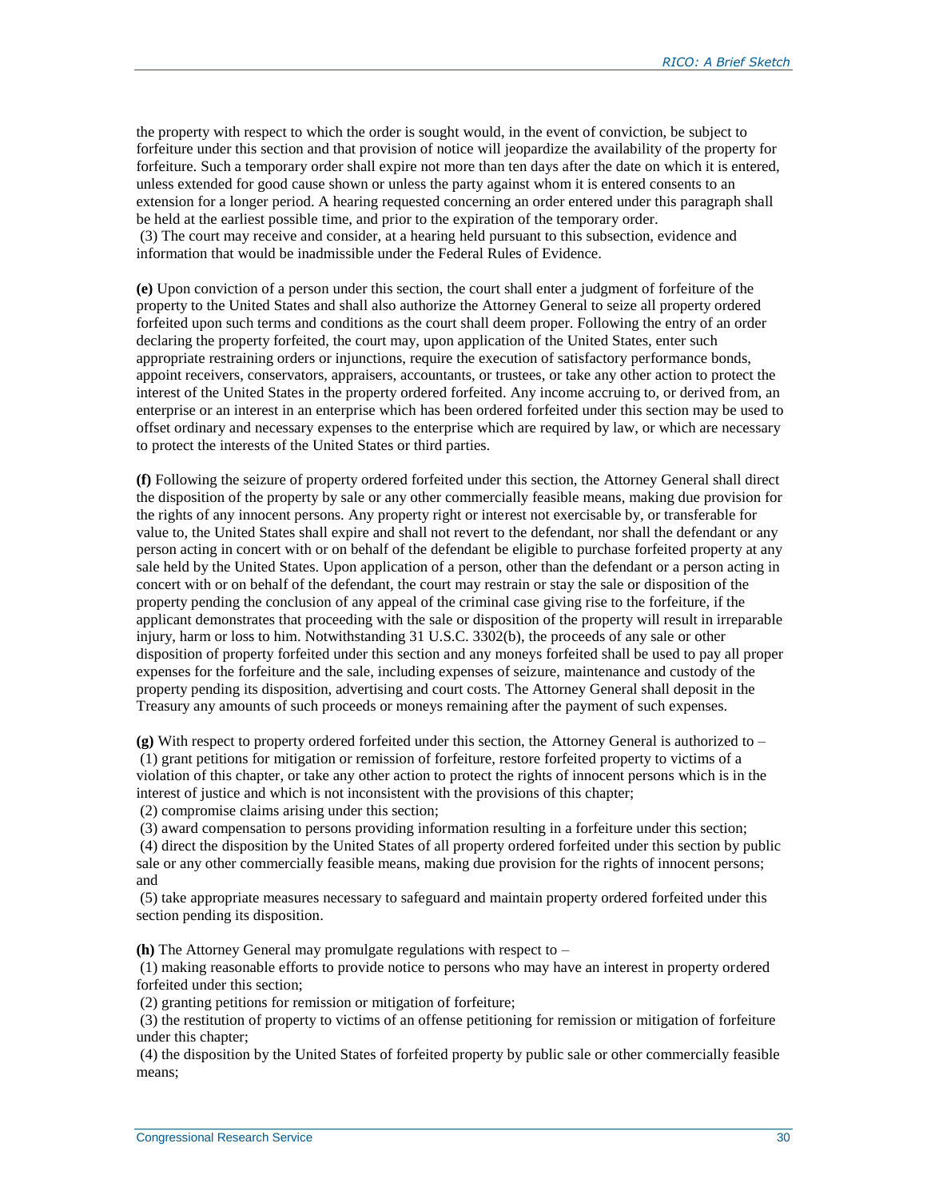the property with respect to which the order is sought would, in the event of conviction, be subject to forfeiture under this section and that provision of notice will jeopardize the availability of the property for forfeiture. Such a temporary order shall expire not more than ten days after the date on which it is entered, unless extended for good cause shown or unless the party against whom it is entered consents to an extension for a longer period. A hearing requested concerning an order entered under this paragraph shall be held at the earliest possible time, and prior to the expiration of the temporary order.

(3) The court may receive and consider, at a hearing held pursuant to this subsection, evidence and information that would be inadmissible under the Federal Rules of Evidence.

**(e)** Upon conviction of a person under this section, the court shall enter a judgment of forfeiture of the property to the United States and shall also authorize the Attorney General to seize all property ordered forfeited upon such terms and conditions as the court shall deem proper. Following the entry of an order declaring the property forfeited, the court may, upon application of the United States, enter such appropriate restraining orders or injunctions, require the execution of satisfactory performance bonds, appoint receivers, conservators, appraisers, accountants, or trustees, or take any other action to protect the interest of the United States in the property ordered forfeited. Any income accruing to, or derived from, an enterprise or an interest in an enterprise which has been ordered forfeited under this section may be used to offset ordinary and necessary expenses to the enterprise which are required by law, or which are necessary to protect the interests of the United States or third parties.

**(f)** Following the seizure of property ordered forfeited under this section, the Attorney General shall direct the disposition of the property by sale or any other commercially feasible means, making due provision for the rights of any innocent persons. Any property right or interest not exercisable by, or transferable for value to, the United States shall expire and shall not revert to the defendant, nor shall the defendant or any person acting in concert with or on behalf of the defendant be eligible to purchase forfeited property at any sale held by the United States. Upon application of a person, other than the defendant or a person acting in concert with or on behalf of the defendant, the court may restrain or stay the sale or disposition of the property pending the conclusion of any appeal of the criminal case giving rise to the forfeiture, if the applicant demonstrates that proceeding with the sale or disposition of the property will result in irreparable injury, harm or loss to him. Notwithstanding 31 U.S.C. 3302(b), the proceeds of any sale or other disposition of property forfeited under this section and any moneys forfeited shall be used to pay all proper expenses for the forfeiture and the sale, including expenses of seizure, maintenance and custody of the property pending its disposition, advertising and court costs. The Attorney General shall deposit in the Treasury any amounts of such proceeds or moneys remaining after the payment of such expenses.

**(g)** With respect to property ordered forfeited under this section, the Attorney General is authorized to –

(1) grant petitions for mitigation or remission of forfeiture, restore forfeited property to victims of a violation of this chapter, or take any other action to protect the rights of innocent persons which is in the interest of justice and which is not inconsistent with the provisions of this chapter;

(2) compromise claims arising under this section;

(3) award compensation to persons providing information resulting in a forfeiture under this section;

(4) direct the disposition by the United States of all property ordered forfeited under this section by public sale or any other commercially feasible means, making due provision for the rights of innocent persons; and

(5) take appropriate measures necessary to safeguard and maintain property ordered forfeited under this section pending its disposition.

**(h)** The Attorney General may promulgate regulations with respect to –

(1) making reasonable efforts to provide notice to persons who may have an interest in property ordered forfeited under this section;

(2) granting petitions for remission or mitigation of forfeiture;

(3) the restitution of property to victims of an offense petitioning for remission or mitigation of forfeiture under this chapter;

(4) the disposition by the United States of forfeited property by public sale or other commercially feasible means;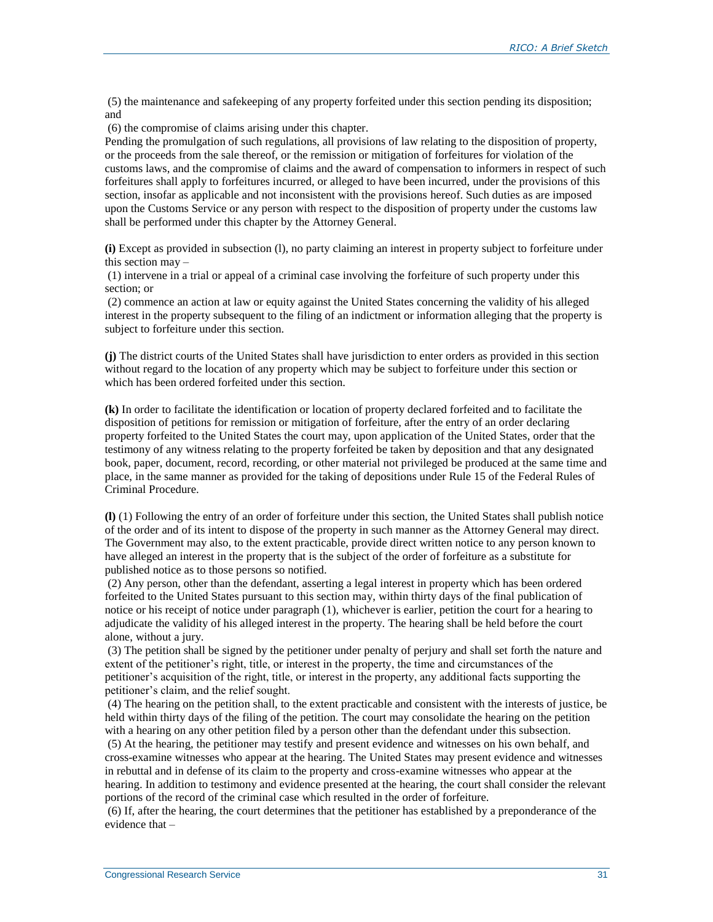(5) the maintenance and safekeeping of any property forfeited under this section pending its disposition; and

(6) the compromise of claims arising under this chapter.

Pending the promulgation of such regulations, all provisions of law relating to the disposition of property, or the proceeds from the sale thereof, or the remission or mitigation of forfeitures for violation of the customs laws, and the compromise of claims and the award of compensation to informers in respect of such forfeitures shall apply to forfeitures incurred, or alleged to have been incurred, under the provisions of this section, insofar as applicable and not inconsistent with the provisions hereof. Such duties as are imposed upon the Customs Service or any person with respect to the disposition of property under the customs law shall be performed under this chapter by the Attorney General.

**(i)** Except as provided in subsection (l), no party claiming an interest in property subject to forfeiture under this section may –

(1) intervene in a trial or appeal of a criminal case involving the forfeiture of such property under this section; or

(2) commence an action at law or equity against the United States concerning the validity of his alleged interest in the property subsequent to the filing of an indictment or information alleging that the property is subject to forfeiture under this section.

**(j)** The district courts of the United States shall have jurisdiction to enter orders as provided in this section without regard to the location of any property which may be subject to forfeiture under this section or which has been ordered forfeited under this section.

**(k)** In order to facilitate the identification or location of property declared forfeited and to facilitate the disposition of petitions for remission or mitigation of forfeiture, after the entry of an order declaring property forfeited to the United States the court may, upon application of the United States, order that the testimony of any witness relating to the property forfeited be taken by deposition and that any designated book, paper, document, record, recording, or other material not privileged be produced at the same time and place, in the same manner as provided for the taking of depositions under Rule 15 of the Federal Rules of Criminal Procedure.

**(l)** (1) Following the entry of an order of forfeiture under this section, the United States shall publish notice of the order and of its intent to dispose of the property in such manner as the Attorney General may direct. The Government may also, to the extent practicable, provide direct written notice to any person known to have alleged an interest in the property that is the subject of the order of forfeiture as a substitute for published notice as to those persons so notified.

(2) Any person, other than the defendant, asserting a legal interest in property which has been ordered forfeited to the United States pursuant to this section may, within thirty days of the final publication of notice or his receipt of notice under paragraph (1), whichever is earlier, petition the court for a hearing to adjudicate the validity of his alleged interest in the property. The hearing shall be held before the court alone, without a jury.

(3) The petition shall be signed by the petitioner under penalty of perjury and shall set forth the nature and extent of the petitioner's right, title, or interest in the property, the time and circumstances of the petitioner's acquisition of the right, title, or interest in the property, any additional facts supporting the petitioner's claim, and the relief sought.

(4) The hearing on the petition shall, to the extent practicable and consistent with the interests of justice, be held within thirty days of the filing of the petition. The court may consolidate the hearing on the petition with a hearing on any other petition filed by a person other than the defendant under this subsection.

(5) At the hearing, the petitioner may testify and present evidence and witnesses on his own behalf, and cross-examine witnesses who appear at the hearing. The United States may present evidence and witnesses in rebuttal and in defense of its claim to the property and cross-examine witnesses who appear at the hearing. In addition to testimony and evidence presented at the hearing, the court shall consider the relevant portions of the record of the criminal case which resulted in the order of forfeiture.

(6) If, after the hearing, the court determines that the petitioner has established by a preponderance of the evidence that –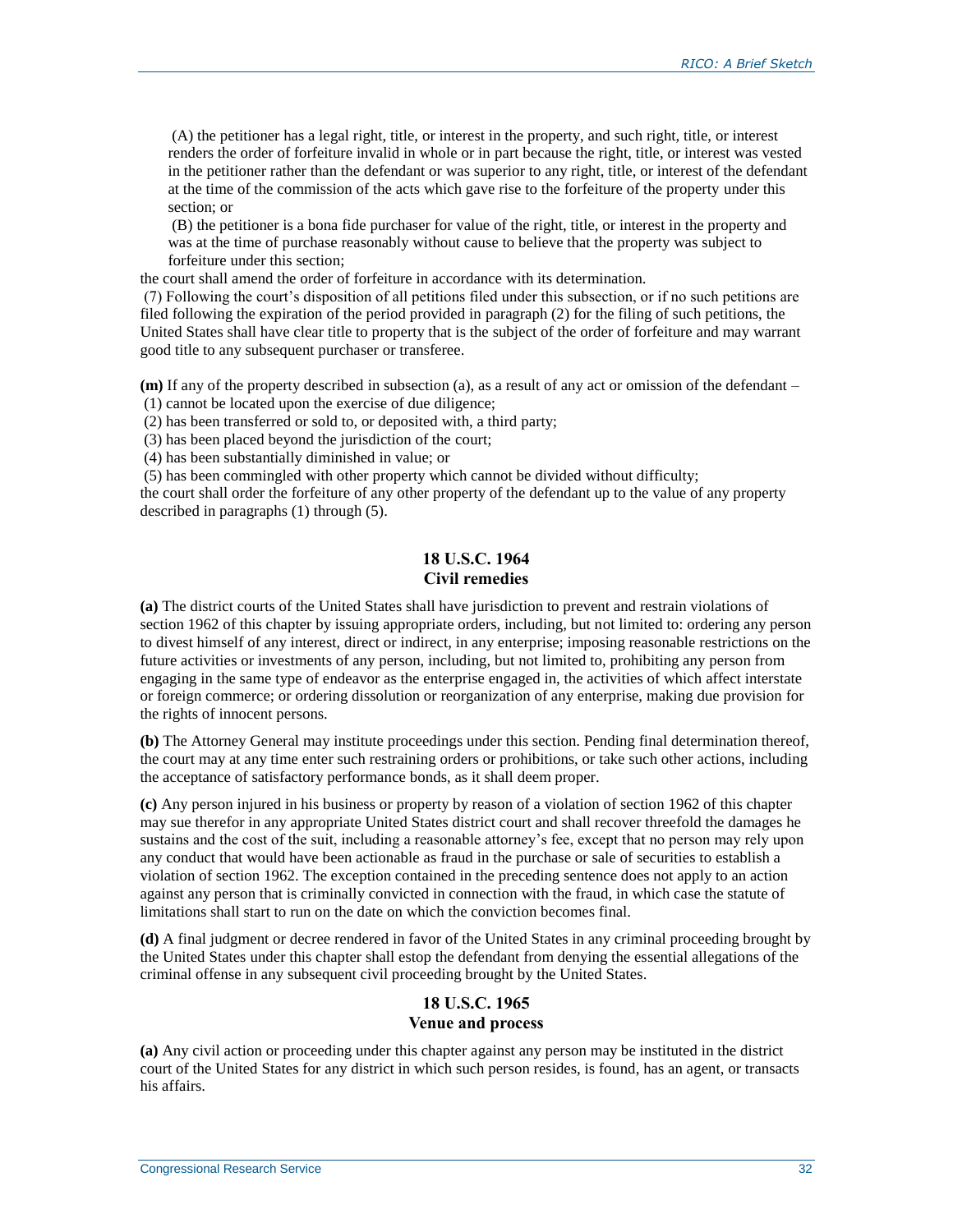(A) the petitioner has a legal right, title, or interest in the property, and such right, title, or interest renders the order of forfeiture invalid in whole or in part because the right, title, or interest was vested in the petitioner rather than the defendant or was superior to any right, title, or interest of the defendant at the time of the commission of the acts which gave rise to the forfeiture of the property under this section; or

(B) the petitioner is a bona fide purchaser for value of the right, title, or interest in the property and was at the time of purchase reasonably without cause to believe that the property was subject to forfeiture under this section;

the court shall amend the order of forfeiture in accordance with its determination.

(7) Following the court's disposition of all petitions filed under this subsection, or if no such petitions are filed following the expiration of the period provided in paragraph (2) for the filing of such petitions, the United States shall have clear title to property that is the subject of the order of forfeiture and may warrant good title to any subsequent purchaser or transferee.

**(m)** If any of the property described in subsection (a), as a result of any act or omission of the defendant –

(1) cannot be located upon the exercise of due diligence;

(2) has been transferred or sold to, or deposited with, a third party;

(3) has been placed beyond the jurisdiction of the court;

(4) has been substantially diminished in value; or

(5) has been commingled with other property which cannot be divided without difficulty;

the court shall order the forfeiture of any other property of the defendant up to the value of any property described in paragraphs (1) through (5).

## 18 U.S.C. 1964 Civil remedies

**(a)** The district courts of the United States shall have jurisdiction to prevent and restrain violations of section 1962 of this chapter by issuing appropriate orders, including, but not limited to: ordering any person to divest himself of any interest, direct or indirect, in any enterprise; imposing reasonable restrictions on the future activities or investments of any person, including, but not limited to, prohibiting any person from engaging in the same type of endeavor as the enterprise engaged in, the activities of which affect interstate or foreign commerce; or ordering dissolution or reorganization of any enterprise, making due provision for the rights of innocent persons.

**(b)** The Attorney General may institute proceedings under this section. Pending final determination thereof, the court may at any time enter such restraining orders or prohibitions, or take such other actions, including the acceptance of satisfactory performance bonds, as it shall deem proper.

**(c)** Any person injured in his business or property by reason of a violation of section 1962 of this chapter may sue therefor in any appropriate United States district court and shall recover threefold the damages he sustains and the cost of the suit, including a reasonable attorney's fee, except that no person may rely upon any conduct that would have been actionable as fraud in the purchase or sale of securities to establish a violation of section 1962. The exception contained in the preceding sentence does not apply to an action against any person that is criminally convicted in connection with the fraud, in which case the statute of limitations shall start to run on the date on which the conviction becomes final.

**(d)** A final judgment or decree rendered in favor of the United States in any criminal proceeding brought by the United States under this chapter shall estop the defendant from denying the essential allegations of the criminal offense in any subsequent civil proceeding brought by the United States.

## 18 U.S.C. 1965 Venue and process

**(a)** Any civil action or proceeding under this chapter against any person may be instituted in the district court of the United States for any district in which such person resides, is found, has an agent, or transacts his affairs.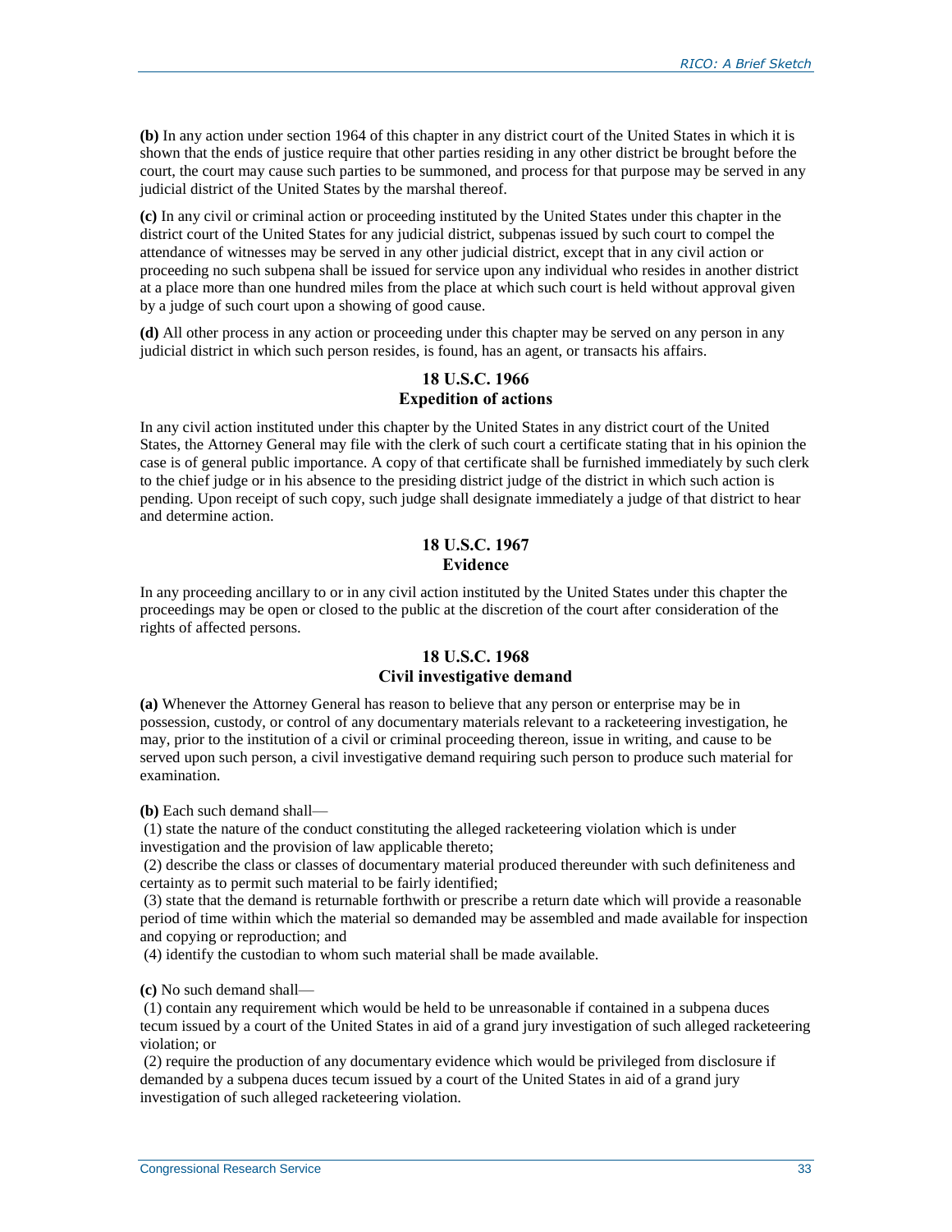**(b)** In any action under section 1964 of this chapter in any district court of the United States in which it is shown that the ends of justice require that other parties residing in any other district be brought before the court, the court may cause such parties to be summoned, and process for that purpose may be served in any judicial district of the United States by the marshal thereof.

**(c)** In any civil or criminal action or proceeding instituted by the United States under this chapter in the district court of the United States for any judicial district, subpenas issued by such court to compel the attendance of witnesses may be served in any other judicial district, except that in any civil action or proceeding no such subpena shall be issued for service upon any individual who resides in another district at a place more than one hundred miles from the place at which such court is held without approval given by a judge of such court upon a showing of good cause.

**(d)** All other process in any action or proceeding under this chapter may be served on any person in any judicial district in which such person resides, is found, has an agent, or transacts his affairs.

### 18 U.S.C. 1966
### Expedition of actions

In any civil action instituted under this chapter by the United States in any district court of the United States, the Attorney General may file with the clerk of such court a certificate stating that in his opinion the case is of general public importance. A copy of that certificate shall be furnished immediately by such clerk to the chief judge or in his absence to the presiding district judge of the district in which such action is pending. Upon receipt of such copy, such judge shall designate immediately a judge of that district to hear and determine action.

### 18 U.S.C. 1967
### Evidence

In any proceeding ancillary to or in any civil action instituted by the United States under this chapter the proceedings may be open or closed to the public at the discretion of the court after consideration of the rights of affected persons.

### 18 U.S.C. 1968
### Civil investigative demand

**(a)** Whenever the Attorney General has reason to believe that any person or enterprise may be in possession, custody, or control of any documentary materials relevant to a racketeering investigation, he may, prior to the institution of a civil or criminal proceeding thereon, issue in writing, and cause to be served upon such person, a civil investigative demand requiring such person to produce such material for examination.

**(b)** Each such demand shall—

(1) state the nature of the conduct constituting the alleged racketeering violation which is under investigation and the provision of law applicable thereto;

(2) describe the class or classes of documentary material produced thereunder with such definiteness and certainty as to permit such material to be fairly identified;

(3) state that the demand is returnable forthwith or prescribe a return date which will provide a reasonable period of time within which the material so demanded may be assembled and made available for inspection and copying or reproduction; and

(4) identify the custodian to whom such material shall be made available.

**(c)** No such demand shall—

(1) contain any requirement which would be held to be unreasonable if contained in a subpena duces tecum issued by a court of the United States in aid of a grand jury investigation of such alleged racketeering violation; or

(2) require the production of any documentary evidence which would be privileged from disclosure if demanded by a subpena duces tecum issued by a court of the United States in aid of a grand jury investigation of such alleged racketeering violation.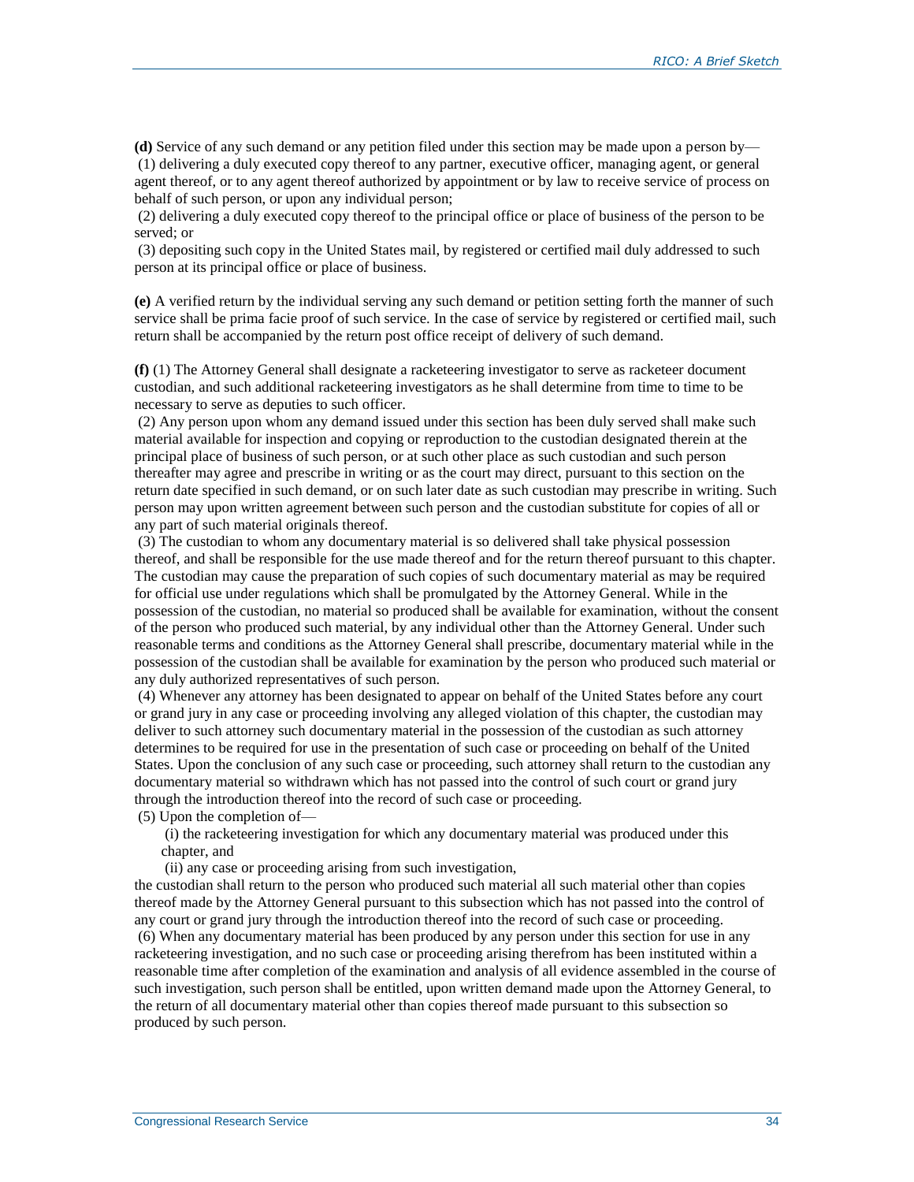**(d)** Service of any such demand or any petition filed under this section may be made upon a person by—

(1) delivering a duly executed copy thereof to any partner, executive officer, managing agent, or general agent thereof, or to any agent thereof authorized by appointment or by law to receive service of process on behalf of such person, or upon any individual person;

(2) delivering a duly executed copy thereof to the principal office or place of business of the person to be served; or

(3) depositing such copy in the United States mail, by registered or certified mail duly addressed to such person at its principal office or place of business.

**(e)** A verified return by the individual serving any such demand or petition setting forth the manner of such service shall be prima facie proof of such service. In the case of service by registered or certified mail, such return shall be accompanied by the return post office receipt of delivery of such demand.

**(f)** (1) The Attorney General shall designate a racketeering investigator to serve as racketeer document custodian, and such additional racketeering investigators as he shall determine from time to time to be necessary to serve as deputies to such officer.

(2) Any person upon whom any demand issued under this section has been duly served shall make such material available for inspection and copying or reproduction to the custodian designated therein at the principal place of business of such person, or at such other place as such custodian and such person thereafter may agree and prescribe in writing or as the court may direct, pursuant to this section on the return date specified in such demand, or on such later date as such custodian may prescribe in writing. Such person may upon written agreement between such person and the custodian substitute for copies of all or any part of such material originals thereof.

(3) The custodian to whom any documentary material is so delivered shall take physical possession thereof, and shall be responsible for the use made thereof and for the return thereof pursuant to this chapter. The custodian may cause the preparation of such copies of such documentary material as may be required for official use under regulations which shall be promulgated by the Attorney General. While in the possession of the custodian, no material so produced shall be available for examination, without the consent of the person who produced such material, by any individual other than the Attorney General. Under such reasonable terms and conditions as the Attorney General shall prescribe, documentary material while in the possession of the custodian shall be available for examination by the person who produced such material or any duly authorized representatives of such person.

(4) Whenever any attorney has been designated to appear on behalf of the United States before any court or grand jury in any case or proceeding involving any alleged violation of this chapter, the custodian may deliver to such attorney such documentary material in the possession of the custodian as such attorney determines to be required for use in the presentation of such case or proceeding on behalf of the United States. Upon the conclusion of any such case or proceeding, such attorney shall return to the custodian any documentary material so withdrawn which has not passed into the control of such court or grand jury through the introduction thereof into the record of such case or proceeding.

(5) Upon the completion of—

(i) the racketeering investigation for which any documentary material was produced under this chapter, and

(ii) any case or proceeding arising from such investigation,

the custodian shall return to the person who produced such material all such material other than copies thereof made by the Attorney General pursuant to this subsection which has not passed into the control of any court or grand jury through the introduction thereof into the record of such case or proceeding.

(6) When any documentary material has been produced by any person under this section for use in any racketeering investigation, and no such case or proceeding arising therefrom has been instituted within a reasonable time after completion of the examination and analysis of all evidence assembled in the course of such investigation, such person shall be entitled, upon written demand made upon the Attorney General, to the return of all documentary material other than copies thereof made pursuant to this subsection so produced by such person.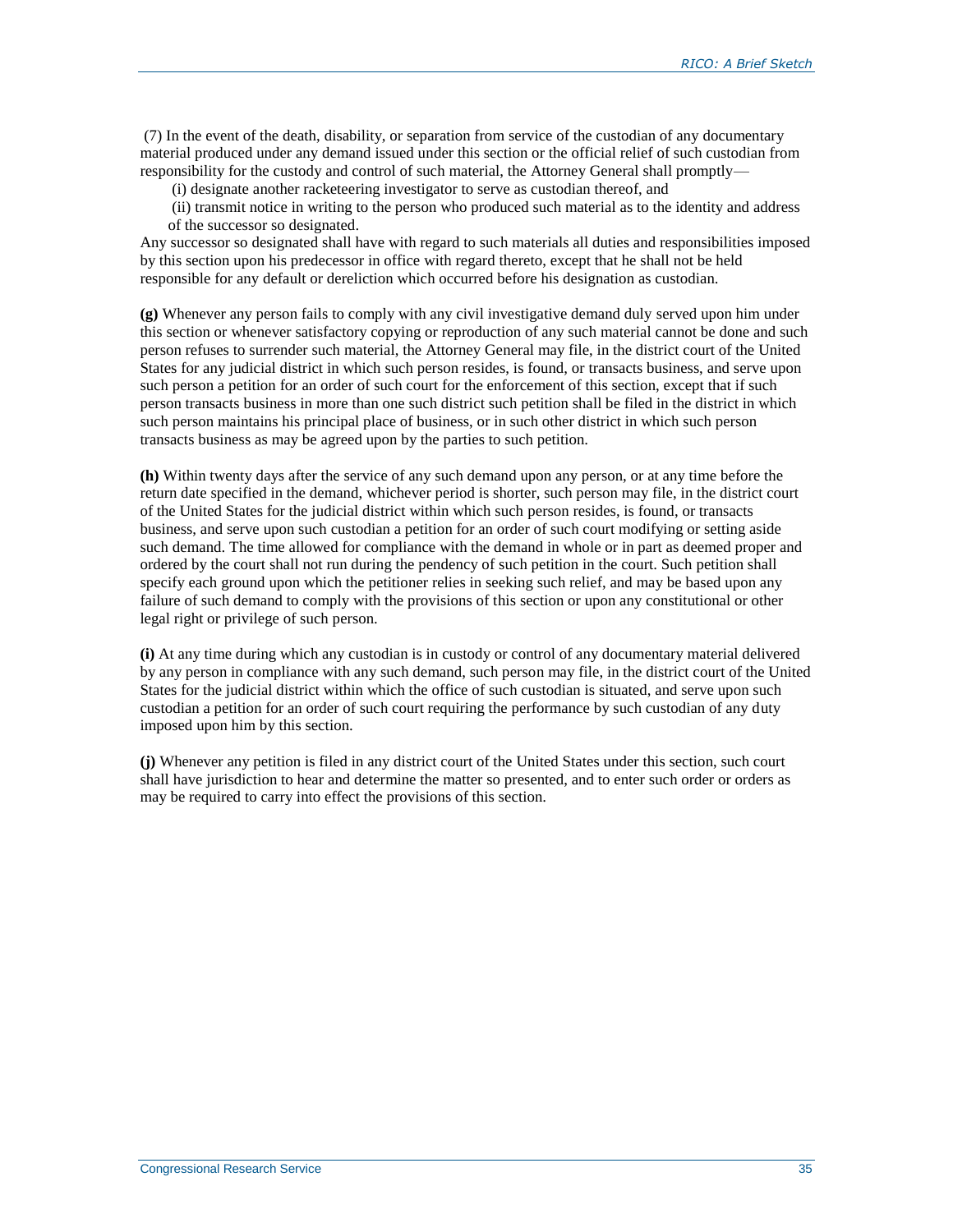(7) In the event of the death, disability, or separation from service of the custodian of any documentary material produced under any demand issued under this section or the official relief of such custodian from responsibility for the custody and control of such material, the Attorney General shall promptly—

(i) designate another racketeering investigator to serve as custodian thereof, and

(ii) transmit notice in writing to the person who produced such material as to the identity and address of the successor so designated.

Any successor so designated shall have with regard to such materials all duties and responsibilities imposed by this section upon his predecessor in office with regard thereto, except that he shall not be held responsible for any default or dereliction which occurred before his designation as custodian.

**(g)** Whenever any person fails to comply with any civil investigative demand duly served upon him under this section or whenever satisfactory copying or reproduction of any such material cannot be done and such person refuses to surrender such material, the Attorney General may file, in the district court of the United States for any judicial district in which such person resides, is found, or transacts business, and serve upon such person a petition for an order of such court for the enforcement of this section, except that if such person transacts business in more than one such district such petition shall be filed in the district in which such person maintains his principal place of business, or in such other district in which such person transacts business as may be agreed upon by the parties to such petition.

**(h)** Within twenty days after the service of any such demand upon any person, or at any time before the return date specified in the demand, whichever period is shorter, such person may file, in the district court of the United States for the judicial district within which such person resides, is found, or transacts business, and serve upon such custodian a petition for an order of such court modifying or setting aside such demand. The time allowed for compliance with the demand in whole or in part as deemed proper and ordered by the court shall not run during the pendency of such petition in the court. Such petition shall specify each ground upon which the petitioner relies in seeking such relief, and may be based upon any failure of such demand to comply with the provisions of this section or upon any constitutional or other legal right or privilege of such person.

**(i)** At any time during which any custodian is in custody or control of any documentary material delivered by any person in compliance with any such demand, such person may file, in the district court of the United States for the judicial district within which the office of such custodian is situated, and serve upon such custodian a petition for an order of such court requiring the performance by such custodian of any duty imposed upon him by this section.

**(j)** Whenever any petition is filed in any district court of the United States under this section, such court shall have jurisdiction to hear and determine the matter so presented, and to enter such order or orders as may be required to carry into effect the provisions of this section.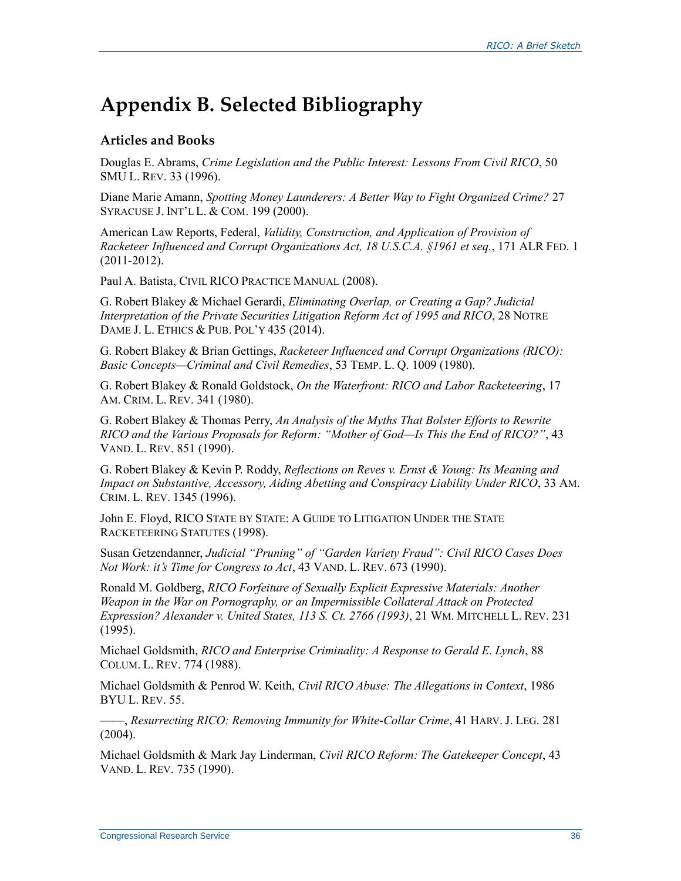# Appendix B. Selected Bibliography

### Articles and Books

Douglas E. Abrams, *Crime Legislation and the Public Interest: Lessons From Civil RICO*, 50 SMU L. REV. 33 (1996).

Diane Marie Amann, *Spotting Money Launderers: A Better Way to Fight Organized Crime?* 27 SYRACUSE J. INT'L L. & COM. 199 (2000).

American Law Reports, Federal, *Validity, Construction, and Application of Provision of Racketeer Influenced and Corrupt Organizations Act, 18 U.S.C.A. §1961 et seq.*, 171 ALR FED. 1 (2011-2012).

Paul A. Batista, CIVIL RICO PRACTICE MANUAL (2008).

G. Robert Blakey & Michael Gerardi, *Eliminating Overlap, or Creating a Gap? Judicial Interpretation of the Private Securities Litigation Reform Act of 1995 and RICO*, 28 NOTRE DAME J. L. ETHICS & PUB. POL'Y 435 (2014).

G. Robert Blakey & Brian Gettings, *Racketeer Influenced and Corrupt Organizations (RICO): Basic Concepts—Criminal and Civil Remedies*, 53 TEMP. L. Q. 1009 (1980).

G. Robert Blakey & Ronald Goldstock, *On the Waterfront: RICO and Labor Racketeering*, 17 AM. CRIM. L. REV. 341 (1980).

G. Robert Blakey & Thomas Perry, *An Analysis of the Myths That Bolster Efforts to Rewrite RICO and the Various Proposals for Reform: "Mother of God—Is This the End of RICO?"*, 43 VAND. L. REV. 851 (1990).

G. Robert Blakey & Kevin P. Roddy, *Reflections on Reves v. Ernst & Young: Its Meaning and Impact on Substantive, Accessory, Aiding Abetting and Conspiracy Liability Under RICO*, 33 AM. CRIM. L. REV. 1345 (1996).

John E. Floyd, RICO STATE BY STATE: A GUIDE TO LITIGATION UNDER THE STATE RACKETEERING STATUTES (1998).

Susan Getzendanner, *Judicial "Pruning" of "Garden Variety Fraud": Civil RICO Cases Does Not Work: it's Time for Congress to Act*, 43 VAND. L. REV. 673 (1990).

Ronald M. Goldberg, *RICO Forfeiture of Sexually Explicit Expressive Materials: Another Weapon in the War on Pornography, or an Impermissible Collateral Attack on Protected Expression? Alexander v. United States, 113 S. Ct. 2766 (1993)*, 21 WM. MITCHELL L. REV. 231 (1995).

Michael Goldsmith, *RICO and Enterprise Criminality: A Response to Gerald E. Lynch*, 88 COLUM. L. REV. 774 (1988).

Michael Goldsmith & Penrod W. Keith, *Civil RICO Abuse: The Allegations in Context*, 1986 BYU L. REV. 55.

——, *Resurrecting RICO: Removing Immunity for White-Collar Crime*, 41 HARV. J. LEG. 281 (2004).

Michael Goldsmith & Mark Jay Linderman, *Civil RICO Reform: The Gatekeeper Concept*, 43 VAND. L. REV. 735 (1990).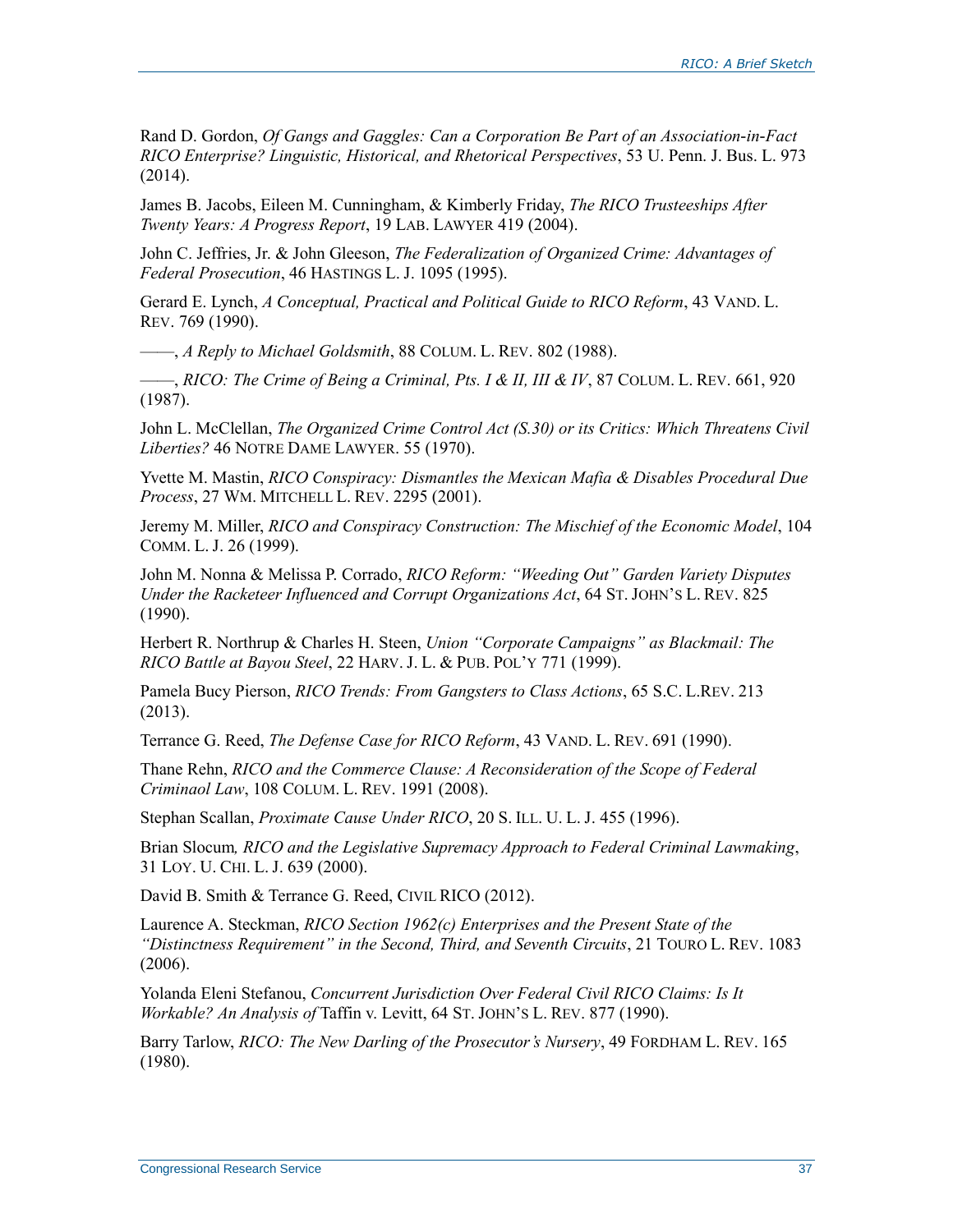Rand D. Gordon, *Of Gangs and Gaggles: Can a Corporation Be Part of an Association-in-Fact RICO Enterprise? Linguistic, Historical, and Rhetorical Perspectives*, 53 U. Penn. J. Bus. L. 973 (2014).

James B. Jacobs, Eileen M. Cunningham, & Kimberly Friday, *The RICO Trusteeships After Twenty Years: A Progress Report*, 19 LAB. LAWYER 419 (2004).

John C. Jeffries, Jr. & John Gleeson, *The Federalization of Organized Crime: Advantages of Federal Prosecution*, 46 HASTINGS L. J. 1095 (1995).

Gerard E. Lynch, *A Conceptual, Practical and Political Guide to RICO Reform*, 43 VAND. L. REV. 769 (1990).

——, *A Reply to Michael Goldsmith*, 88 COLUM. L. REV. 802 (1988).

——, *RICO: The Crime of Being a Criminal, Pts. I & II, III & IV*, 87 COLUM. L. REV. 661, 920 (1987).

John L. McClellan, *The Organized Crime Control Act (S.30) or its Critics: Which Threatens Civil Liberties?* 46 NOTRE DAME LAWYER. 55 (1970).

Yvette M. Mastin, *RICO Conspiracy: Dismantles the Mexican Mafia & Disables Procedural Due Process*, 27 WM. MITCHELL L. REV. 2295 (2001).

Jeremy M. Miller, *RICO and Conspiracy Construction: The Mischief of the Economic Model*, 104 COMM. L. J. 26 (1999).

John M. Nonna & Melissa P. Corrado, *RICO Reform: "Weeding Out" Garden Variety Disputes Under the Racketeer Influenced and Corrupt Organizations Act*, 64 ST. JOHN'S L. REV. 825 (1990).

Herbert R. Northrup & Charles H. Steen, *Union "Corporate Campaigns" as Blackmail: The RICO Battle at Bayou Steel*, 22 HARV. J. L. & PUB. POL'Y 771 (1999).

Pamela Bucy Pierson, *RICO Trends: From Gangsters to Class Actions*, 65 S.C. L.REV. 213 (2013).

Terrance G. Reed, *The Defense Case for RICO Reform*, 43 VAND. L. REV. 691 (1990).

Thane Rehn, *RICO and the Commerce Clause: A Reconsideration of the Scope of Federal Criminaol Law*, 108 COLUM. L. REV. 1991 (2008).

Stephan Scallan, *Proximate Cause Under RICO*, 20 S. ILL. U. L. J. 455 (1996).

Brian Slocum*, RICO and the Legislative Supremacy Approach to Federal Criminal Lawmaking*, 31 LOY. U. CHI. L. J. 639 (2000).

David B. Smith & Terrance G. Reed, CIVIL RICO (2012).

Laurence A. Steckman, *RICO Section 1962(c) Enterprises and the Present State of the "Distinctness Requirement" in the Second, Third, and Seventh Circuits*, 21 TOURO L. REV. 1083 (2006).

Yolanda Eleni Stefanou, *Concurrent Jurisdiction Over Federal Civil RICO Claims: Is It Workable? An Analysis of* Taffin v. Levitt, 64 ST. JOHN'S L. REV. 877 (1990).

Barry Tarlow, *RICO: The New Darling of the Prosecutor's Nursery*, 49 FORDHAM L. REV. 165 (1980).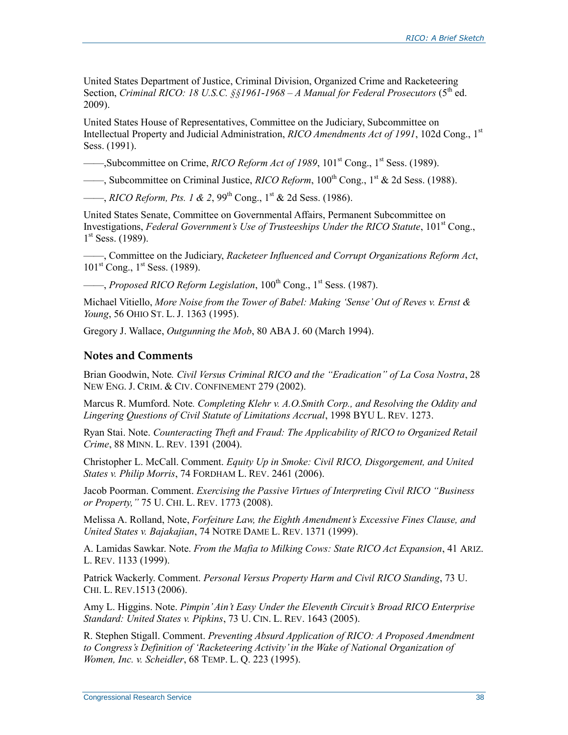United States Department of Justice, Criminal Division, Organized Crime and Racketeering Section, *Criminal RICO: 18 U.S.C. §§1961-1968 – A Manual for Federal Prosecutors* (5th ed. 2009).

United States House of Representatives, Committee on the Judiciary, Subcommittee on Intellectual Property and Judicial Administration, *RICO Amendments Act of 1991*, 102d Cong., 1st Sess. (1991).

——,Subcommittee on Crime, *RICO Reform Act of 1989*, 101st Cong., 1st Sess. (1989).

——, Subcommittee on Criminal Justice, *RICO Reform*, 100th Cong., 1st & 2d Sess. (1988).

——, *RICO Reform, Pts. 1 & 2*, 99th Cong., 1st & 2d Sess. (1986).

United States Senate, Committee on Governmental Affairs, Permanent Subcommittee on Investigations, *Federal Government's Use of Trusteeships Under the RICO Statute*, 101st Cong., 1st Sess. (1989).

——, Committee on the Judiciary, *Racketeer Influenced and Corrupt Organizations Reform Act*, 101st Cong., 1st Sess. (1989).

——, *Proposed RICO Reform Legislation*, 100th Cong., 1st Sess. (1987).

Michael Vitiello, *More Noise from the Tower of Babel: Making 'Sense' Out of Reves v. Ernst & Young*, 56 OHIO ST. L. J. 1363 (1995).

Gregory J. Wallace, *Outgunning the Mob*, 80 ABA J. 60 (March 1994).

## Notes and Comments

Brian Goodwin, Note*. Civil Versus Criminal RICO and the "Eradication" of La Cosa Nostra*, 28 NEW ENG. J. CRIM. & CIV. CONFINEMENT 279 (2002).

Marcus R. Mumford. Note*. Completing Klehr v. A.O.Smith Corp., and Resolving the Oddity and Lingering Questions of Civil Statute of Limitations Accrual*, 1998 BYU L. REV. 1273.

Ryan Stai. Note. *Counteracting Theft and Fraud: The Applicability of RICO to Organized Retail Crime*, 88 MINN. L. REV. 1391 (2004).

Christopher L. McCall. Comment. *Equity Up in Smoke: Civil RICO, Disgorgement, and United States v. Philip Morris*, 74 FORDHAM L. REV. 2461 (2006).

Jacob Poorman. Comment. *Exercising the Passive Virtues of Interpreting Civil RICO "Business or Property,"* 75 U. CHI. L. REV. 1773 (2008).

Melissa A. Rolland, Note, *Forfeiture Law, the Eighth Amendment's Excessive Fines Clause, and United States v. Bajakajian*, 74 NOTRE DAME L. REV. 1371 (1999).

A. Lamidas Sawkar. Note. *From the Mafia to Milking Cows: State RICO Act Expansion*, 41 ARIZ. L. REV. 1133 (1999).

Patrick Wackerly. Comment. *Personal Versus Property Harm and Civil RICO Standing*, 73 U. CHI. L. REV.1513 (2006).

Amy L. Higgins. Note. *Pimpin' Ain't Easy Under the Eleventh Circuit's Broad RICO Enterprise Standard: United States v. Pipkins*, 73 U. CIN. L. REV. 1643 (2005).

R. Stephen Stigall. Comment. *Preventing Absurd Application of RICO: A Proposed Amendment to Congress's Definition of 'Racketeering Activity' in the Wake of National Organization of Women, Inc. v. Scheidler*, 68 TEMP. L. Q. 223 (1995).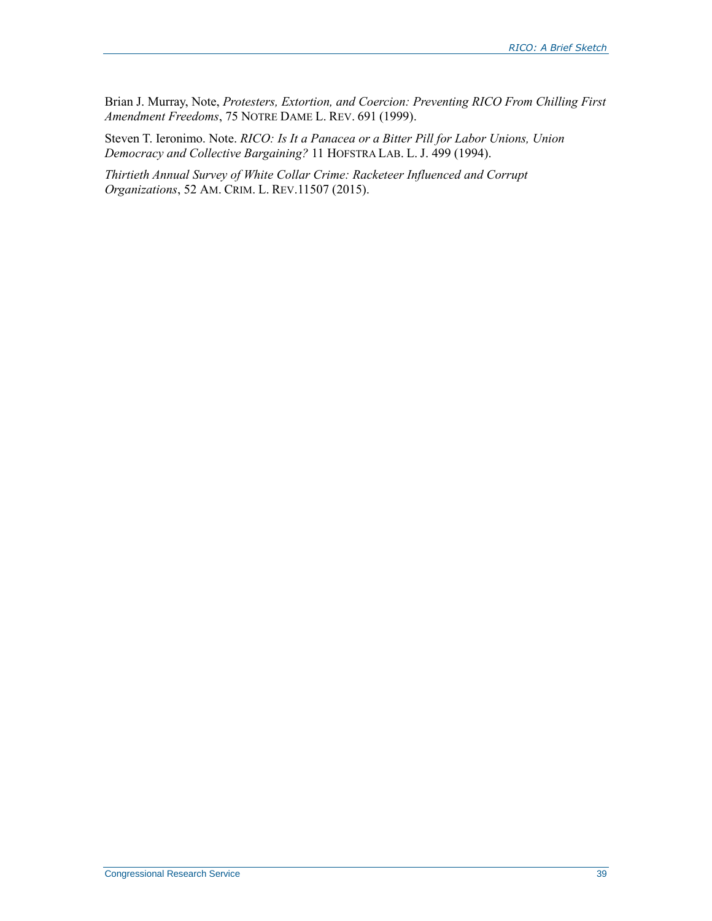Brian J. Murray, Note, *Protesters, Extortion, and Coercion: Preventing RICO From Chilling First Amendment Freedoms*, 75 NOTRE DAME L. REV. 691 (1999).

Steven T. Ieronimo. Note. *RICO: Is It a Panacea or a Bitter Pill for Labor Unions, Union Democracy and Collective Bargaining?* 11 HOFSTRA LAB. L. J. 499 (1994).

*Thirtieth Annual Survey of White Collar Crime: Racketeer Influenced and Corrupt Organizations*, 52 AM. CRIM. L. REV.11507 (2015).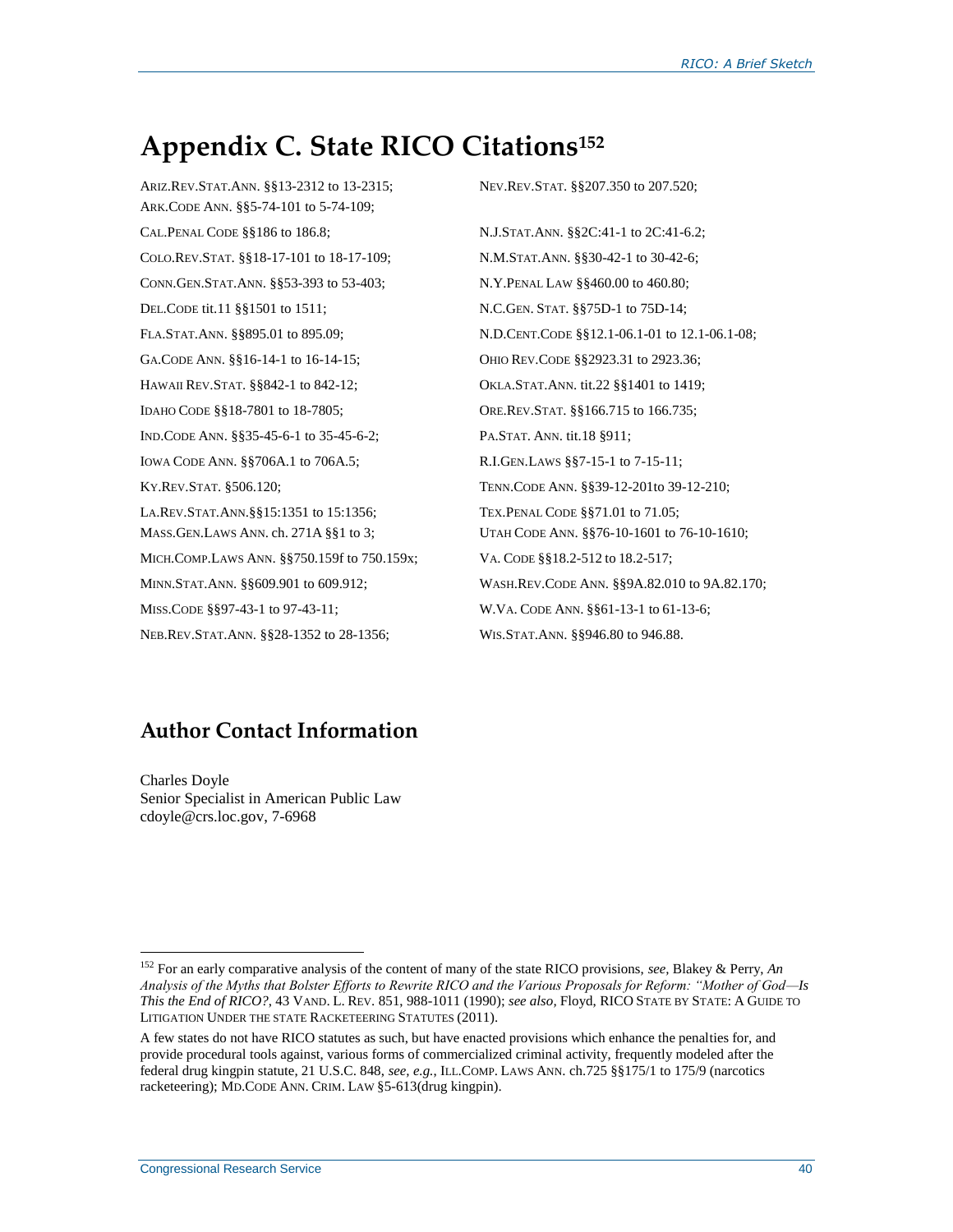# Appendix C. State RICO Citations[152]

ARIZ.REV.STAT.ANN. §§13-2312 to 13-2315;
ARK.CODE ANN. §§5-74-101 to 5-74-109;
CAL.PENAL CODE §§186 to 186.8;
COLO.REV.STAT. §§18-17-101 to 18-17-109;
CONN.GEN.STAT.ANN. §§53-393 to 53-403;
DEL.CODE tit.11 §§1501 to 1511;
FLA.STAT.ANN. §§895.01 to 895.09;
GA.CODE ANN. §§16-14-1 to 16-14-15;
HAWAII REV.STAT. §§842-1 to 842-12;
IDAHO CODE §§18-7801 to 18-7805;
IND.CODE ANN. §§35-45-6-1 to 35-45-6-2;
IOWA CODE ANN. §§706A.1 to 706A.5;
KY.REV.STAT. §506.120;
LA.REV.STAT.ANN.§§15:1351 to 15:1356;
MASS.GEN.LAWS ANN. ch. 271A §§1 to 3;
MICH.COMP.LAWS ANN. §§750.159f to 750.159x;
MINN.STAT.ANN. §§609.901 to 609.912;
MISS.CODE §§97-43-1 to 97-43-11;
NEB.REV.STAT.ANN. §§28-1352 to 28-1356;
NEV.REV.STAT. §§207.350 to 207.520;
N.J.STAT.ANN. §§2C:41-1 to 2C:41-6.2;
N.M.STAT.ANN. §§30-42-1 to 30-42-6;
N.Y.PENAL LAW §§460.00 to 460.80;
N.C.GEN. STAT. §§75D-1 to 75D-14;
N.D.CENT.CODE §§12.1-06.1-01 to 12.1-06.1-08;
OHIO REV.CODE §§2923.31 to 2923.36;
OKLA.STAT.ANN. tit.22 §§1401 to 1419;
ORE.REV.STAT. §§166.715 to 166.735;
PA.STAT. ANN. tit.18 §911;
R.I.GEN.LAWS §§7-15-1 to 7-15-11;
TENN.CODE ANN. §§39-12-201to 39-12-210;
TEX.PENAL CODE §§71.01 to 71.05;
UTAH CODE ANN. §§76-10-1601 to 76-10-1610;
VA. CODE §§18.2-512 to 18.2-517;
WASH.REV.CODE ANN. §§9A.82.010 to 9A.82.170;
W.VA. CODE ANN. §§61-13-1 to 61-13-6;
WIS.STAT.ANN. §§946.80 to 946.88.

## Author Contact Information

Charles Doyle
Senior Specialist in American Public Law
cdoyle@crs.loc.gov, 7-6968

[152] For an early comparative analysis of the content of many of the state RICO provisions, *see*, Blakey & Perry, *An Analysis of the Myths that Bolster Efforts to Rewrite RICO and the Various Proposals for Reform: "Mother of God—Is This the End of RICO?*, 43 VAND. L. REV. 851, 988-1011 (1990); *see also*, Floyd, RICO STATE BY STATE: A GUIDE TO LITIGATION UNDER THE STATE RACKETEERING STATUTES (2011).

A few states do not have RICO statutes as such, but have enacted provisions which enhance the penalties for, and provide procedural tools against, various forms of commercialized criminal activity, frequently modeled after the federal drug kingpin statute, 21 U.S.C. 848, *see, e.g.*, ILL.COMP. LAWS ANN. ch.725 §§175/1 to 175/9 (narcotics racketeering); MD.CODE ANN. CRIM. LAW §5-613(drug kingpin).